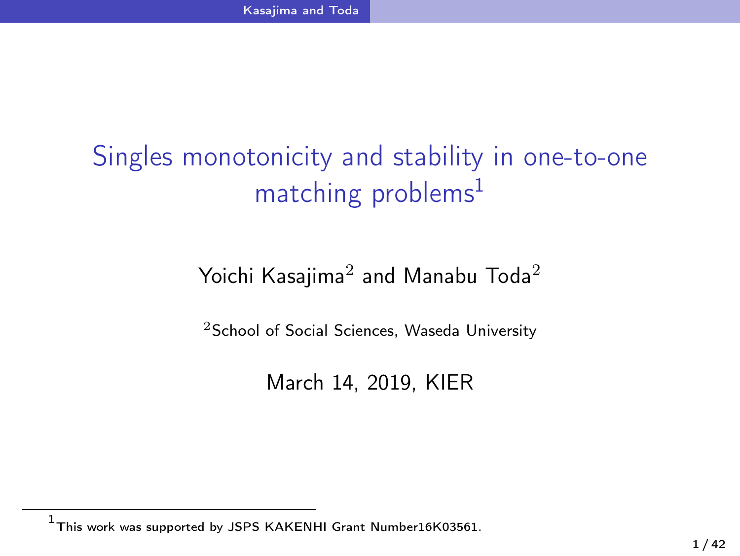# Singles monotonicity and stability in one-to-one matching problems[1]

Yoichi Kasajima[2] and Manabu Toda[2]

[2]School of Social Sciences, Waseda University

March 14, 2019, KIER

[1] This work was supported by JSPS KAKENHI Grant Number16K03561.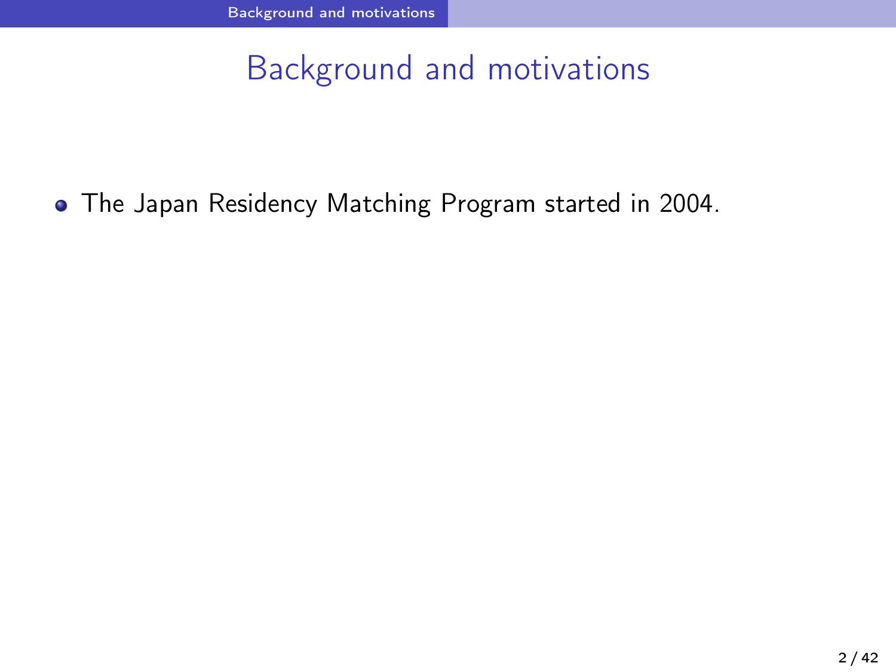# Background and motivations

- The Japan Residency Matching Program started in 2004.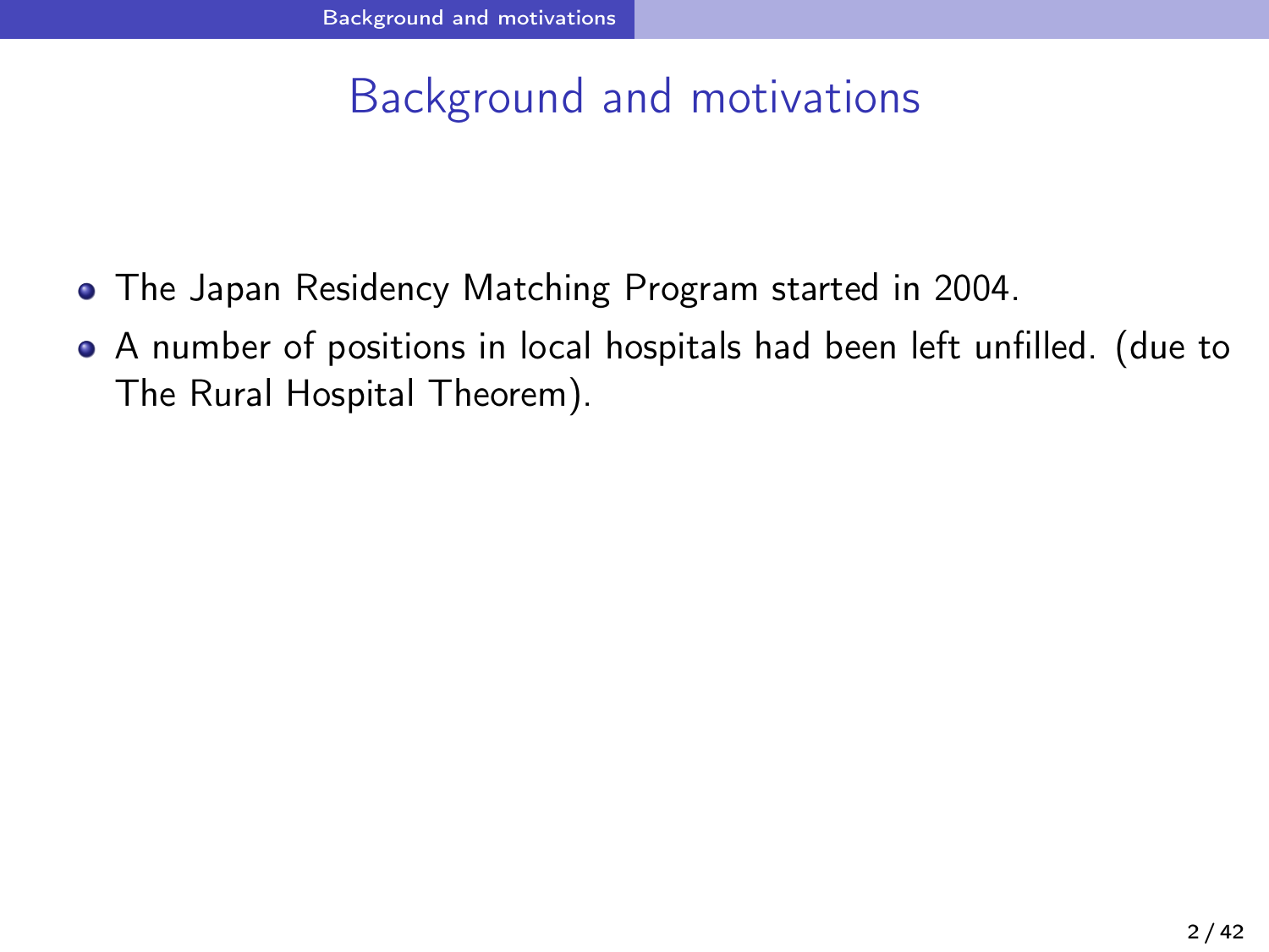# Background and motivations

- The Japan Residency Matching Program started in 2004.
- A number of positions in local hospitals had been left unfilled. (due to The Rural Hospital Theorem).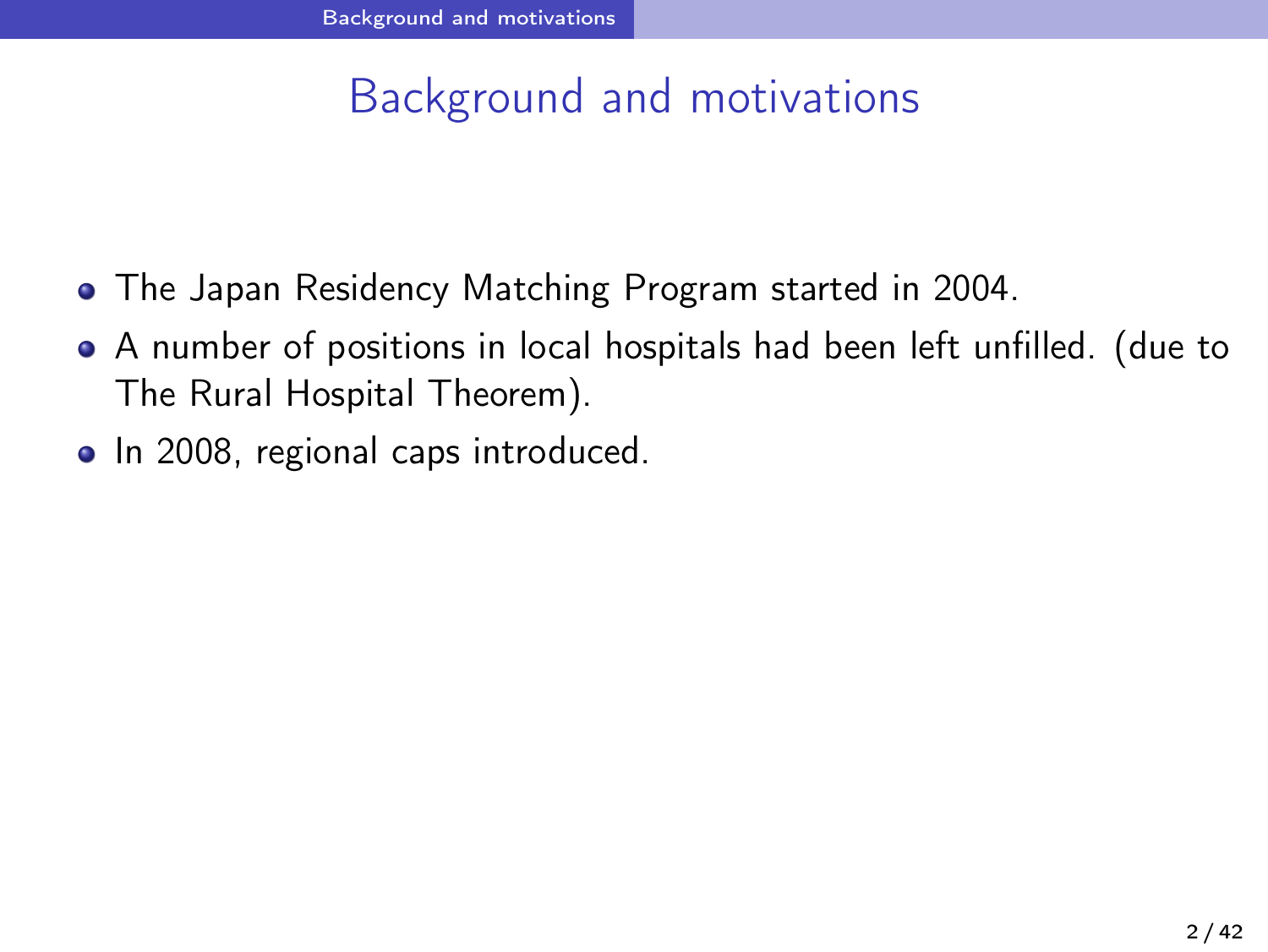# Background and motivations

- The Japan Residency Matching Program started in 2004.
- A number of positions in local hospitals had been left unfilled. (due to The Rural Hospital Theorem).
- In 2008, regional caps introduced.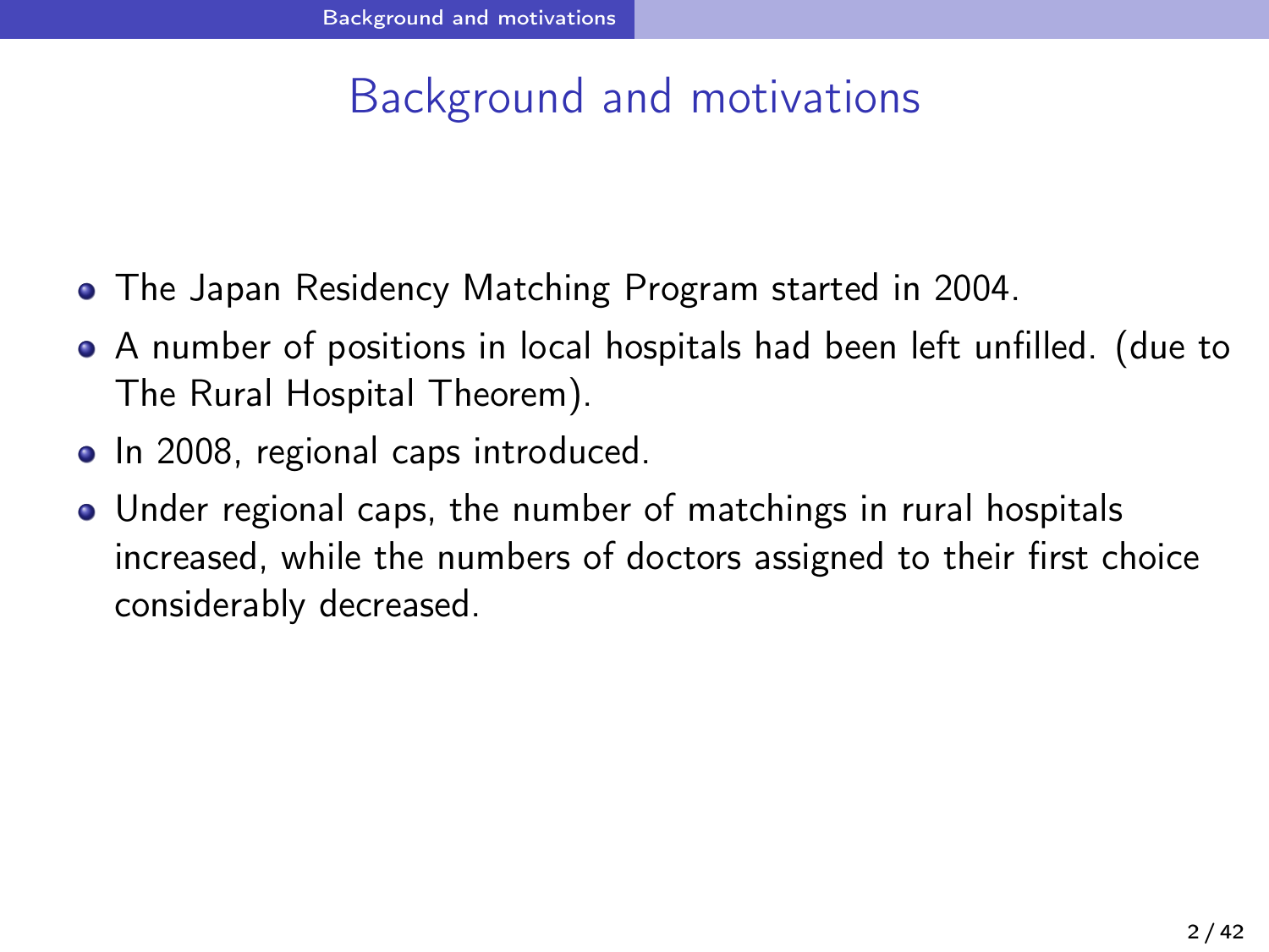# Background and motivations

- The Japan Residency Matching Program started in 2004.
- A number of positions in local hospitals had been left unfilled. (due to The Rural Hospital Theorem).
- In 2008, regional caps introduced.
- Under regional caps, the number of matchings in rural hospitals increased, while the numbers of doctors assigned to their first choice considerably decreased.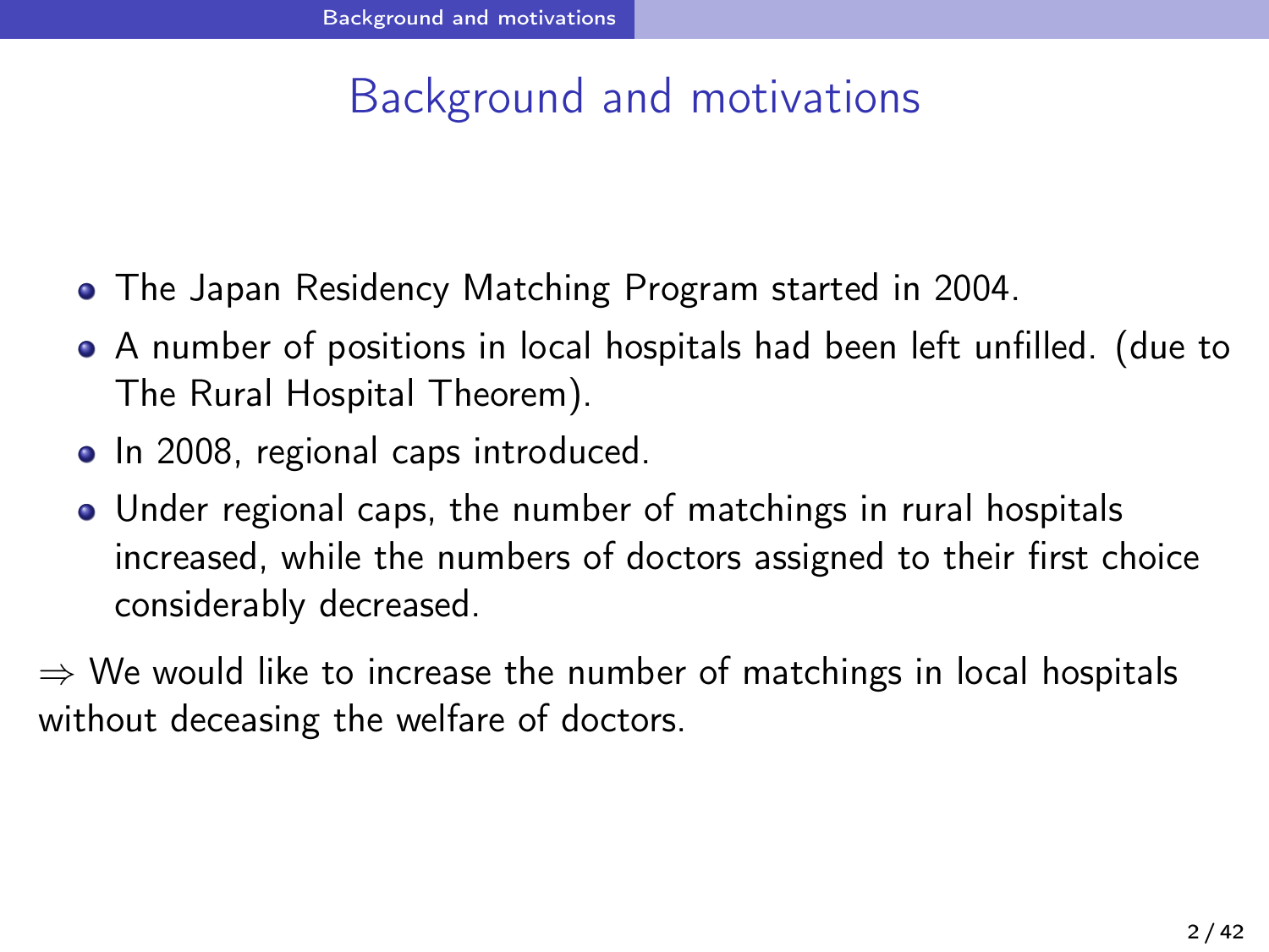# Background and motivations

- The Japan Residency Matching Program started in 2004.
- A number of positions in local hospitals had been left unfilled. (due to The Rural Hospital Theorem).
- In 2008, regional caps introduced.
- Under regional caps, the number of matchings in rural hospitals increased, while the numbers of doctors assigned to their first choice considerably decreased.

$\Rightarrow$ We would like to increase the number of matchings in local hospitals without deceasing the welfare of doctors.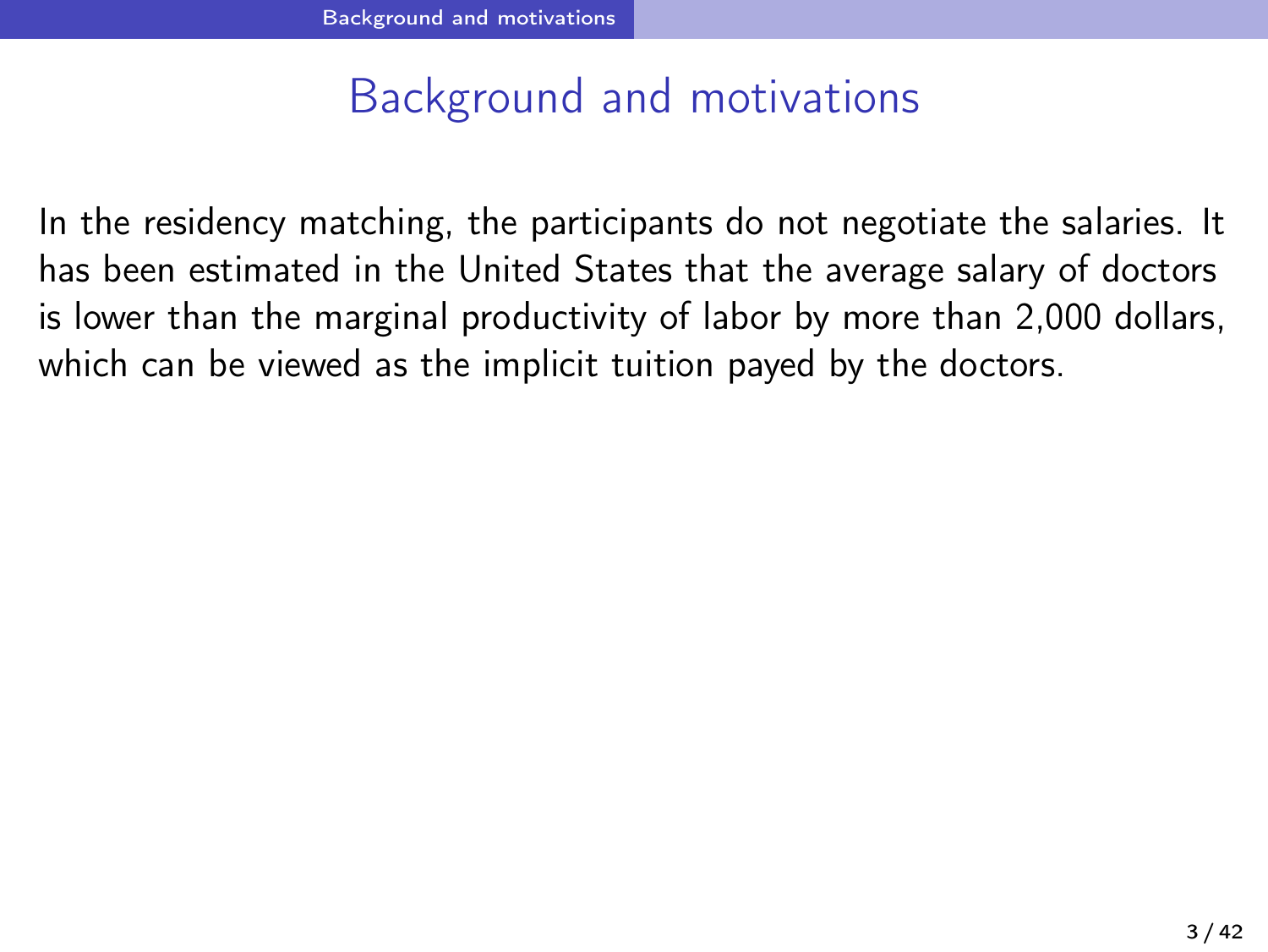# Background and motivations

In the residency matching, the participants do not negotiate the salaries. It has been estimated in the United States that the average salary of doctors is lower than the marginal productivity of labor by more than 2,000 dollars, which can be viewed as the implicit tuition payed by the doctors.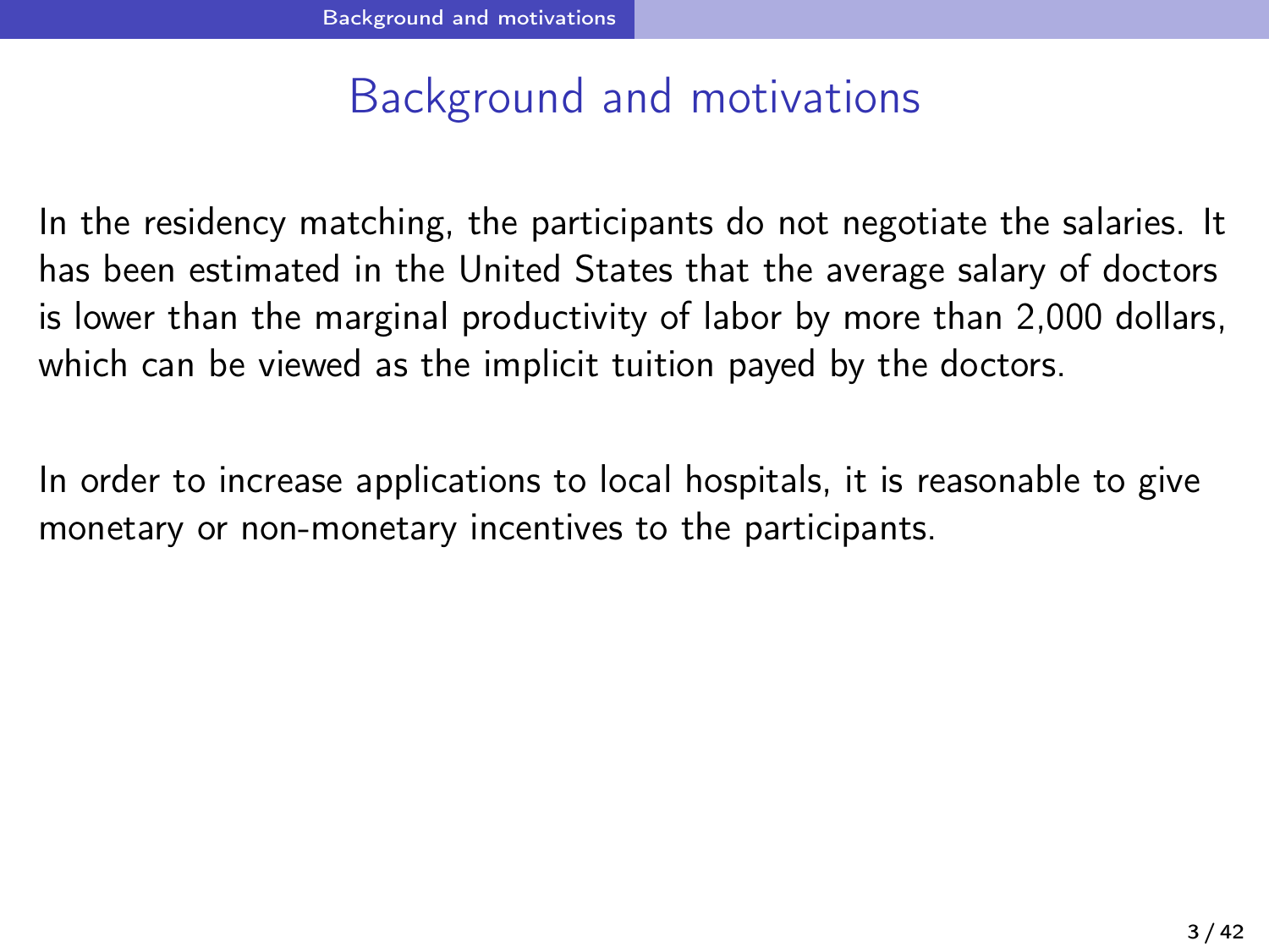# Background and motivations

In the residency matching, the participants do not negotiate the salaries. It has been estimated in the United States that the average salary of doctors is lower than the marginal productivity of labor by more than 2,000 dollars, which can be viewed as the implicit tuition payed by the doctors.

In order to increase applications to local hospitals, it is reasonable to give monetary or non-monetary incentives to the participants.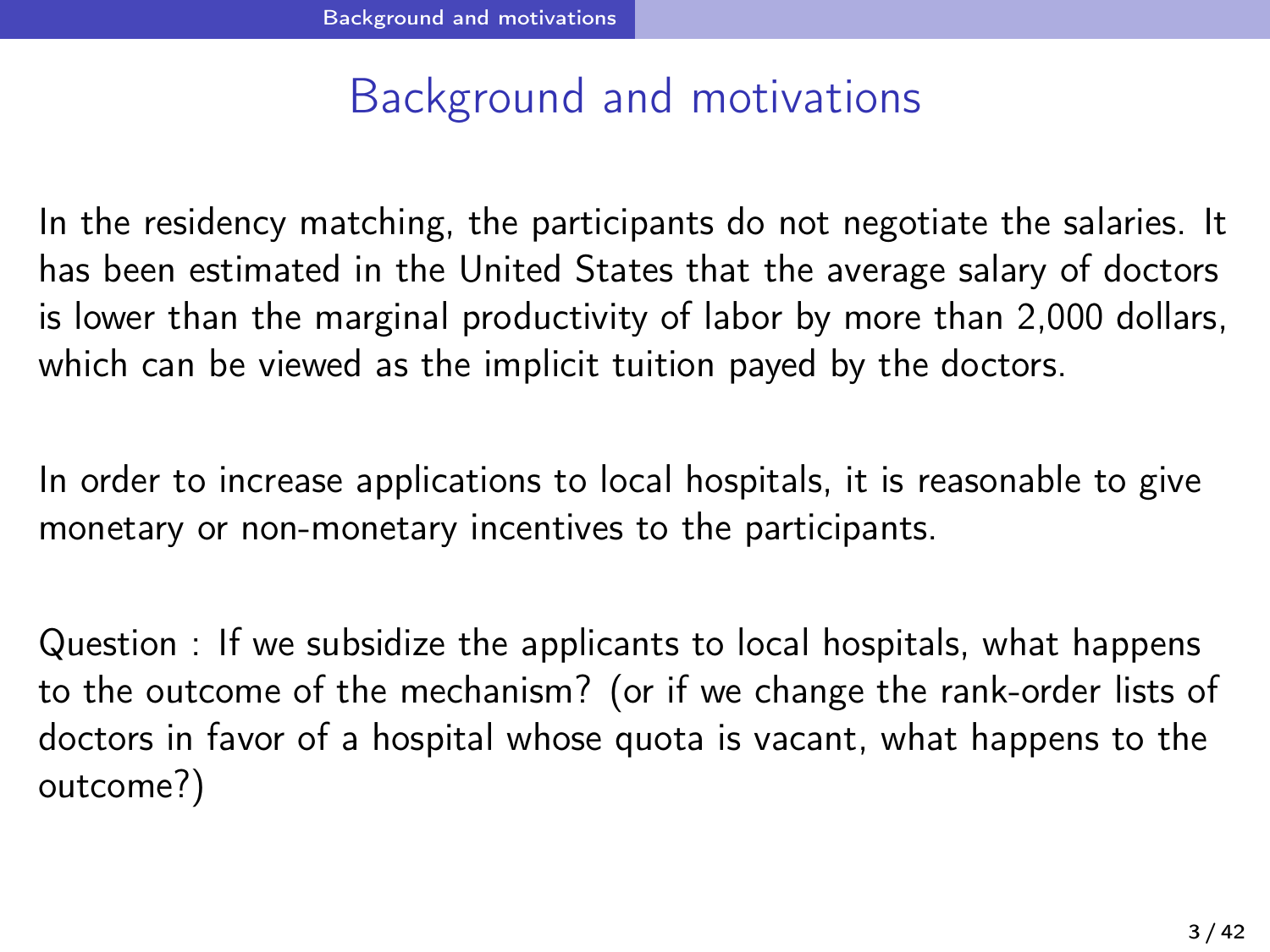# Background and motivations

In the residency matching, the participants do not negotiate the salaries. It has been estimated in the United States that the average salary of doctors is lower than the marginal productivity of labor by more than 2,000 dollars, which can be viewed as the implicit tuition payed by the doctors.

In order to increase applications to local hospitals, it is reasonable to give monetary or non-monetary incentives to the participants.

Question : If we subsidize the applicants to local hospitals, what happens to the outcome of the mechanism? (or if we change the rank-order lists of doctors in favor of a hospital whose quota is vacant, what happens to the outcome?)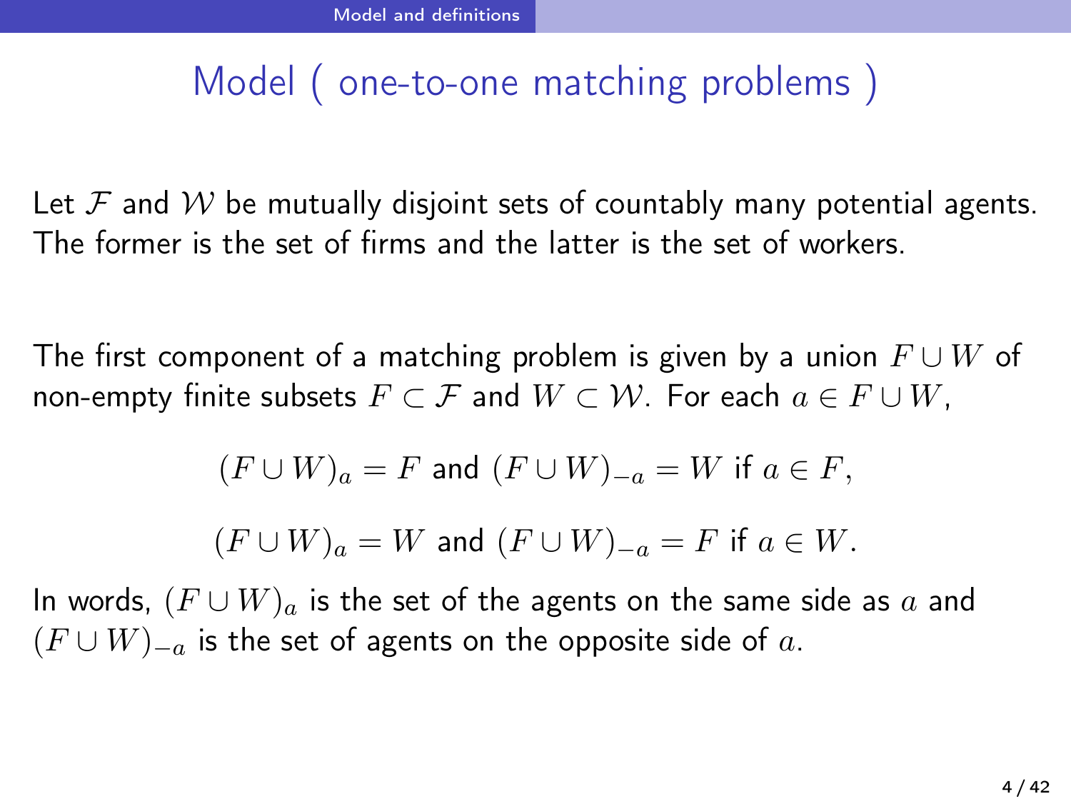# Model ( one-to-one matching problems )

Let $\mathcal{F}$ and $\mathcal{W}$ be mutually disjoint sets of countably many potential agents. The former is the set of firms and the latter is the set of workers.

The first component of a matching problem is given by a union $F \cup W$ of non-empty finite subsets $F \subset \mathcal{F}$ and $W \subset \mathcal{W}$. For each $a \in F \cup W$,

$$(F \cup W)_a = F \text{ and } (F \cup W)_{-a} = W \text{ if } a \in F,$$

$$(F \cup W)_a = W \text{ and } (F \cup W)_{-a} = F \text{ if } a \in W.$$

In words, $(F \cup W)_a$ is the set of the agents on the same side as $a$ and $(F \cup W)_{-a}$ is the set of agents on the opposite side of $a$.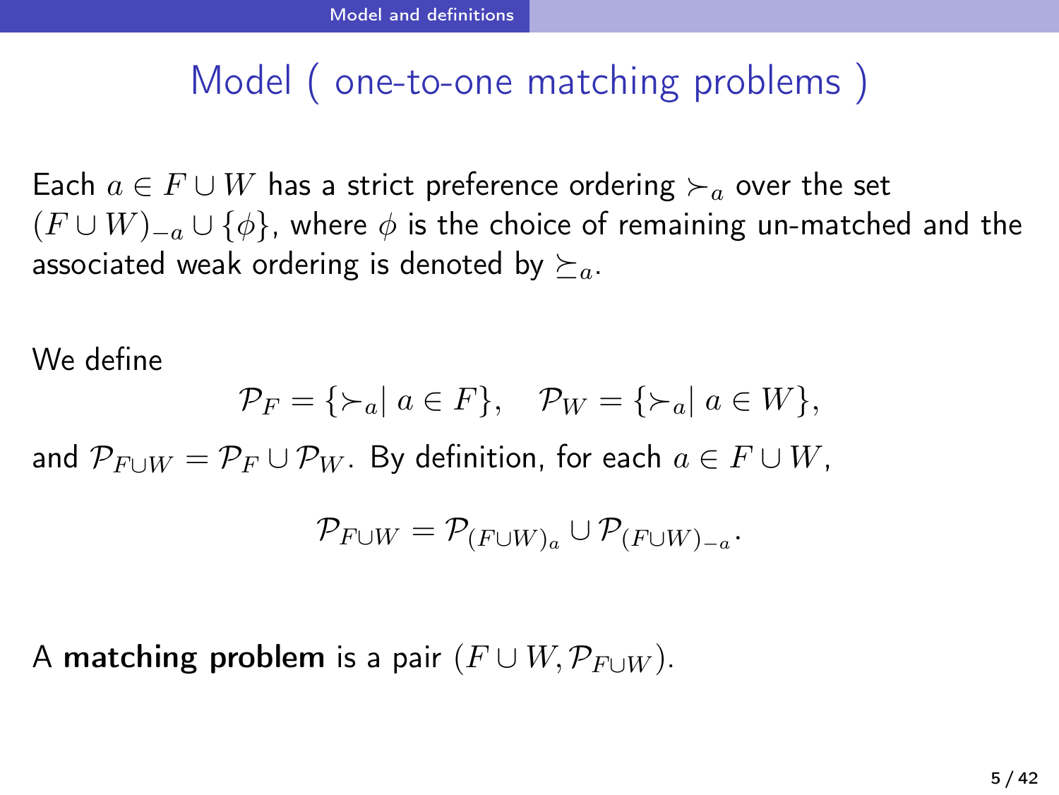# Model ( one-to-one matching problems )

Each $a \in F \cup W$ has a strict preference ordering $\succ_a$ over the set $(F \cup W)_{-a} \cup \{\phi\}$, where $\phi$ is the choice of remaining un-matched and the associated weak ordering is denoted by $\succeq_a$.

We define

$$\mathcal{P}_F = \{\succ_a \mid a \in F\}, \quad \mathcal{P}_W = \{\succ_a \mid a \in W\},$$

and $\mathcal{P}_{F \cup W} = \mathcal{P}_F \cup \mathcal{P}_W$. By definition, for each $a \in F \cup W$,

$$\mathcal{P}_{F \cup W} = \mathcal{P}_{(F \cup W)_a} \cup \mathcal{P}_{(F \cup W)_{-a}}.$$

A **matching problem** is a pair $(F \cup W, \mathcal{P}_{F \cup W})$.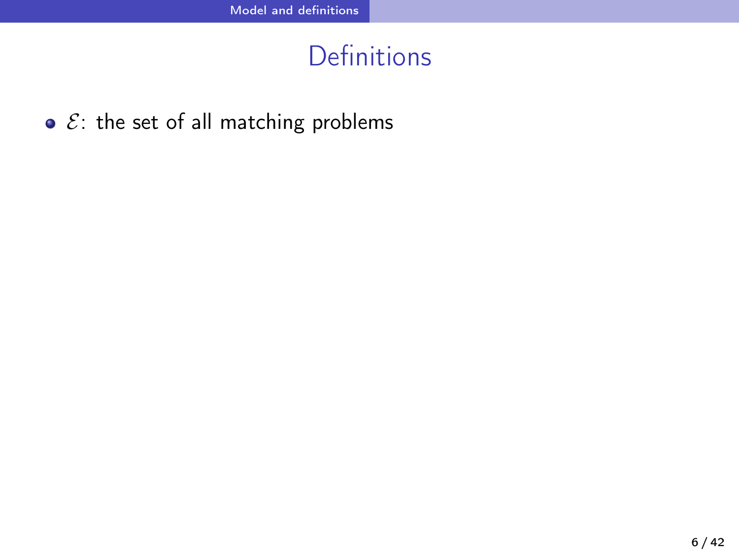# Definitions

- $\mathcal{E}$: the set of all matching problems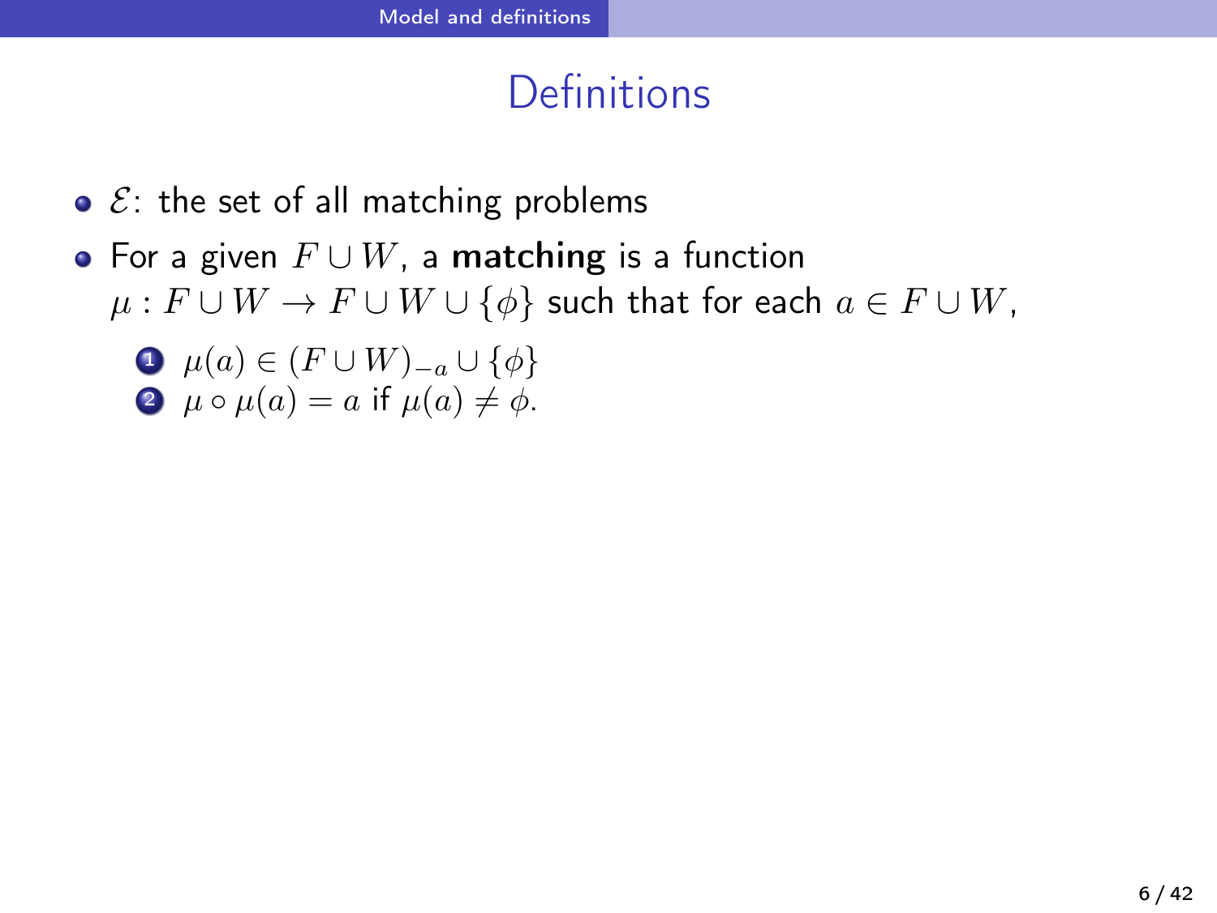# Definitions

- $\mathcal{E}$: the set of all matching problems
- For a given $F \cup W$, a **matching** is a function $\mu : F \cup W \to F \cup W \cup \{\phi\}$ such that for each $a \in F \cup W$,
  1. $\mu(a) \in (F \cup W)_{-a} \cup \{\phi\}$
  2. $\mu \circ \mu(a) = a$ if $\mu(a) \neq \phi$.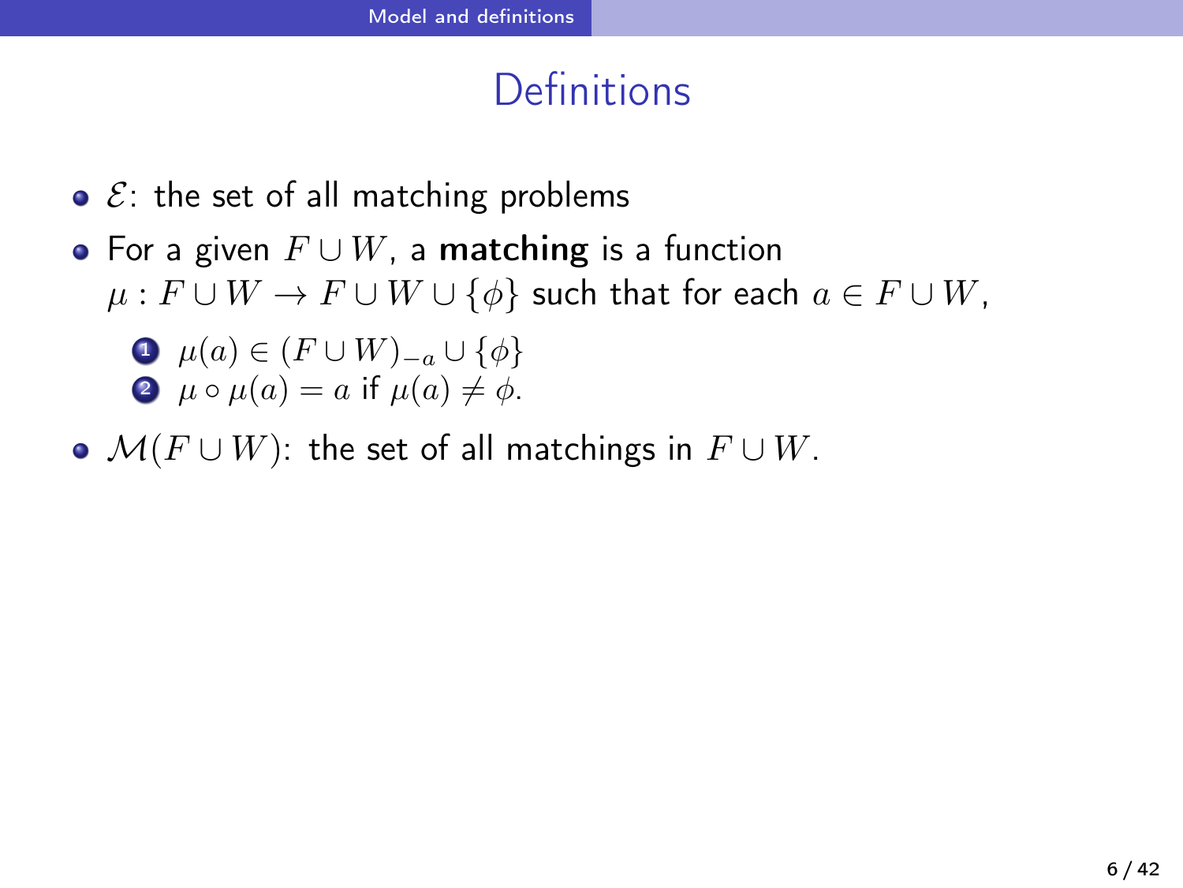# Definitions

- $\mathcal{E}$: the set of all matching problems
- For a given $F \cup W$, a **matching** is a function $\mu : F \cup W \to F \cup W \cup \{\phi\}$ such that for each $a \in F \cup W$,
  1. $\mu(a) \in (F \cup W)_{-a} \cup \{\phi\}$
  2. $\mu \circ \mu(a) = a$ if $\mu(a) \neq \phi$.
- $\mathcal{M}(F \cup W)$: the set of all matchings in $F \cup W$.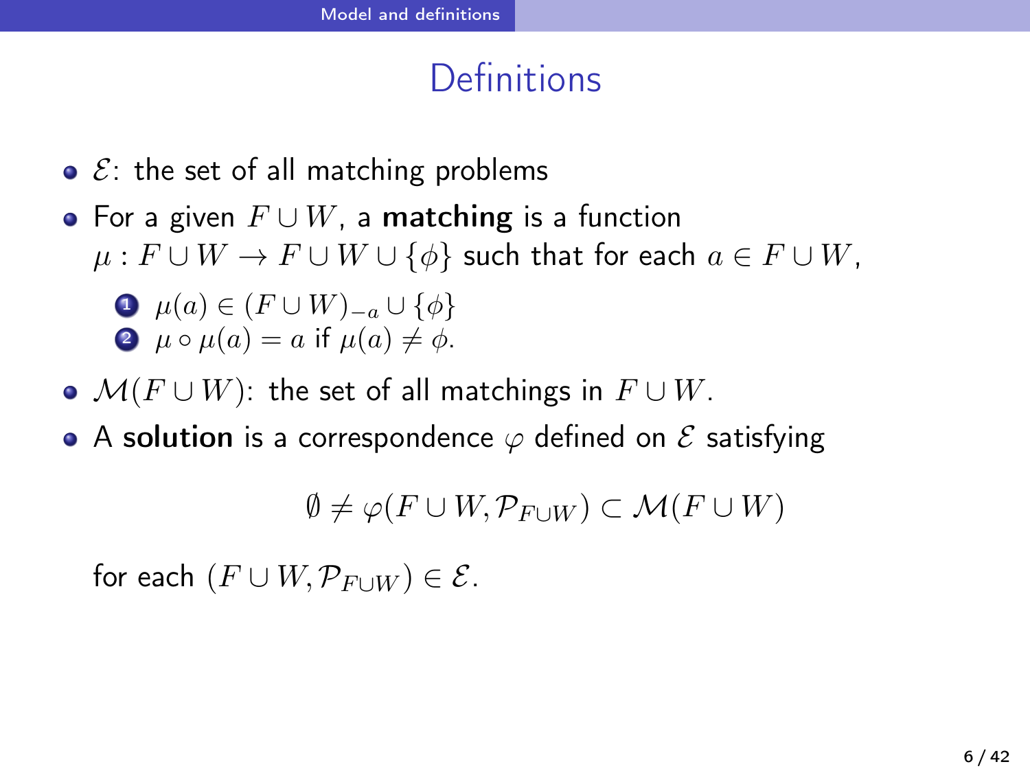# Definitions

- $\mathcal{E}$: the set of all matching problems
- For a given $F \cup W$, a **matching** is a function $\mu : F \cup W \to F \cup W \cup \{\phi\}$ such that for each $a \in F \cup W$,
  1. $\mu(a) \in (F \cup W)_{-a} \cup \{\phi\}$
  2. $\mu \circ \mu(a) = a$ if $\mu(a) \neq \phi$.
- $\mathcal{M}(F \cup W)$: the set of all matchings in $F \cup W$.
- A **solution** is a correspondence $\varphi$ defined on $\mathcal{E}$ satisfying

$$\emptyset \neq \varphi(F \cup W, \mathcal{P}_{F \cup W}) \subset \mathcal{M}(F \cup W)$$

for each $(F \cup W, \mathcal{P}_{F \cup W}) \in \mathcal{E}$.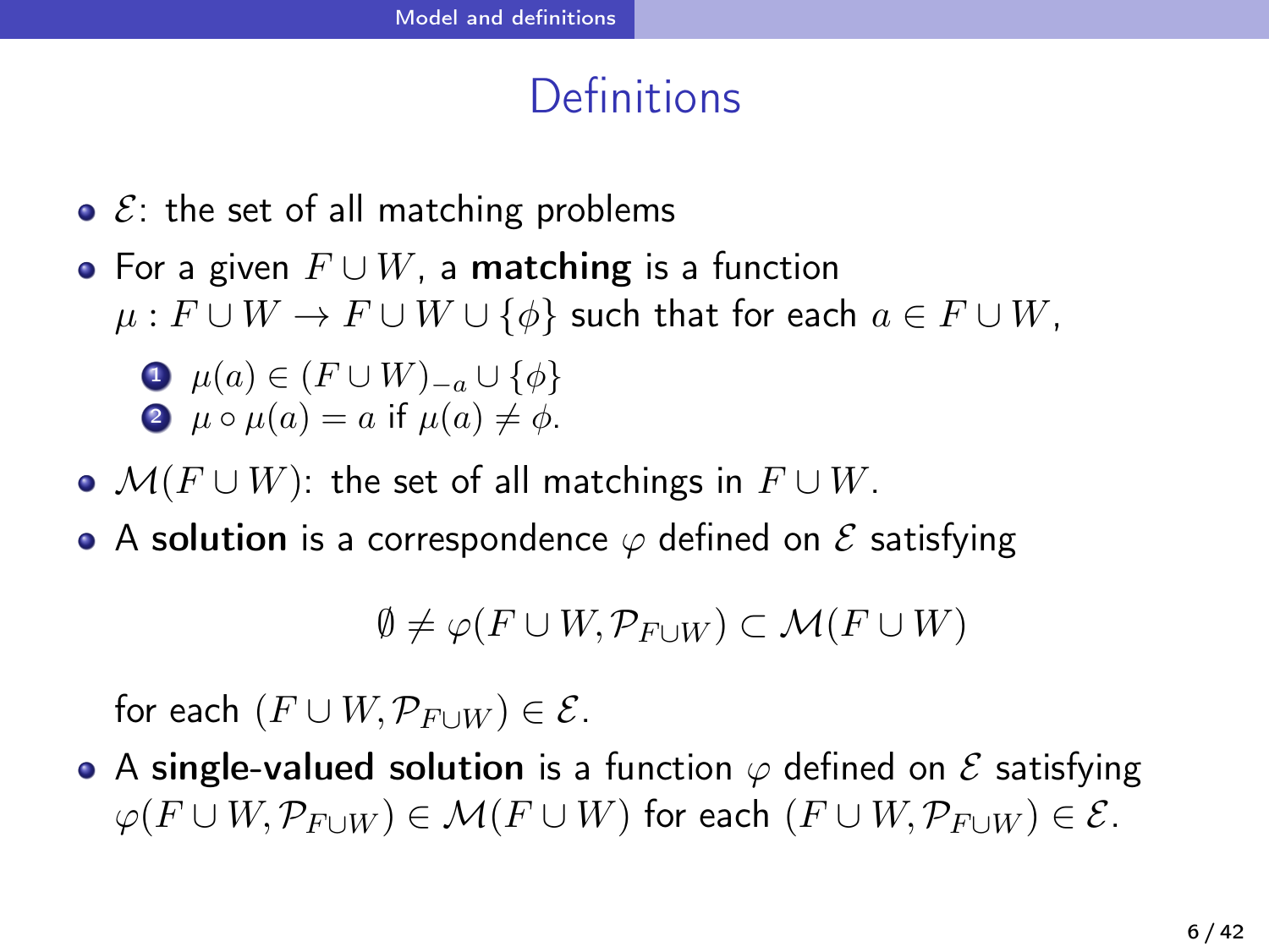# Definitions

- $\mathcal{E}$: the set of all matching problems
- For a given $F \cup W$, a **matching** is a function $\mu : F \cup W \to F \cup W \cup \{\phi\}$ such that for each $a \in F \cup W$,
  1. $\mu(a) \in (F \cup W)_{-a} \cup \{\phi\}$
  2. $\mu \circ \mu(a) = a$ if $\mu(a) \neq \phi$.
- $\mathcal{M}(F \cup W)$: the set of all matchings in $F \cup W$.
- A **solution** is a correspondence $\varphi$ defined on $\mathcal{E}$ satisfying

  $$\emptyset \neq \varphi(F \cup W, \mathcal{P}_{F \cup W}) \subset \mathcal{M}(F \cup W)$$

  for each $(F \cup W, \mathcal{P}_{F \cup W}) \in \mathcal{E}$.
- A **single-valued solution** is a function $\varphi$ defined on $\mathcal{E}$ satisfying $\varphi(F \cup W, \mathcal{P}_{F \cup W}) \in \mathcal{M}(F \cup W)$ for each $(F \cup W, \mathcal{P}_{F \cup W}) \in \mathcal{E}$.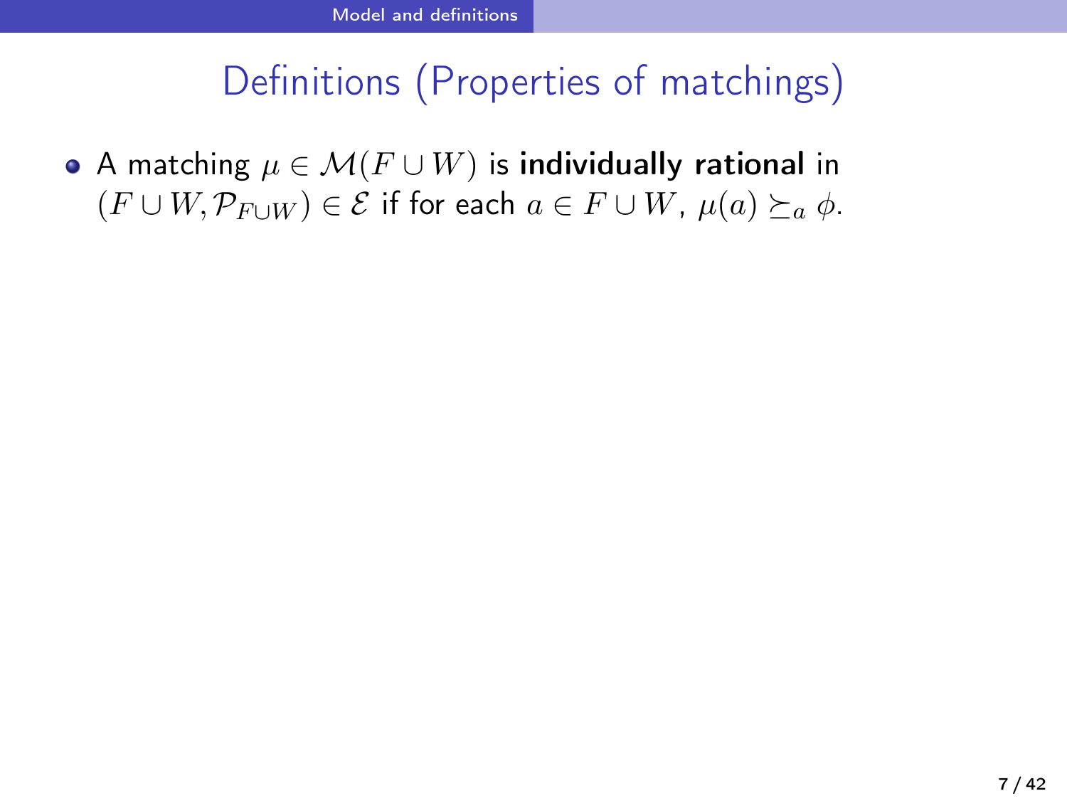## Definitions (Properties of matchings)

- A matching $\mu \in \mathcal{M}(F \cup W)$ is **individually rational** in $(F \cup W, \mathcal{P}_{F \cup W}) \in \mathcal{E}$ if for each $a \in F \cup W$, $\mu(a) \succeq_a \phi$.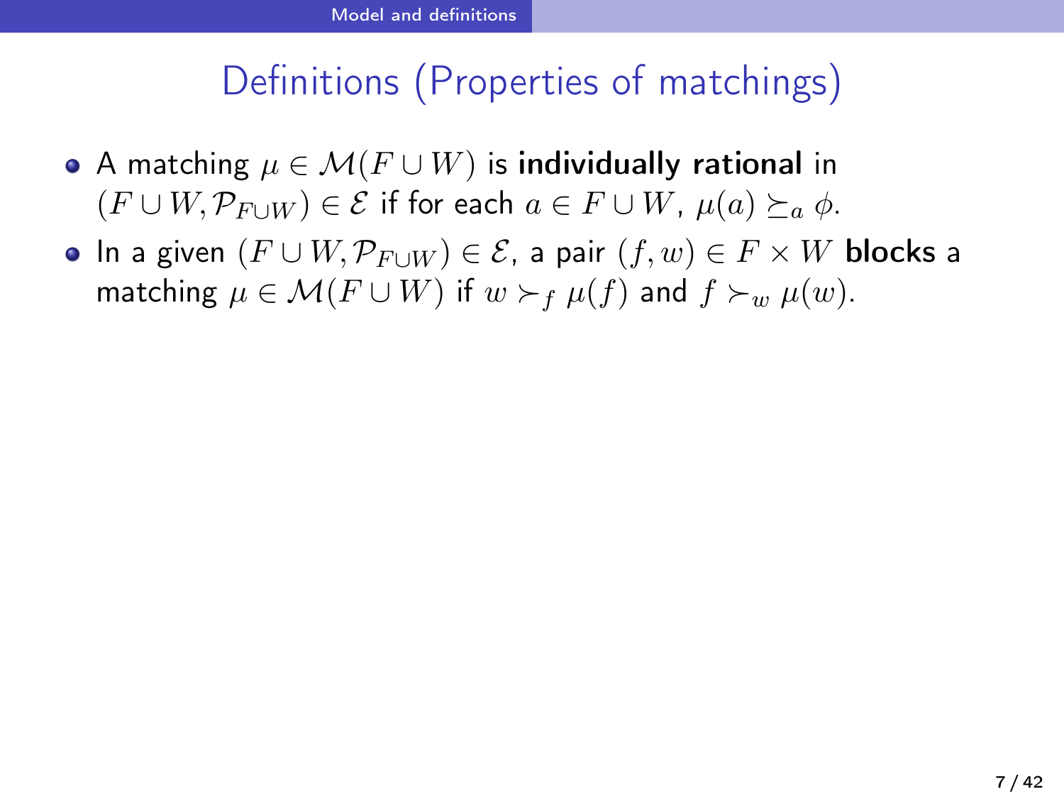# Definitions (Properties of matchings)

- A matching $\mu \in \mathcal{M}(F \cup W)$ is **individually rational** in $(F \cup W, \mathcal{P}_{F \cup W}) \in \mathcal{E}$ if for each $a \in F \cup W$, $\mu(a) \succeq_a \phi$.
- In a given $(F \cup W, \mathcal{P}_{F \cup W}) \in \mathcal{E}$, a pair $(f, w) \in F \times W$ **blocks** a matching $\mu \in \mathcal{M}(F \cup W)$ if $w \succ_f \mu(f)$ and $f \succ_w \mu(w)$.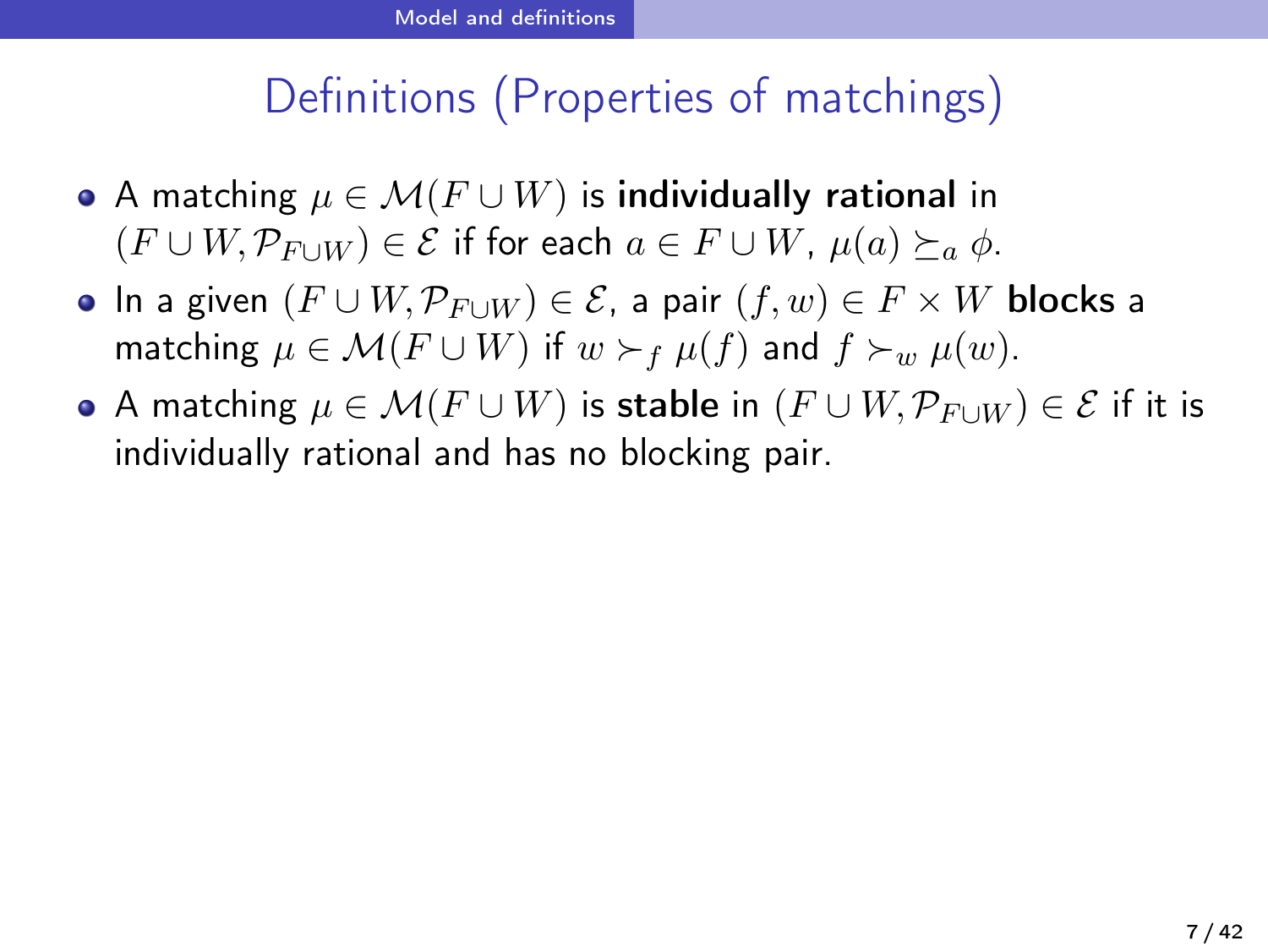## Definitions (Properties of matchings)

- A matching $\mu \in \mathcal{M}(F \cup W)$ is **individually rational** in $(F \cup W, \mathcal{P}_{F \cup W}) \in \mathcal{E}$ if for each $a \in F \cup W$, $\mu(a) \succeq_a \phi$.
- In a given $(F \cup W, \mathcal{P}_{F \cup W}) \in \mathcal{E}$, a pair $(f, w) \in F \times W$ **blocks** a matching $\mu \in \mathcal{M}(F \cup W)$ if $w \succ_f \mu(f)$ and $f \succ_w \mu(w)$.
- A matching $\mu \in \mathcal{M}(F \cup W)$ is **stable** in $(F \cup W, \mathcal{P}_{F \cup W}) \in \mathcal{E}$ if it is individually rational and has no blocking pair.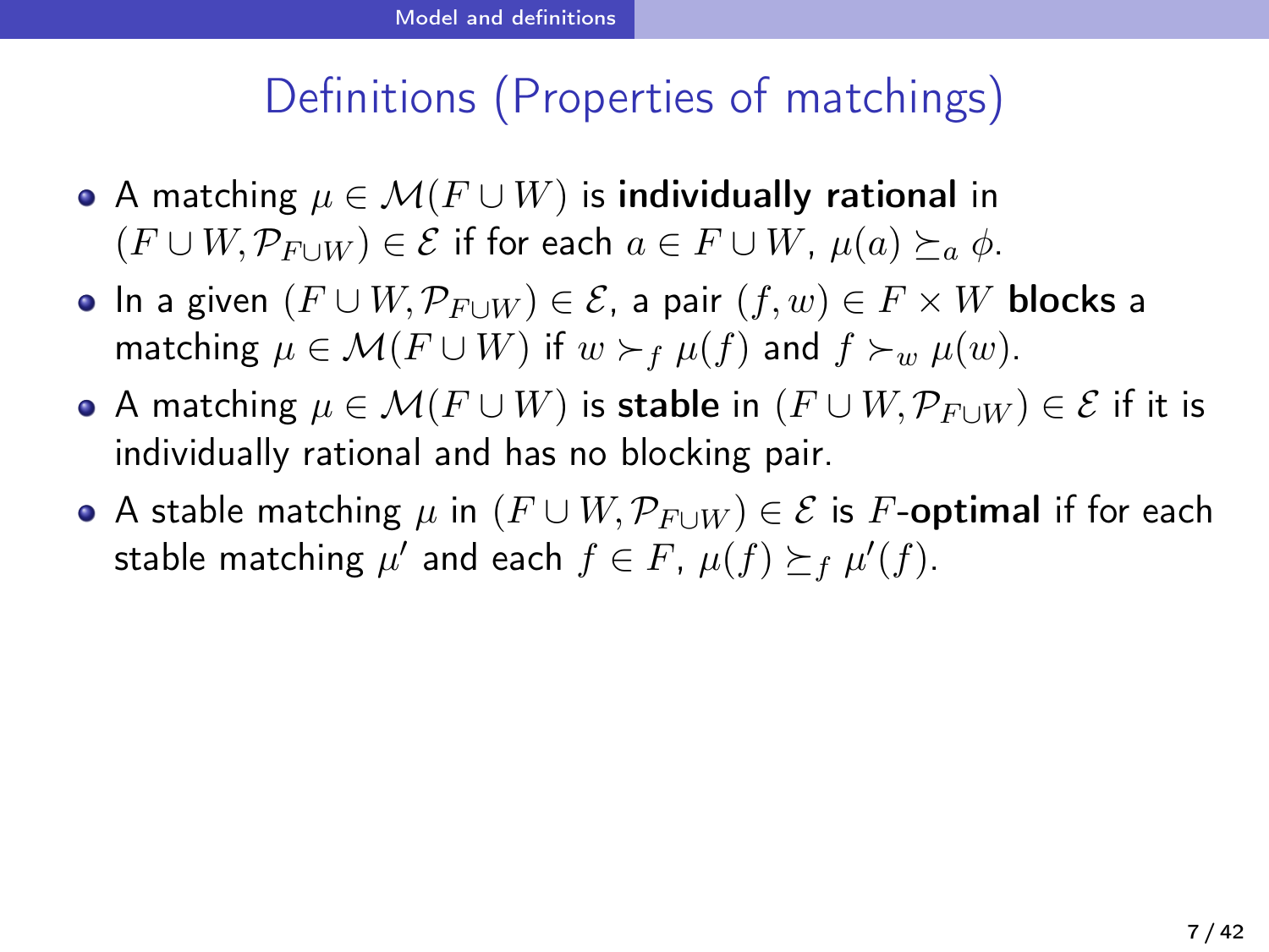## Definitions (Properties of matchings)

- A matching $\mu \in \mathcal{M}(F \cup W)$ is **individually rational** in $(F \cup W, \mathcal{P}_{F \cup W}) \in \mathcal{E}$ if for each $a \in F \cup W$, $\mu(a) \succeq_a \phi$.
- In a given $(F \cup W, \mathcal{P}_{F \cup W}) \in \mathcal{E}$, a pair $(f, w) \in F \times W$ **blocks** a matching $\mu \in \mathcal{M}(F \cup W)$ if $w \succ_f \mu(f)$ and $f \succ_w \mu(w)$.
- A matching $\mu \in \mathcal{M}(F \cup W)$ is **stable** in $(F \cup W, \mathcal{P}_{F \cup W}) \in \mathcal{E}$ if it is individually rational and has no blocking pair.
- A stable matching $\mu$ in $(F \cup W, \mathcal{P}_{F \cup W}) \in \mathcal{E}$ is $F$-**optimal** if for each stable matching $\mu'$ and each $f \in F$, $\mu(f) \succeq_f \mu'(f)$.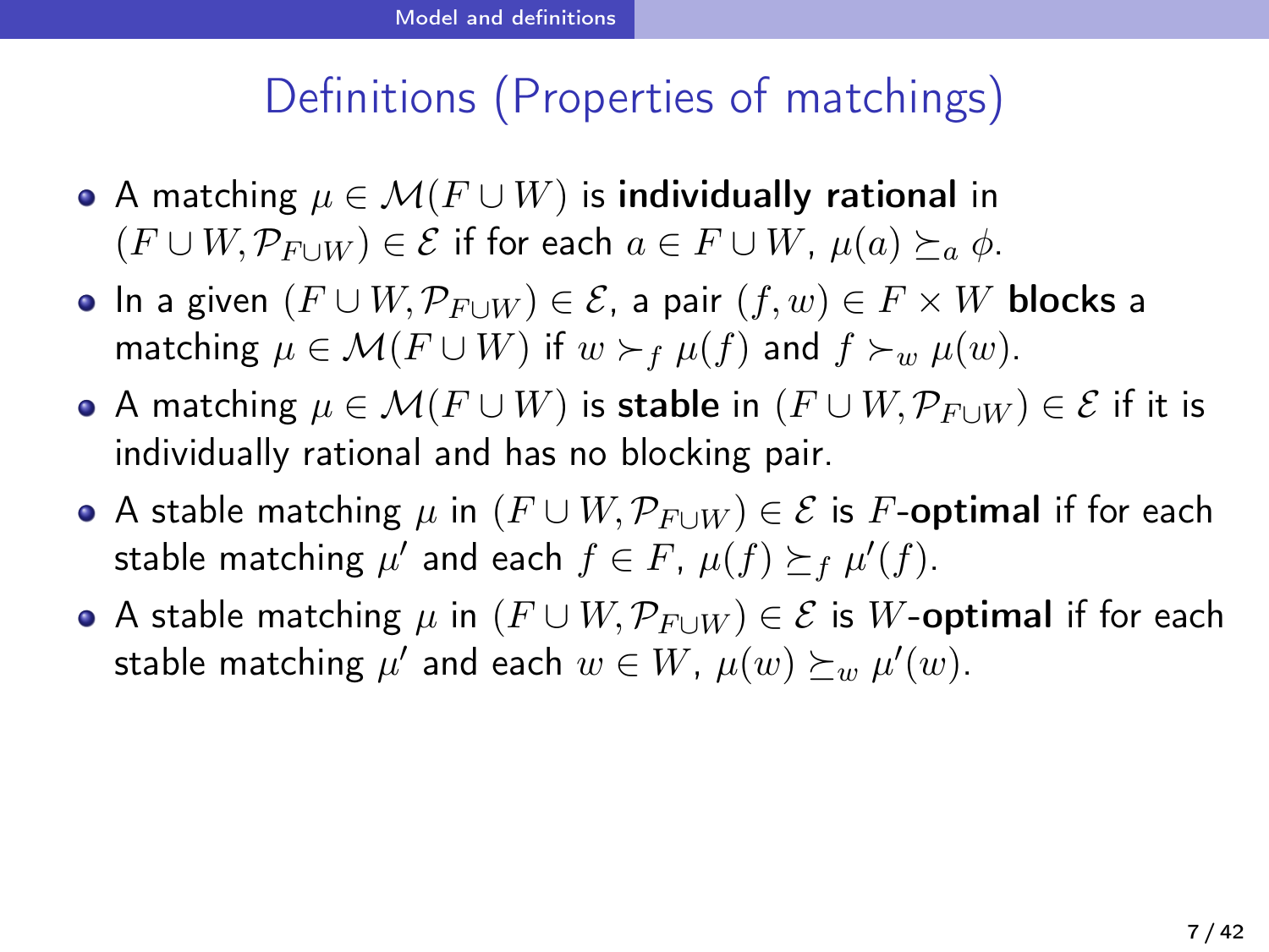# Definitions (Properties of matchings)

- A matching $\mu \in \mathcal{M}(F \cup W)$ is **individually rational** in $(F \cup W, \mathcal{P}_{F \cup W}) \in \mathcal{E}$ if for each $a \in F \cup W$, $\mu(a) \succeq_a \phi$.
- In a given $(F \cup W, \mathcal{P}_{F \cup W}) \in \mathcal{E}$, a pair $(f, w) \in F \times W$ **blocks** a matching $\mu \in \mathcal{M}(F \cup W)$ if $w \succ_f \mu(f)$ and $f \succ_w \mu(w)$.
- A matching $\mu \in \mathcal{M}(F \cup W)$ is **stable** in $(F \cup W, \mathcal{P}_{F \cup W}) \in \mathcal{E}$ if it is individually rational and has no blocking pair.
- A stable matching $\mu$ in $(F \cup W, \mathcal{P}_{F \cup W}) \in \mathcal{E}$ is $F$-**optimal** if for each stable matching $\mu'$ and each $f \in F$, $\mu(f) \succeq_f \mu'(f)$.
- A stable matching $\mu$ in $(F \cup W, \mathcal{P}_{F \cup W}) \in \mathcal{E}$ is $W$-**optimal** if for each stable matching $\mu'$ and each $w \in W$, $\mu(w) \succeq_w \mu'(w)$.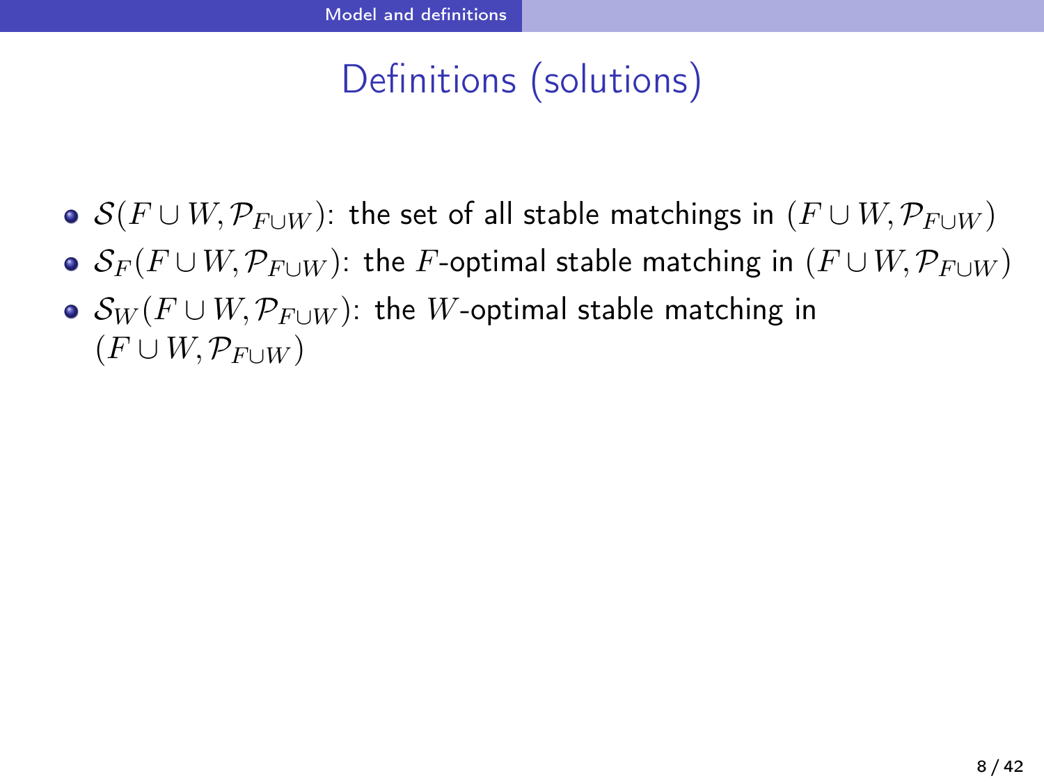# Definitions (solutions)

- $\mathcal{S}(F \cup W, \mathcal{P}_{F\cup W})$: the set of all stable matchings in $(F \cup W, \mathcal{P}_{F\cup W})$
- $\mathcal{S}_F(F \cup W, \mathcal{P}_{F\cup W})$: the $F$-optimal stable matching in $(F \cup W, \mathcal{P}_{F\cup W})$
- $\mathcal{S}_W(F \cup W, \mathcal{P}_{F\cup W})$: the $W$-optimal stable matching in $(F \cup W, \mathcal{P}_{F\cup W})$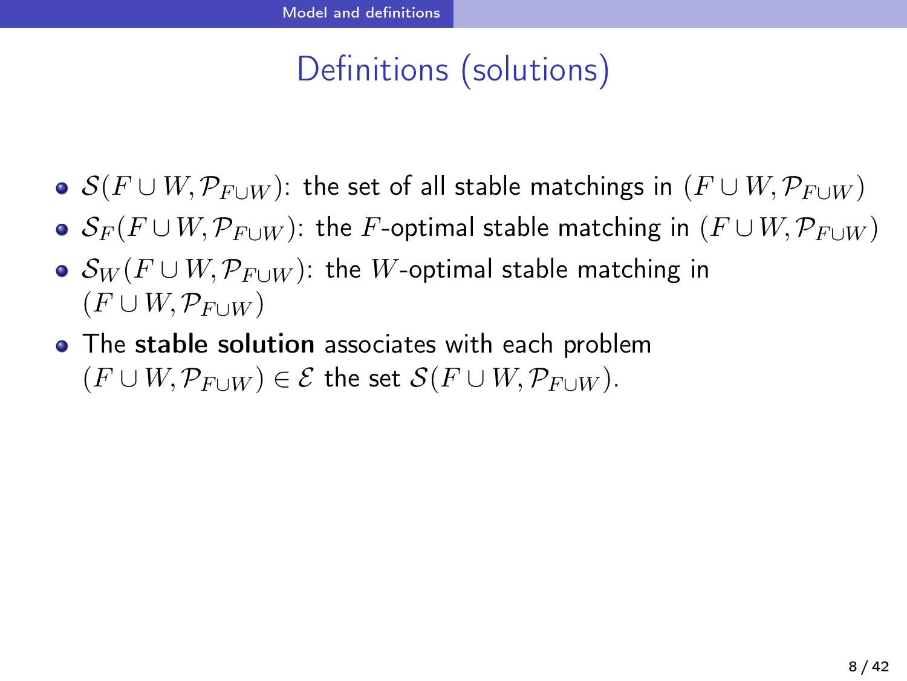# Definitions (solutions)

- $\mathcal{S}(F \cup W, \mathcal{P}_{F \cup W})$: the set of all stable matchings in $(F \cup W, \mathcal{P}_{F \cup W})$
- $\mathcal{S}_F(F \cup W, \mathcal{P}_{F \cup W})$: the $F$-optimal stable matching in $(F \cup W, \mathcal{P}_{F \cup W})$
- $\mathcal{S}_W(F \cup W, \mathcal{P}_{F \cup W})$: the $W$-optimal stable matching in $(F \cup W, \mathcal{P}_{F \cup W})$
- The **stable solution** associates with each problem $(F \cup W, \mathcal{P}_{F \cup W}) \in \mathcal{E}$ the set $\mathcal{S}(F \cup W, \mathcal{P}_{F \cup W})$.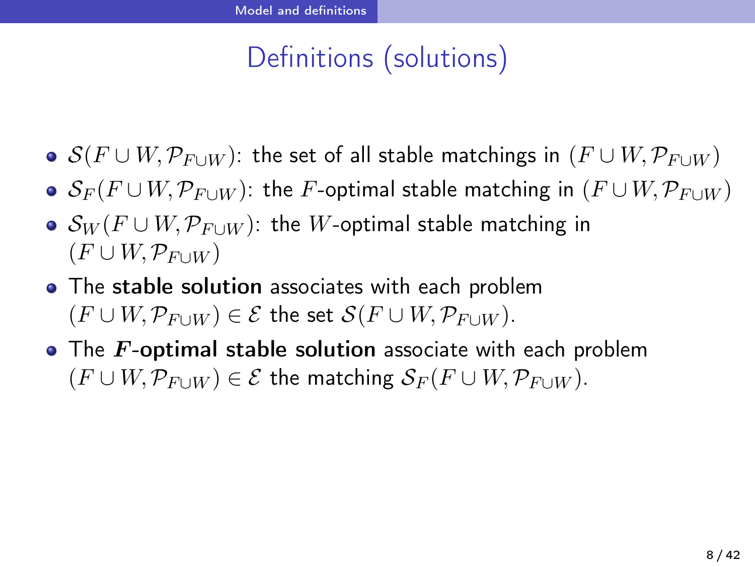# Definitions (solutions)

- $\mathcal{S}(F \cup W, \mathcal{P}_{F \cup W})$: the set of all stable matchings in $(F \cup W, \mathcal{P}_{F \cup W})$
- $\mathcal{S}_F(F \cup W, \mathcal{P}_{F \cup W})$: the $F$-optimal stable matching in $(F \cup W, \mathcal{P}_{F \cup W})$
- $\mathcal{S}_W(F \cup W, \mathcal{P}_{F \cup W})$: the $W$-optimal stable matching in $(F \cup W, \mathcal{P}_{F \cup W})$
- The **stable solution** associates with each problem $(F \cup W, \mathcal{P}_{F \cup W}) \in \mathcal{E}$ the set $\mathcal{S}(F \cup W, \mathcal{P}_{F \cup W})$.
- The ***F*-optimal stable solution** associate with each problem $(F \cup W, \mathcal{P}_{F \cup W}) \in \mathcal{E}$ the matching $\mathcal{S}_F(F \cup W, \mathcal{P}_{F \cup W})$.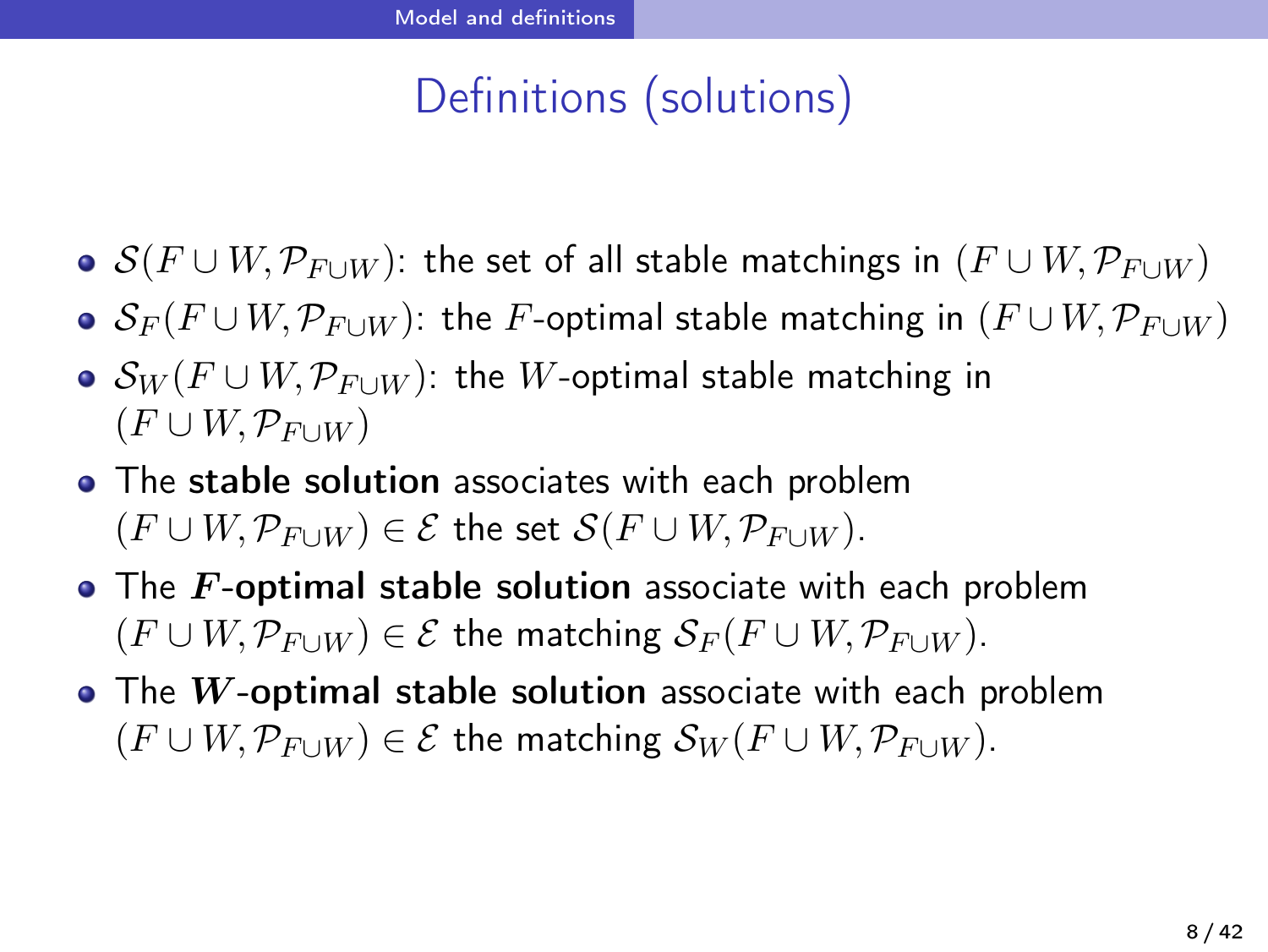# Definitions (solutions)

- $\mathcal{S}(F \cup W, \mathcal{P}_{F \cup W})$: the set of all stable matchings in $(F \cup W, \mathcal{P}_{F \cup W})$
- $\mathcal{S}_F(F \cup W, \mathcal{P}_{F \cup W})$: the $F$-optimal stable matching in $(F \cup W, \mathcal{P}_{F \cup W})$
- $\mathcal{S}_W(F \cup W, \mathcal{P}_{F \cup W})$: the $W$-optimal stable matching in $(F \cup W, \mathcal{P}_{F \cup W})$
- The **stable solution** associates with each problem $(F \cup W, \mathcal{P}_{F \cup W}) \in \mathcal{E}$ the set $\mathcal{S}(F \cup W, \mathcal{P}_{F \cup W})$.
- The ***F*-optimal stable solution** associate with each problem $(F \cup W, \mathcal{P}_{F \cup W}) \in \mathcal{E}$ the matching $\mathcal{S}_F(F \cup W, \mathcal{P}_{F \cup W})$.
- The ***W*-optimal stable solution** associate with each problem $(F \cup W, \mathcal{P}_{F \cup W}) \in \mathcal{E}$ the matching $\mathcal{S}_W(F \cup W, \mathcal{P}_{F \cup W})$.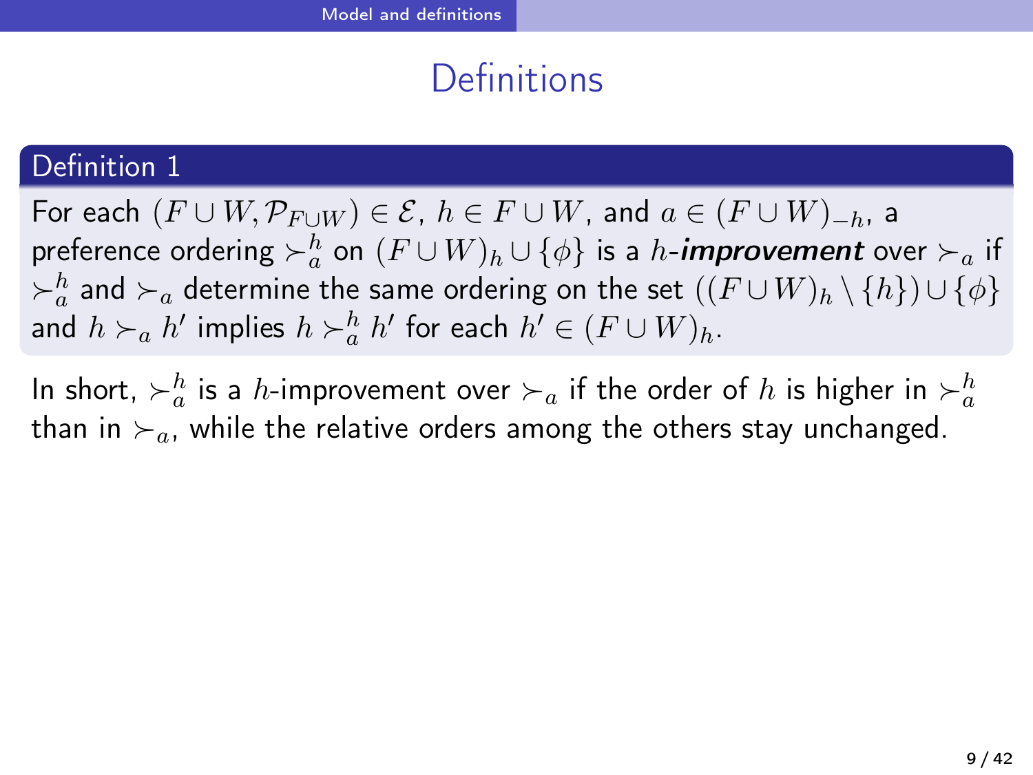# Definitions

**Definition 1**

For each $(F \cup W, \mathcal{P}_{F \cup W}) \in \mathcal{E}$, $h \in F \cup W$, and $a \in (F \cup W)_{-h}$, a preference ordering $\succ_a^h$ on $(F \cup W)_h \cup \{\phi\}$ is a $h$-***improvement*** over $\succ_a$ if $\succ_a^h$ and $\succ_a$ determine the same ordering on the set $((F \cup W)_h \setminus \{h\}) \cup \{\phi\}$ and $h \succ_a h'$ implies $h \succ_a^h h'$ for each $h' \in (F \cup W)_h$.

In short, $\succ_a^h$ is a $h$-improvement over $\succ_a$ if the order of $h$ is higher in $\succ_a^h$ than in $\succ_a$, while the relative orders among the others stay unchanged.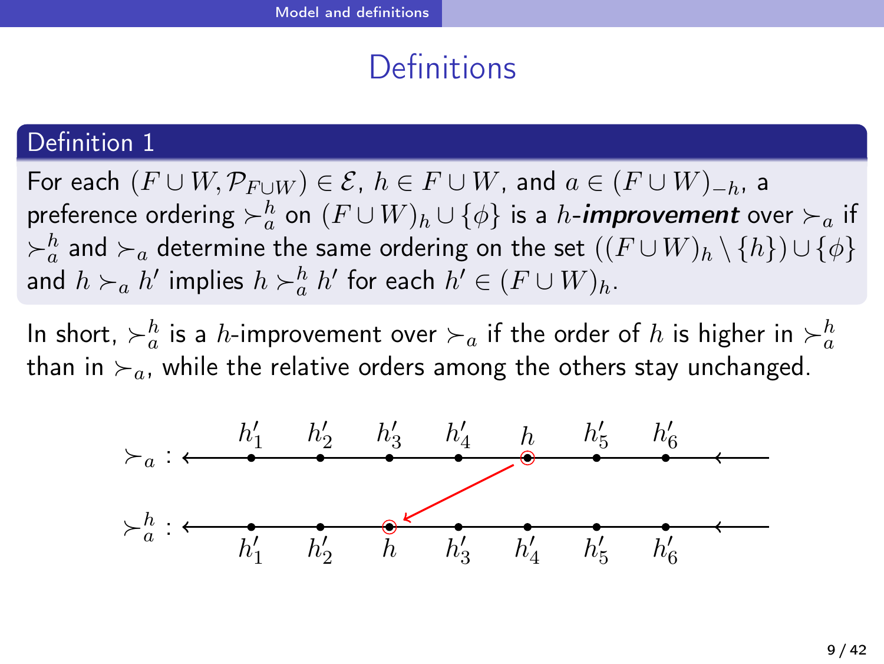# Definitions

**Definition 1**

For each $(F \cup W, \mathcal{P}_{F \cup W}) \in \mathcal{E}$, $h \in F \cup W$, and $a \in (F \cup W)_{-h}$, a preference ordering $\succ_a^h$ on $(F \cup W)_h \cup \{\phi\}$ is a $h$-***improvement*** over $\succ_a$ if $\succ_a^h$ and $\succ_a$ determine the same ordering on the set $((F \cup W)_h \setminus \{h\}) \cup \{\phi\}$ and $h \succ_a h'$ implies $h \succ_a^h h'$ for each $h' \in (F \cup W)_h$.

In short, $\succ_a^h$ is a $h$-improvement over $\succ_a$ if the order of $h$ is higher in $\succ_a^h$ than in $\succ_a$, while the relative orders among the others stay unchanged.

$\succ_a$ : $h'_1$ $h'_2$ $h'_3$ $h'_4$ $h$ $h'_5$ $h'_6$

$\succ_a^h$ : $h'_1$ $h'_2$ $h$ $h'_3$ $h'_4$ $h'_5$ $h'_6$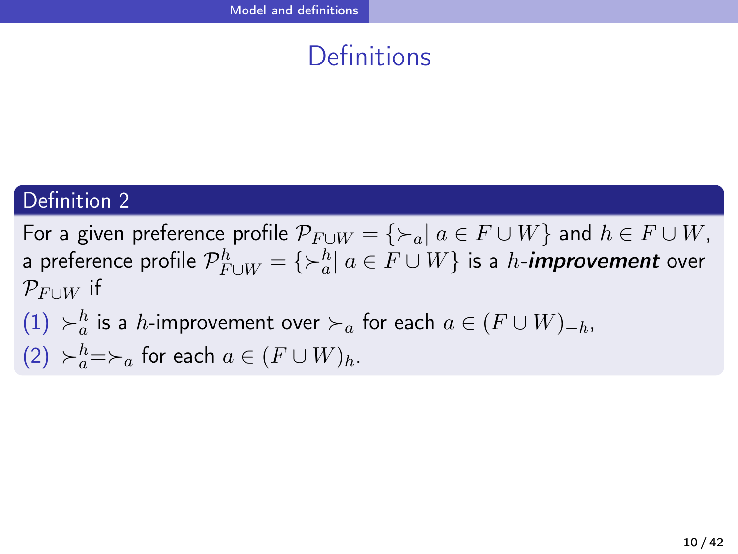# Definitions

**Definition 2**

For a given preference profile $\mathcal{P}_{F\cup W} = \{\succ_a \mid a \in F \cup W\}$ and $h \in F \cup W$, a preference profile $\mathcal{P}^h_{F\cup W} = \{\succ^h_a \mid a \in F \cup W\}$ is a $h$-***improvement*** over $\mathcal{P}_{F\cup W}$ if

(1) $\succ^h_a$ is a $h$-improvement over $\succ_a$ for each $a \in (F \cup W)_{-h}$,

(2) $\succ^h_a = \succ_a$ for each $a \in (F \cup W)_h$.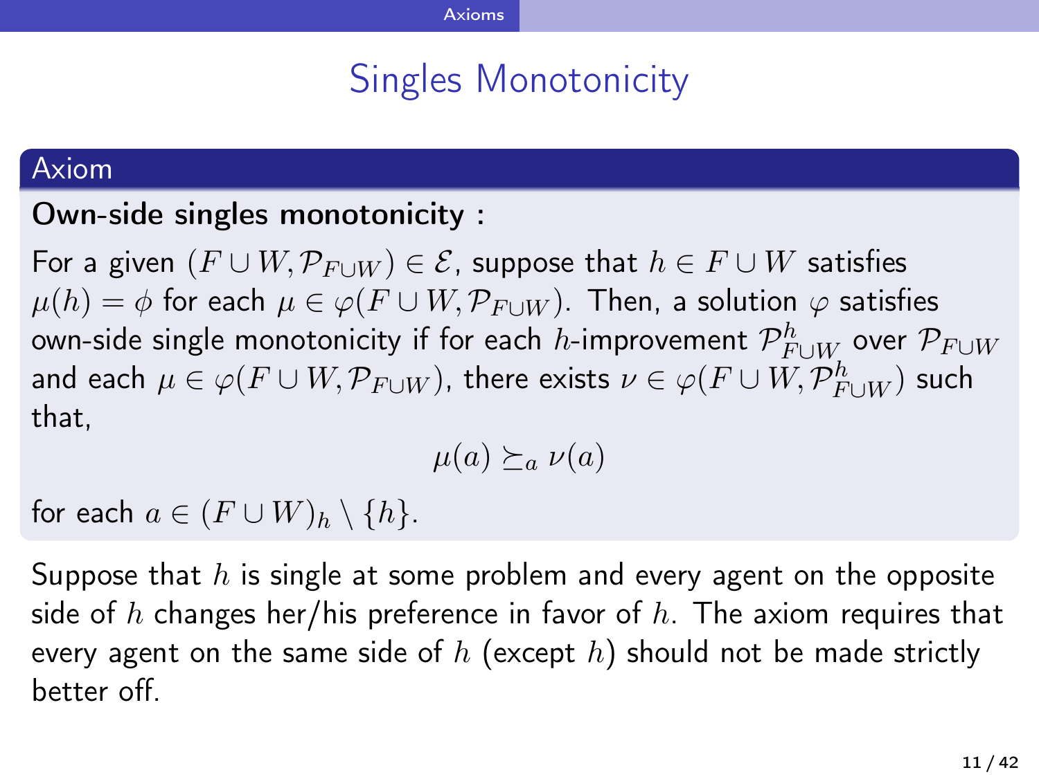# Singles Monotonicity

**Axiom**

**Own-side singles monotonicity :**

For a given $(F \cup W, \mathcal{P}_{F \cup W}) \in \mathcal{E}$, suppose that $h \in F \cup W$ satisfies $\mu(h) = \phi$ for each $\mu \in \varphi(F \cup W, \mathcal{P}_{F \cup W})$. Then, a solution $\varphi$ satisfies own-side single monotonicity if for each $h$-improvement $\mathcal{P}^h_{F \cup W}$ over $\mathcal{P}_{F \cup W}$ and each $\mu \in \varphi(F \cup W, \mathcal{P}_{F \cup W})$, there exists $\nu \in \varphi(F \cup W, \mathcal{P}^h_{F \cup W})$ such that,

$$\mu(a) \succeq_a \nu(a)$$

for each $a \in (F \cup W)_h \setminus \{h\}$.

Suppose that $h$ is single at some problem and every agent on the opposite side of $h$ changes her/his preference in favor of $h$. The axiom requires that every agent on the same side of $h$ (except $h$) should not be made strictly better off.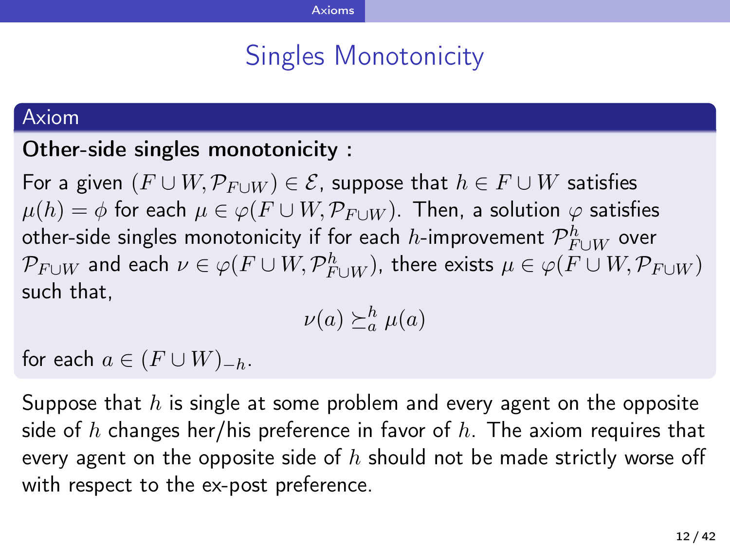# Singles Monotonicity

**Axiom**

**Other-side singles monotonicity :**

For a given $(F \cup W, \mathcal{P}_{F \cup W}) \in \mathcal{E}$, suppose that $h \in F \cup W$ satisfies $\mu(h) = \phi$ for each $\mu \in \varphi(F \cup W, \mathcal{P}_{F \cup W})$. Then, a solution $\varphi$ satisfies other-side singles monotonicity if for each $h$-improvement $\mathcal{P}^h_{F \cup W}$ over $\mathcal{P}_{F \cup W}$ and each $\nu \in \varphi(F \cup W, \mathcal{P}^h_{F \cup W})$, there exists $\mu \in \varphi(F \cup W, \mathcal{P}_{F \cup W})$ such that,

$$\nu(a) \succeq^h_a \mu(a)$$

for each $a \in (F \cup W)_{-h}$.

Suppose that $h$ is single at some problem and every agent on the opposite side of $h$ changes her/his preference in favor of $h$. The axiom requires that every agent on the opposite side of $h$ should not be made strictly worse off with respect to the ex-post preference.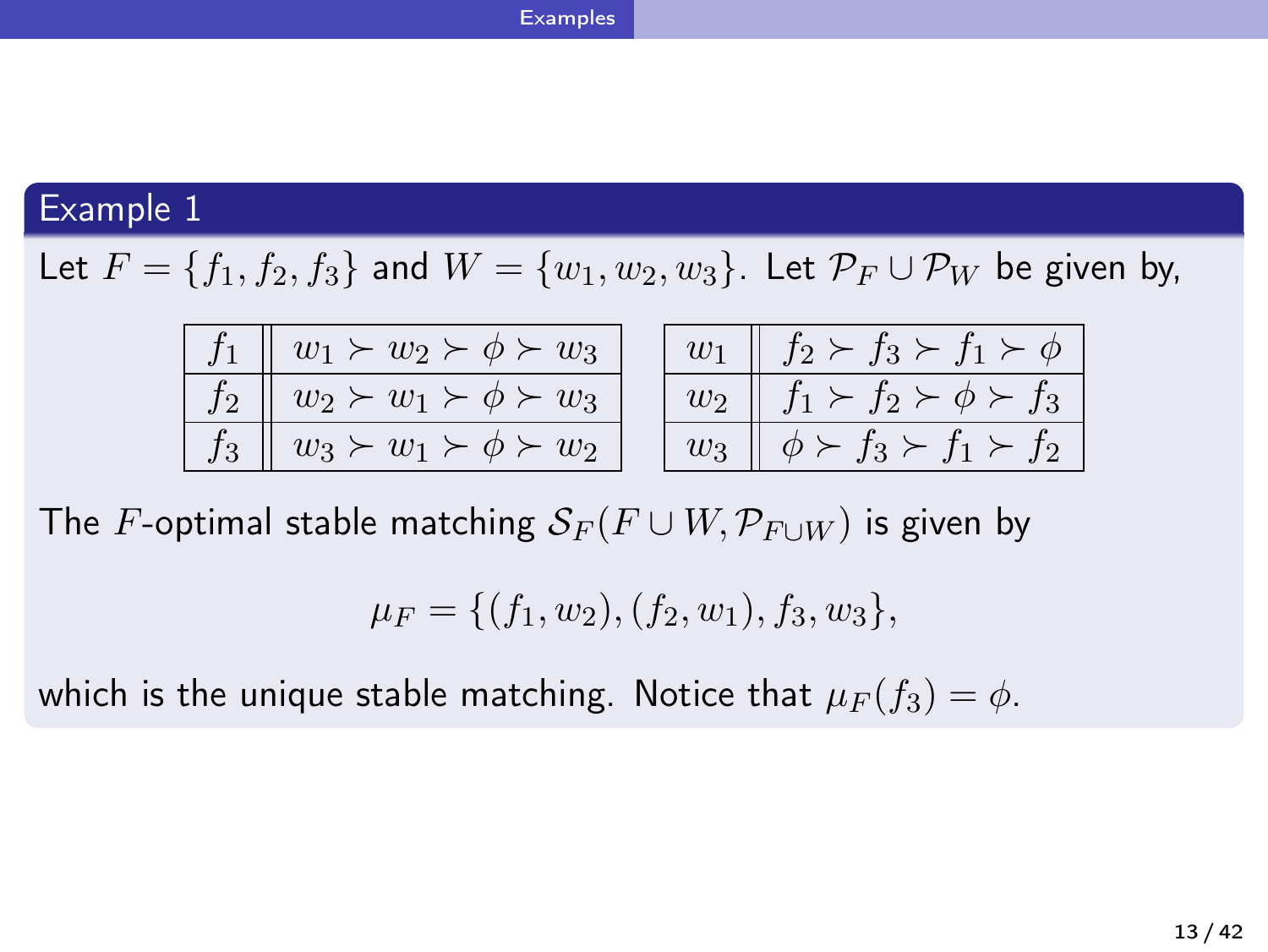## Example 1

Let $F = \{f_1, f_2, f_3\}$ and $W = \{w_1, w_2, w_3\}$. Let $\mathcal{P}_F \cup \mathcal{P}_W$ be given by,

| | |
|---|---|
| $f_1$ | $w_1 \succ w_2 \succ \phi \succ w_3$ |
| $f_2$ | $w_2 \succ w_1 \succ \phi \succ w_3$ |
| $f_3$ | $w_3 \succ w_1 \succ \phi \succ w_2$ |

| | |
|---|---|
| $w_1$ | $f_2 \succ f_3 \succ f_1 \succ \phi$ |
| $w_2$ | $f_1 \succ f_2 \succ \phi \succ f_3$ |
| $w_3$ | $\phi \succ f_3 \succ f_1 \succ f_2$ |

The $F$-optimal stable matching $\mathcal{S}_F(F \cup W, \mathcal{P}_{F \cup W})$ is given by

$$\mu_F = \{(f_1, w_2), (f_2, w_1), f_3, w_3\},$$

which is the unique stable matching. Notice that $\mu_F(f_3) = \phi$.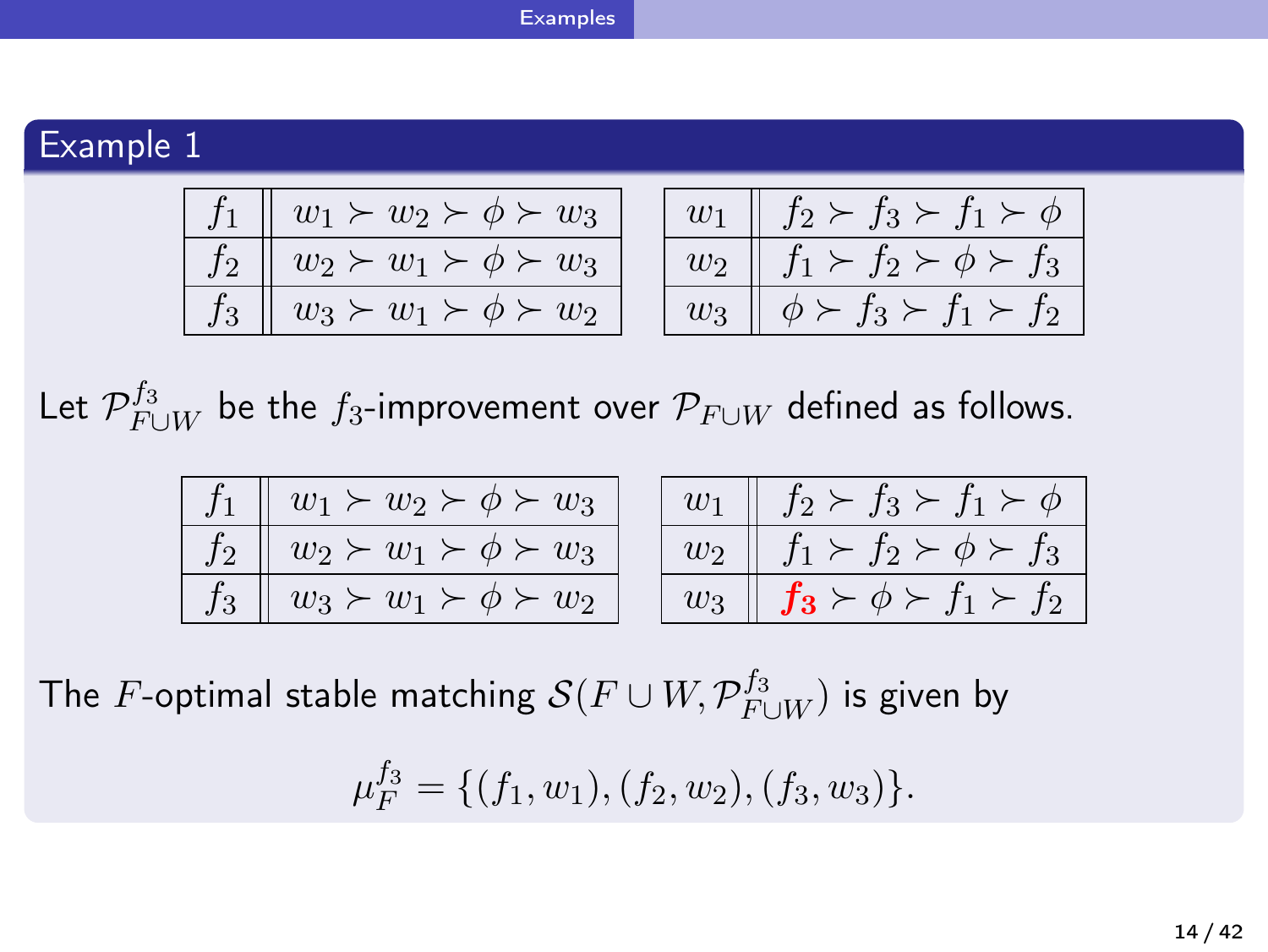## Example 1

| $f_1$ | $w_1 \succ w_2 \succ \phi \succ w_3$ |
|---|---|
| $f_2$ | $w_2 \succ w_1 \succ \phi \succ w_3$ |
| $f_3$ | $w_3 \succ w_1 \succ \phi \succ w_2$ |

| $w_1$ | $f_2 \succ f_3 \succ f_1 \succ \phi$ |
|---|---|
| $w_2$ | $f_1 \succ f_2 \succ \phi \succ f_3$ |
| $w_3$ | $\phi \succ f_3 \succ f_1 \succ f_2$ |

Let $\mathcal{P}_{F \cup W}^{f_3}$ be the $f_3$-improvement over $\mathcal{P}_{F \cup W}$ defined as follows.

| $f_1$ | $w_1 \succ w_2 \succ \phi \succ w_3$ |
|---|---|
| $f_2$ | $w_2 \succ w_1 \succ \phi \succ w_3$ |
| $f_3$ | $w_3 \succ w_1 \succ \phi \succ w_2$ |

| $w_1$ | $f_2 \succ f_3 \succ f_1 \succ \phi$ |
|---|---|
| $w_2$ | $f_1 \succ f_2 \succ \phi \succ f_3$ |
| $w_3$ | $\boldsymbol{f_3} \succ \phi \succ f_1 \succ f_2$ |

The $F$-optimal stable matching $\mathcal{S}(F \cup W, \mathcal{P}_{F \cup W}^{f_3})$ is given by

$$\mu_F^{f_3} = \{(f_1, w_1), (f_2, w_2), (f_3, w_3)\}.$$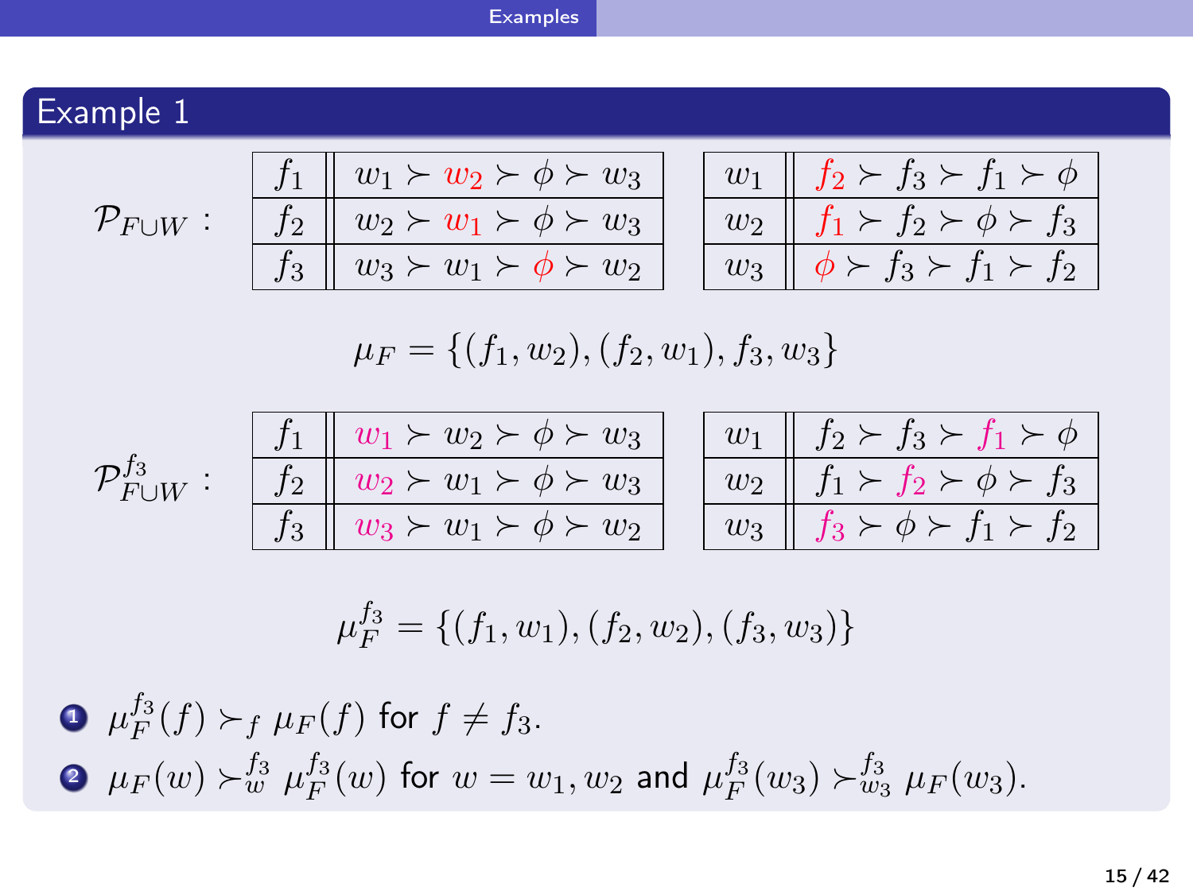## Example 1

$\mathcal{P}_{F \cup W}$ :

| $f_1$ | $w_1 \succ w_2 \succ \phi \succ w_3$ |
|---|---|
| $f_2$ | $w_2 \succ w_1 \succ \phi \succ w_3$ |
| $f_3$ | $w_3 \succ w_1 \succ \phi \succ w_2$ |

| $w_1$ | $f_2 \succ f_3 \succ f_1 \succ \phi$ |
|---|---|
| $w_2$ | $f_1 \succ f_2 \succ \phi \succ f_3$ |
| $w_3$ | $\phi \succ f_3 \succ f_1 \succ f_2$ |

$$\mu_F = \{(f_1, w_2), (f_2, w_1), f_3, w_3\}$$

$\mathcal{P}_{F \cup W}^{f_3}$ :

| $f_1$ | $w_1 \succ w_2 \succ \phi \succ w_3$ |
|---|---|
| $f_2$ | $w_2 \succ w_1 \succ \phi \succ w_3$ |
| $f_3$ | $w_3 \succ w_1 \succ \phi \succ w_2$ |

| $w_1$ | $f_2 \succ f_3 \succ f_1 \succ \phi$ |
|---|---|
| $w_2$ | $f_1 \succ f_2 \succ \phi \succ f_3$ |
| $w_3$ | $f_3 \succ \phi \succ f_1 \succ f_2$ |

$$\mu_F^{f_3} = \{(f_1, w_1), (f_2, w_2), (f_3, w_3)\}$$

1. $\mu_F^{f_3}(f) \succ_f \mu_F(f)$ for $f \neq f_3$.
2. $\mu_F(w) \succ_w^{f_3} \mu_F^{f_3}(w)$ for $w = w_1, w_2$ and $\mu_F^{f_3}(w_3) \succ_{w_3}^{f_3} \mu_F(w_3)$.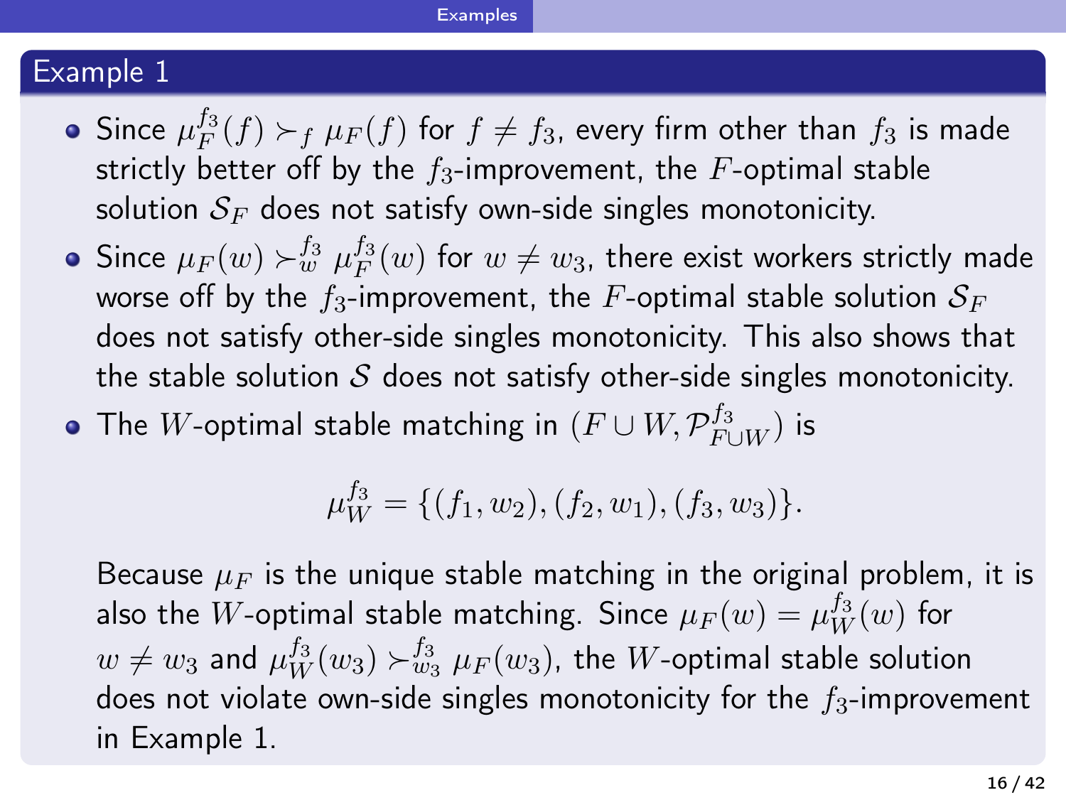## Example 1

- Since $\mu_F^{f_3}(f) \succ_f \mu_F(f)$ for $f \neq f_3$, every firm other than $f_3$ is made strictly better off by the $f_3$-improvement, the $F$-optimal stable solution $\mathcal{S}_F$ does not satisfy own-side singles monotonicity.
- Since $\mu_F(w) \succ_w^{f_3} \mu_F^{f_3}(w)$ for $w \neq w_3$, there exist workers strictly made worse off by the $f_3$-improvement, the $F$-optimal stable solution $\mathcal{S}_F$ does not satisfy other-side singles monotonicity. This also shows that the stable solution $\mathcal{S}$ does not satisfy other-side singles monotonicity.
- The $W$-optimal stable matching in $(F \cup W, \mathcal{P}_{F\cup W}^{f_3})$ is

$$\mu_W^{f_3} = \{(f_1, w_2), (f_2, w_1), (f_3, w_3)\}.$$

  Because $\mu_F$ is the unique stable matching in the original problem, it is also the $W$-optimal stable matching. Since $\mu_F(w) = \mu_W^{f_3}(w)$ for $w \neq w_3$ and $\mu_W^{f_3}(w_3) \succ_{w_3}^{f_3} \mu_F(w_3)$, the $W$-optimal stable solution does not violate own-side singles monotonicity for the $f_3$-improvement in Example 1.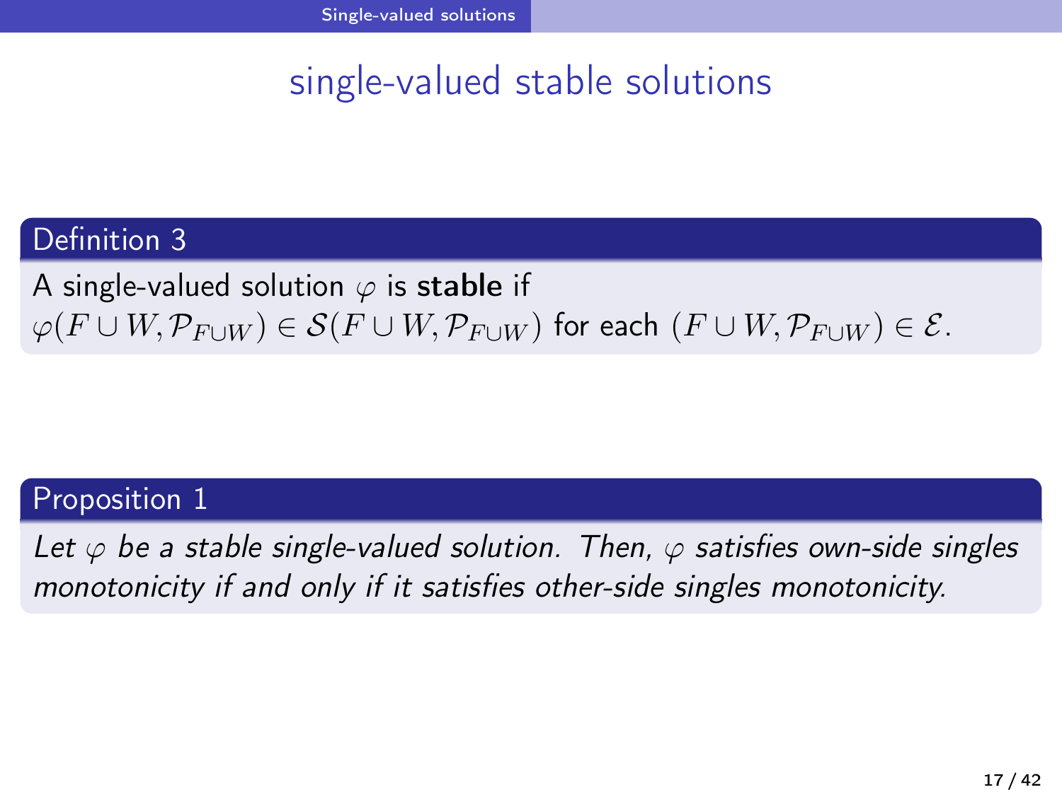# single-valued stable solutions

**Definition 3**

A single-valued solution $\varphi$ is **stable** if $\varphi(F \cup W, \mathcal{P}_{F \cup W}) \in \mathcal{S}(F \cup W, \mathcal{P}_{F \cup W})$ for each $(F \cup W, \mathcal{P}_{F \cup W}) \in \mathcal{E}$.

**Proposition 1**

*Let $\varphi$ be a stable single-valued solution. Then, $\varphi$ satisfies own-side singles monotonicity if and only if it satisfies other-side singles monotonicity.*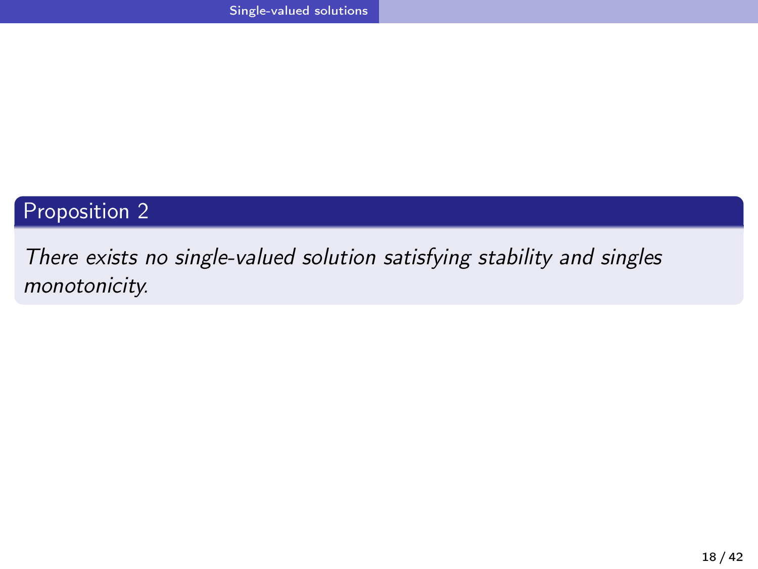**Proposition 2**

*There exists no single-valued solution satisfying stability and singles monotonicity.*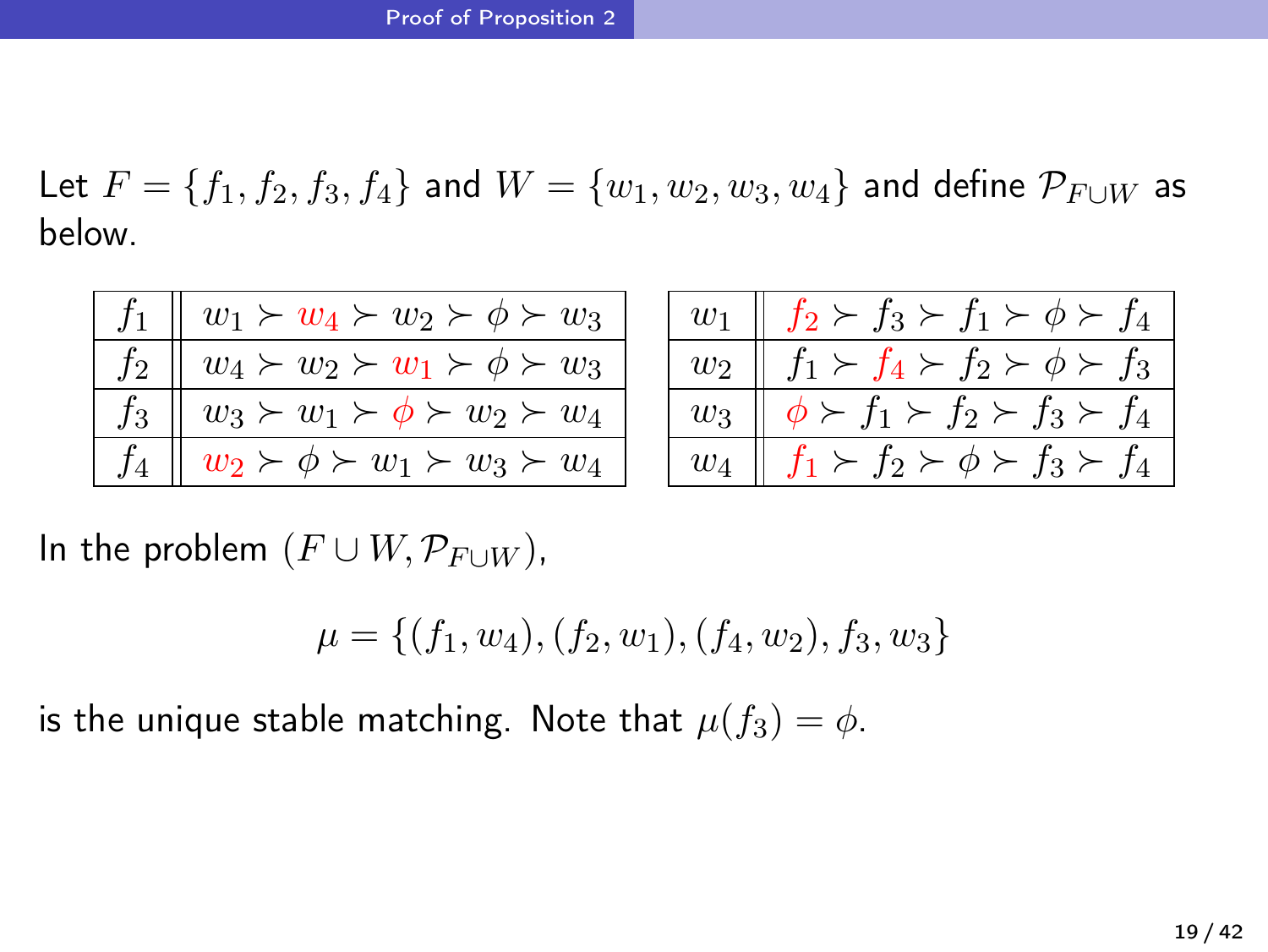## Proof of Proposition 2

Let $F = \{f_1, f_2, f_3, f_4\}$ and $W = \{w_1, w_2, w_3, w_4\}$ and define $\mathcal{P}_{F \cup W}$ as below.

| | |
|---|---|
| $f_1$ | $w_1 \succ w_4 \succ w_2 \succ \phi \succ w_3$ |
| $f_2$ | $w_4 \succ w_2 \succ w_1 \succ \phi \succ w_3$ |
| $f_3$ | $w_3 \succ w_1 \succ \phi \succ w_2 \succ w_4$ |
| $f_4$ | $w_2 \succ \phi \succ w_1 \succ w_3 \succ w_4$ |

| | |
|---|---|
| $w_1$ | $f_2 \succ f_3 \succ f_1 \succ \phi \succ f_4$ |
| $w_2$ | $f_1 \succ f_4 \succ f_2 \succ \phi \succ f_3$ |
| $w_3$ | $\phi \succ f_1 \succ f_2 \succ f_3 \succ f_4$ |
| $w_4$ | $f_1 \succ f_2 \succ \phi \succ f_3 \succ f_4$ |

In the problem $(F \cup W, \mathcal{P}_{F \cup W})$,

$$\mu = \{(f_1, w_4), (f_2, w_1), (f_4, w_2), f_3, w_3\}$$

is the unique stable matching. Note that $\mu(f_3) = \phi$.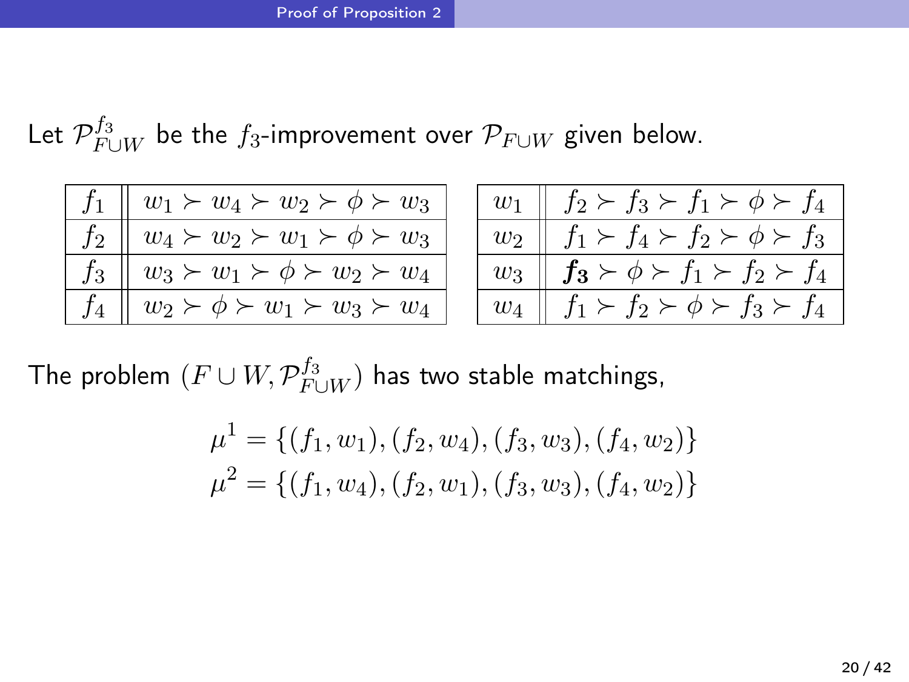Let $\mathcal{P}^{f_3}_{F \cup W}$ be the $f_3$-improvement over $\mathcal{P}_{F \cup W}$ given below.

| | |
|---|---|
| $f_1$ | $w_1 \succ w_4 \succ w_2 \succ \phi \succ w_3$ |
| $f_2$ | $w_4 \succ w_2 \succ w_1 \succ \phi \succ w_3$ |
| $f_3$ | $w_3 \succ w_1 \succ \phi \succ w_2 \succ w_4$ |
| $f_4$ | $w_2 \succ \phi \succ w_1 \succ w_3 \succ w_4$ |

| | |
|---|---|
| $w_1$ | $f_2 \succ f_3 \succ f_1 \succ \phi \succ f_4$ |
| $w_2$ | $f_1 \succ f_4 \succ f_2 \succ \phi \succ f_3$ |
| $w_3$ | $\boldsymbol{f_3} \succ \phi \succ f_1 \succ f_2 \succ f_4$ |
| $w_4$ | $f_1 \succ f_2 \succ \phi \succ f_3 \succ f_4$ |

The problem $(F \cup W, \mathcal{P}^{f_3}_{F \cup W})$ has two stable matchings,

$$\mu^1 = \{(f_1, w_1), (f_2, w_4), (f_3, w_3), (f_4, w_2)\}$$
$$\mu^2 = \{(f_1, w_4), (f_2, w_1), (f_3, w_3), (f_4, w_2)\}$$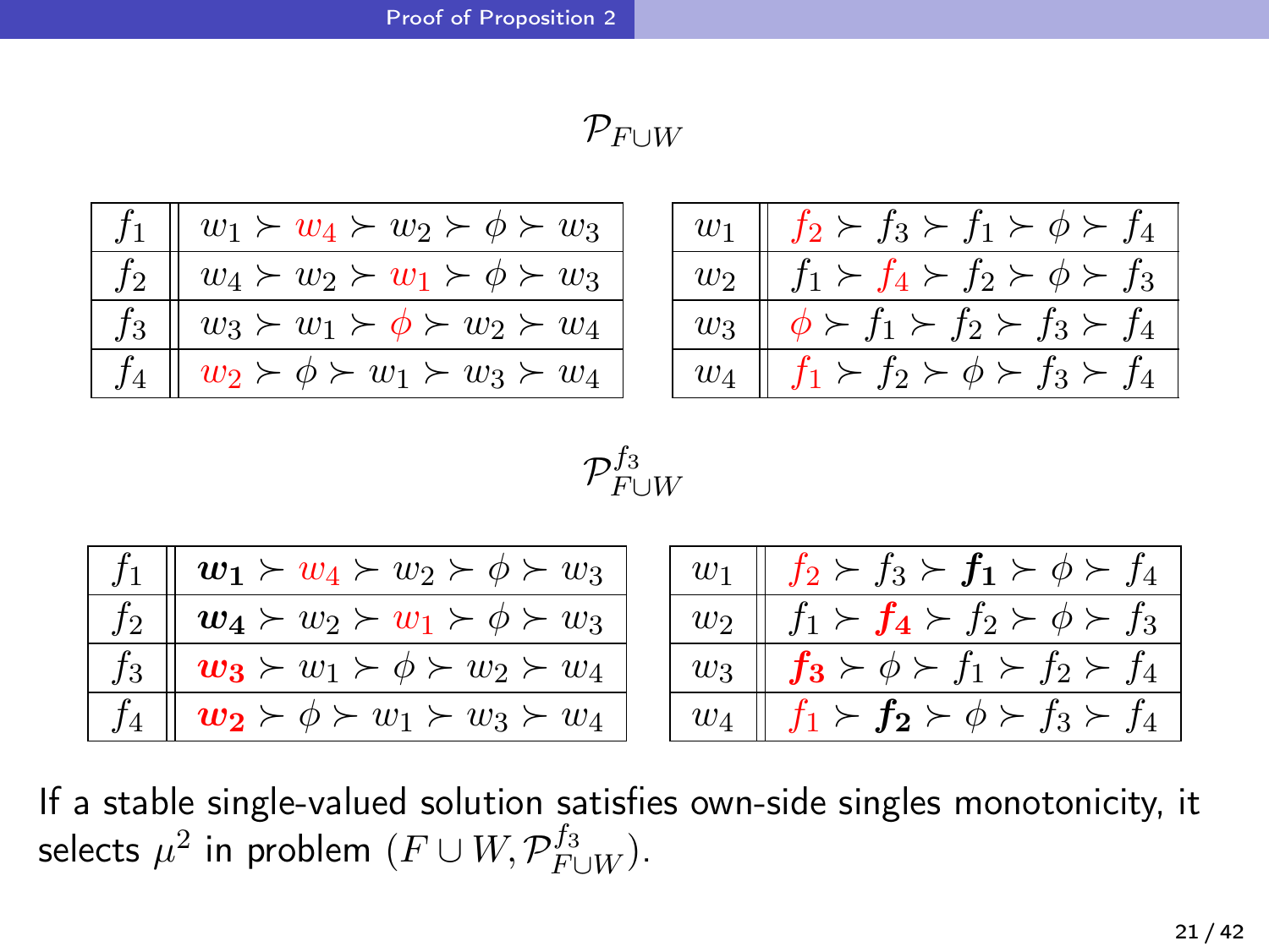$\mathcal{P}_{F\cup W}$

| | |
|---|---|
| $f_1$ | $w_1 \succ w_4 \succ w_2 \succ \phi \succ w_3$ |
| $f_2$ | $w_4 \succ w_2 \succ w_1 \succ \phi \succ w_3$ |
| $f_3$ | $w_3 \succ w_1 \succ \phi \succ w_2 \succ w_4$ |
| $f_4$ | $w_2 \succ \phi \succ w_1 \succ w_3 \succ w_4$ |

| | |
|---|---|
| $w_1$ | $f_2 \succ f_3 \succ f_1 \succ \phi \succ f_4$ |
| $w_2$ | $f_1 \succ f_4 \succ f_2 \succ \phi \succ f_3$ |
| $w_3$ | $\phi \succ f_1 \succ f_2 \succ f_3 \succ f_4$ |
| $w_4$ | $f_1 \succ f_2 \succ \phi \succ f_3 \succ f_4$ |

$\mathcal{P}^{f_3}_{F\cup W}$

| | |
|---|---|
| $f_1$ | $\boldsymbol{w_1} \succ w_4 \succ w_2 \succ \phi \succ w_3$ |
| $f_2$ | $\boldsymbol{w_4} \succ w_2 \succ w_1 \succ \phi \succ w_3$ |
| $f_3$ | $\boldsymbol{w_3} \succ w_1 \succ \phi \succ w_2 \succ w_4$ |
| $f_4$ | $\boldsymbol{w_2} \succ \phi \succ w_1 \succ w_3 \succ w_4$ |

| | |
|---|---|
| $w_1$ | $f_2 \succ f_3 \succ \boldsymbol{f_1} \succ \phi \succ f_4$ |
| $w_2$ | $f_1 \succ \boldsymbol{f_4} \succ f_2 \succ \phi \succ f_3$ |
| $w_3$ | $\boldsymbol{f_3} \succ \phi \succ f_1 \succ f_2 \succ f_4$ |
| $w_4$ | $f_1 \succ \boldsymbol{f_2} \succ \phi \succ f_3 \succ f_4$ |

If a stable single-valued solution satisfies own-side singles monotonicity, it selects $\mu^2$ in problem $(F \cup W, \mathcal{P}^{f_3}_{F\cup W})$.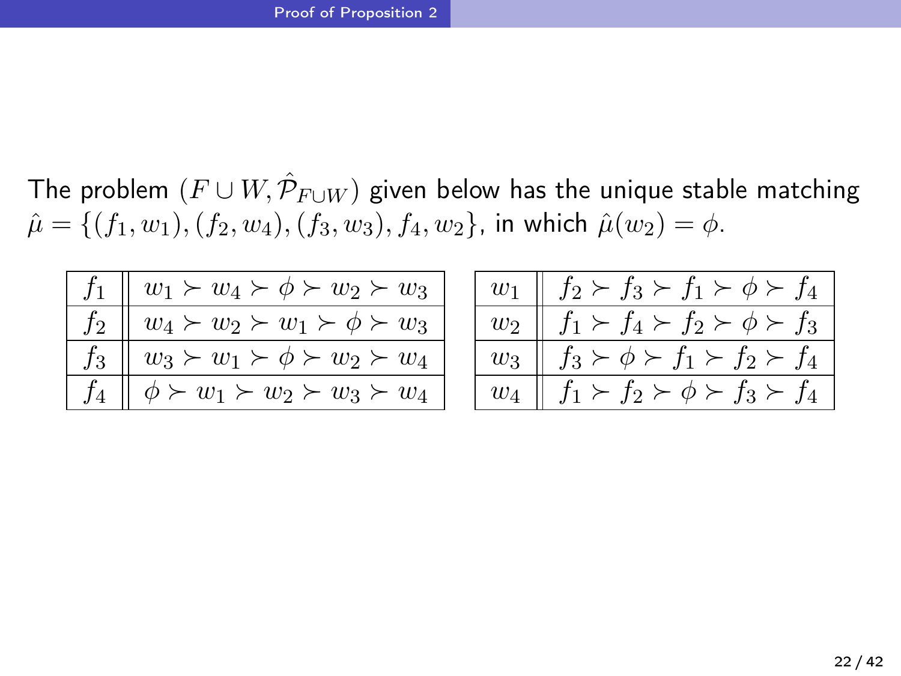The problem $(F \cup W, \hat{\mathcal{P}}_{F \cup W})$ given below has the unique stable matching $\hat{\mu} = \{(f_1, w_1), (f_2, w_4), (f_3, w_3), f_4, w_2\}$, in which $\hat{\mu}(w_2) = \phi$.

| | |
|---|---|
| $f_1$ | $w_1 \succ w_4 \succ \phi \succ w_2 \succ w_3$ |
| $f_2$ | $w_4 \succ w_2 \succ w_1 \succ \phi \succ w_3$ |
| $f_3$ | $w_3 \succ w_1 \succ \phi \succ w_2 \succ w_4$ |
| $f_4$ | $\phi \succ w_1 \succ w_2 \succ w_3 \succ w_4$ |

| | |
|---|---|
| $w_1$ | $f_2 \succ f_3 \succ f_1 \succ \phi \succ f_4$ |
| $w_2$ | $f_1 \succ f_4 \succ f_2 \succ \phi \succ f_3$ |
| $w_3$ | $f_3 \succ \phi \succ f_1 \succ f_2 \succ f_4$ |
| $w_4$ | $f_1 \succ f_2 \succ \phi \succ f_3 \succ f_4$ |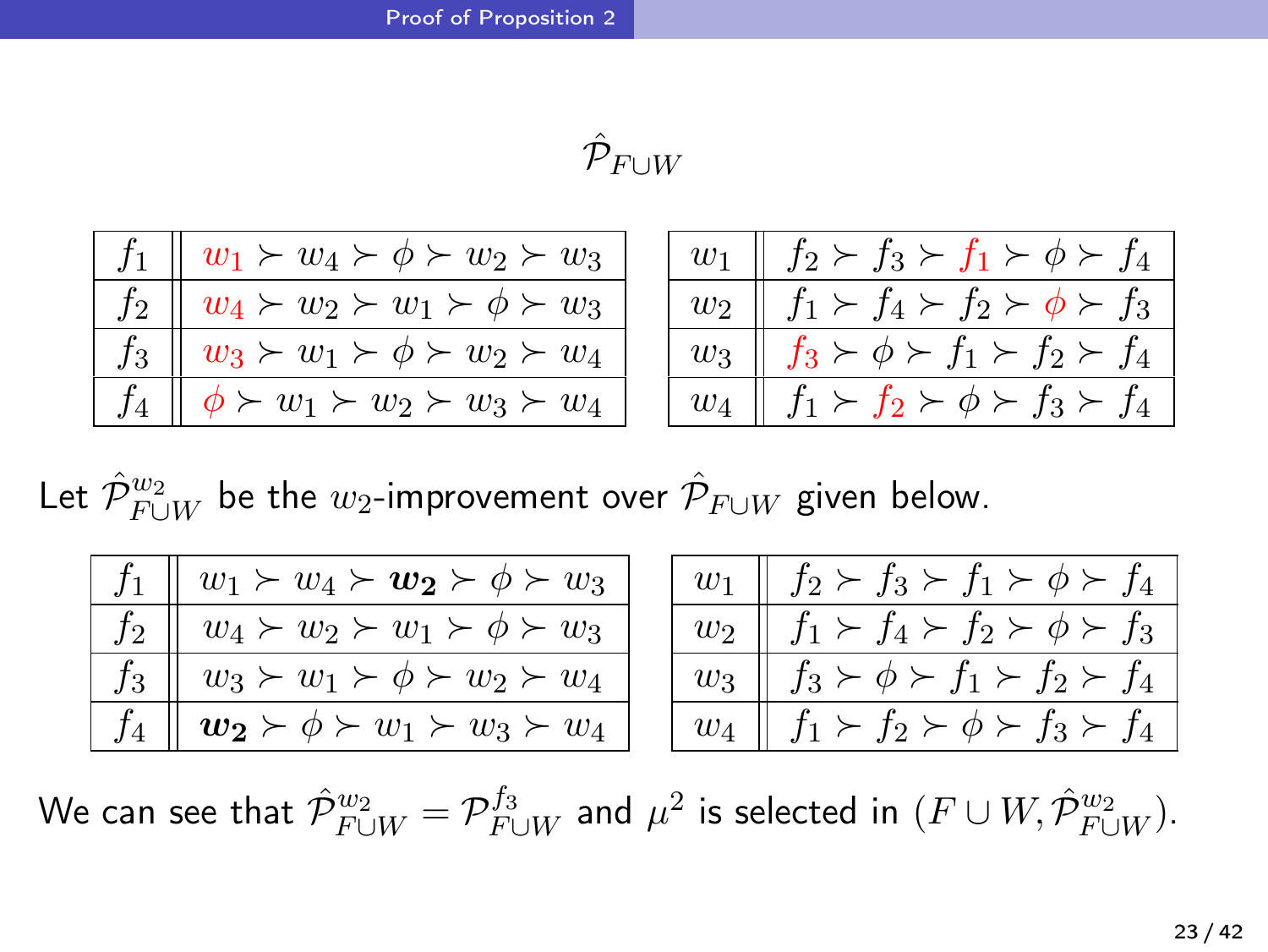$$\hat{\mathcal{P}}_{F\cup W}$$

| | |
|---|---|
| $f_1$ | $w_1 \succ w_4 \succ \phi \succ w_2 \succ w_3$ |
| $f_2$ | $w_4 \succ w_2 \succ w_1 \succ \phi \succ w_3$ |
| $f_3$ | $w_3 \succ w_1 \succ \phi \succ w_2 \succ w_4$ |
| $f_4$ | $\phi \succ w_1 \succ w_2 \succ w_3 \succ w_4$ |

| | |
|---|---|
| $w_1$ | $f_2 \succ f_3 \succ f_1 \succ \phi \succ f_4$ |
| $w_2$ | $f_1 \succ f_4 \succ f_2 \succ \phi \succ f_3$ |
| $w_3$ | $f_3 \succ \phi \succ f_1 \succ f_2 \succ f_4$ |
| $w_4$ | $f_1 \succ f_2 \succ \phi \succ f_3 \succ f_4$ |

Let $\hat{\mathcal{P}}^{w_2}_{F\cup W}$ be the $w_2$-improvement over $\hat{\mathcal{P}}_{F\cup W}$ given below.

| | |
|---|---|
| $f_1$ | $w_1 \succ w_4 \succ \boldsymbol{w_2} \succ \phi \succ w_3$ |
| $f_2$ | $w_4 \succ w_2 \succ w_1 \succ \phi \succ w_3$ |
| $f_3$ | $w_3 \succ w_1 \succ \phi \succ w_2 \succ w_4$ |
| $f_4$ | $\boldsymbol{w_2} \succ \phi \succ w_1 \succ w_3 \succ w_4$ |

| | |
|---|---|
| $w_1$ | $f_2 \succ f_3 \succ f_1 \succ \phi \succ f_4$ |
| $w_2$ | $f_1 \succ f_4 \succ f_2 \succ \phi \succ f_3$ |
| $w_3$ | $f_3 \succ \phi \succ f_1 \succ f_2 \succ f_4$ |
| $w_4$ | $f_1 \succ f_2 \succ \phi \succ f_3 \succ f_4$ |

We can see that $\hat{\mathcal{P}}^{w_2}_{F\cup W} = \mathcal{P}^{f_3}_{F\cup W}$ and $\mu^2$ is selected in $(F \cup W, \hat{\mathcal{P}}^{w_2}_{F\cup W})$.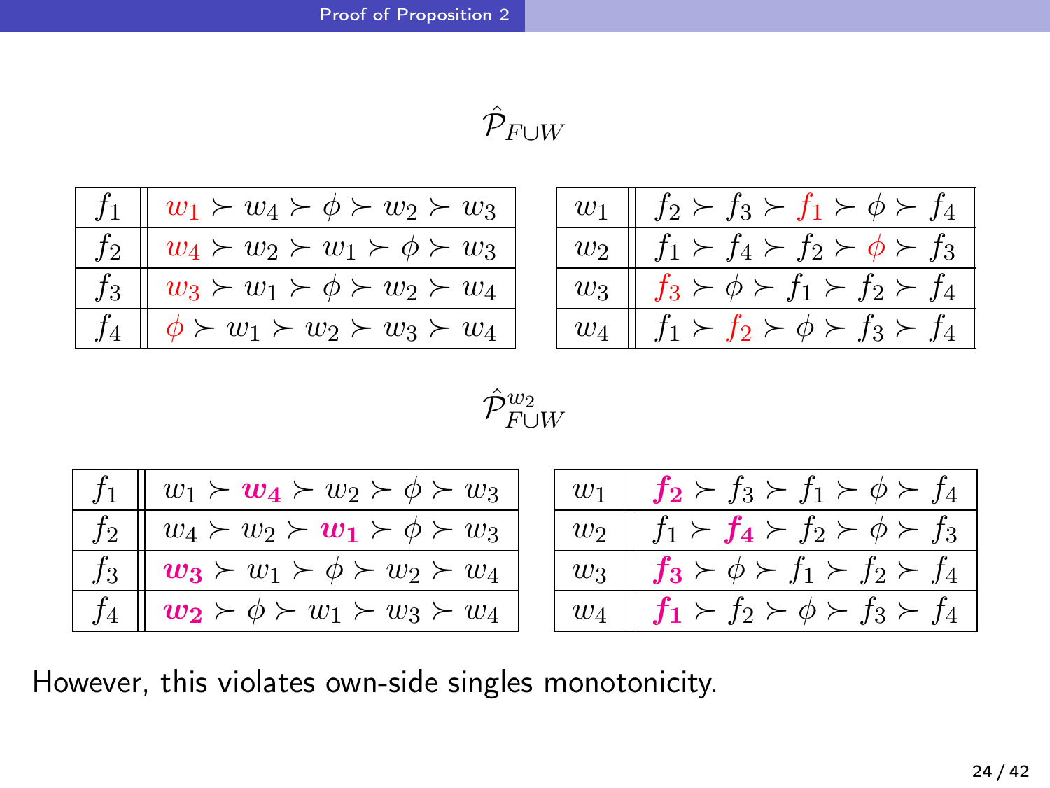$\hat{\mathcal{P}}_{F \cup W}$

| $f_1$ | $w_1 \succ w_4 \succ \phi \succ w_2 \succ w_3$ |
|---|---|
| $f_2$ | $w_4 \succ w_2 \succ w_1 \succ \phi \succ w_3$ |
| $f_3$ | $w_3 \succ w_1 \succ \phi \succ w_2 \succ w_4$ |
| $f_4$ | $\phi \succ w_1 \succ w_2 \succ w_3 \succ w_4$ |

| $w_1$ | $f_2 \succ f_3 \succ f_1 \succ \phi \succ f_4$ |
|---|---|
| $w_2$ | $f_1 \succ f_4 \succ f_2 \succ \phi \succ f_3$ |
| $w_3$ | $f_3 \succ \phi \succ f_1 \succ f_2 \succ f_4$ |
| $w_4$ | $f_1 \succ f_2 \succ \phi \succ f_3 \succ f_4$ |

$\hat{\mathcal{P}}^{w_2}_{F \cup W}$

| $f_1$ | $w_1 \succ \boldsymbol{w_4} \succ w_2 \succ \phi \succ w_3$ |
|---|---|
| $f_2$ | $w_4 \succ w_2 \succ \boldsymbol{w_1} \succ \phi \succ w_3$ |
| $f_3$ | $\boldsymbol{w_3} \succ w_1 \succ \phi \succ w_2 \succ w_4$ |
| $f_4$ | $\boldsymbol{w_2} \succ \phi \succ w_1 \succ w_3 \succ w_4$ |

| $w_1$ | $\boldsymbol{f_2} \succ f_3 \succ f_1 \succ \phi \succ f_4$ |
|---|---|
| $w_2$ | $f_1 \succ \boldsymbol{f_4} \succ f_2 \succ \phi \succ f_3$ |
| $w_3$ | $\boldsymbol{f_3} \succ \phi \succ f_1 \succ f_2 \succ f_4$ |
| $w_4$ | $\boldsymbol{f_1} \succ f_2 \succ \phi \succ f_3 \succ f_4$ |

However, this violates own-side singles monotonicity.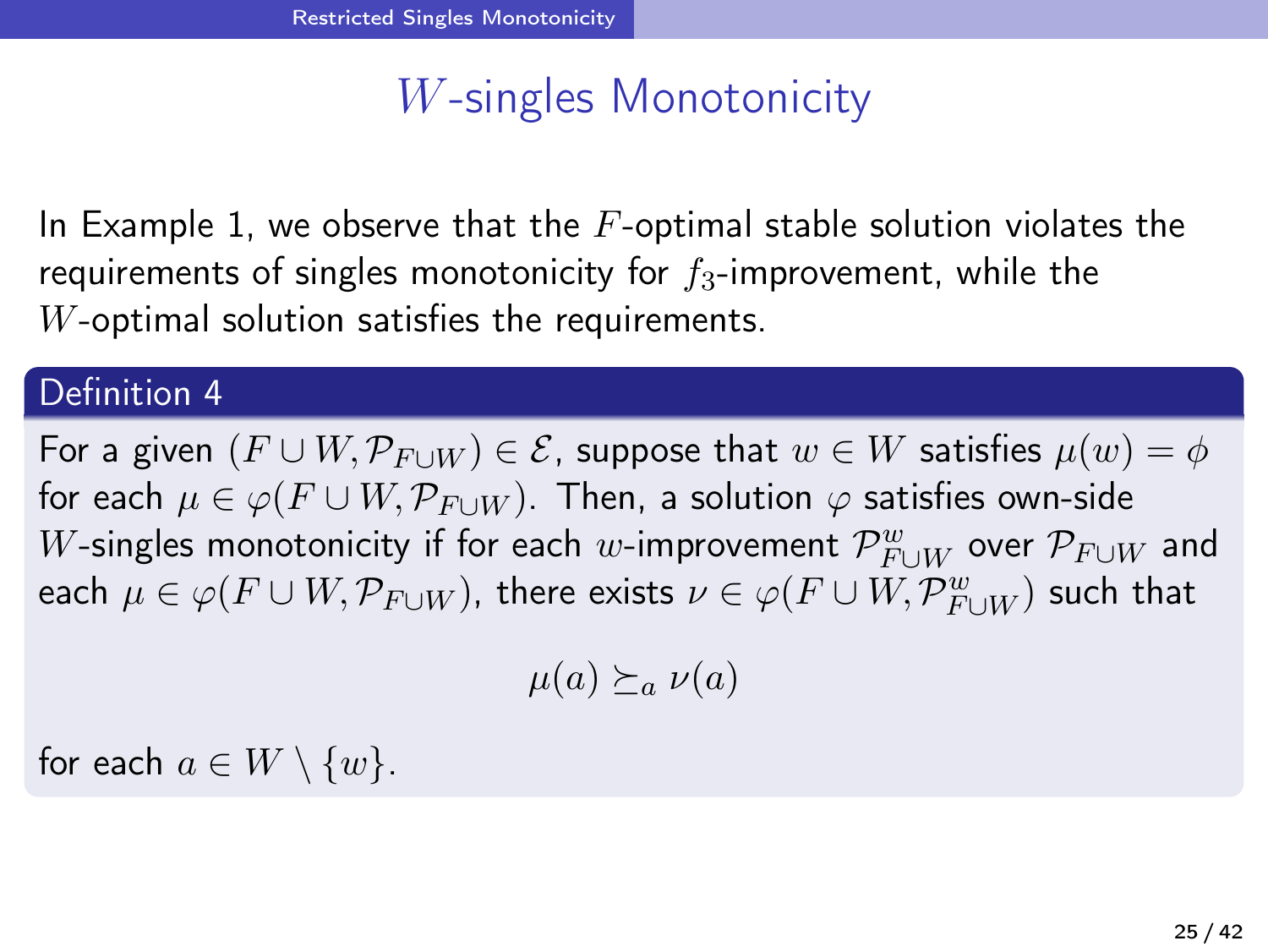# $W$-singles Monotonicity

In Example 1, we observe that the $F$-optimal stable solution violates the requirements of singles monotonicity for $f_3$-improvement, while the $W$-optimal solution satisfies the requirements.

**Definition 4**

For a given $(F \cup W, \mathcal{P}_{F \cup W}) \in \mathcal{E}$, suppose that $w \in W$ satisfies $\mu(w) = \phi$ for each $\mu \in \varphi(F \cup W, \mathcal{P}_{F \cup W})$. Then, a solution $\varphi$ satisfies own-side $W$-singles monotonicity if for each $w$-improvement $\mathcal{P}^w_{F \cup W}$ over $\mathcal{P}_{F \cup W}$ and each $\mu \in \varphi(F \cup W, \mathcal{P}_{F \cup W})$, there exists $\nu \in \varphi(F \cup W, \mathcal{P}^w_{F \cup W})$ such that

$$\mu(a) \succeq_a \nu(a)$$

for each $a \in W \setminus \{w\}$.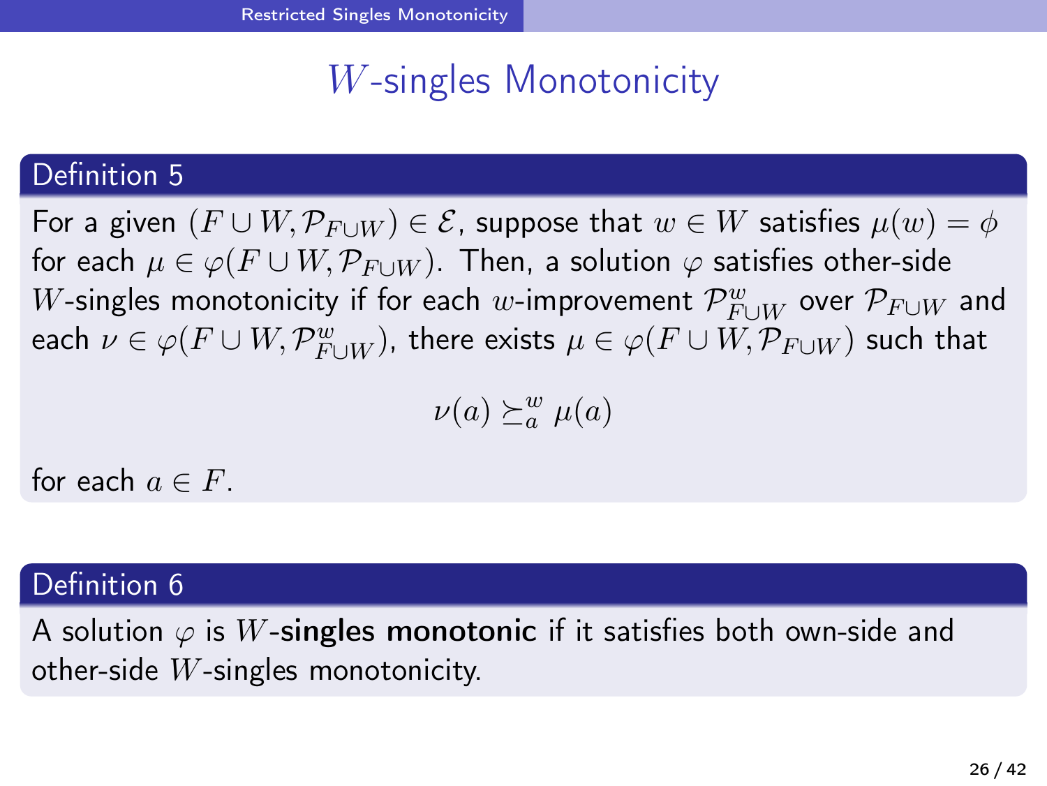# $W$-singles Monotonicity

**Definition 5**

For a given $(F \cup W, \mathcal{P}_{F \cup W}) \in \mathcal{E}$, suppose that $w \in W$ satisfies $\mu(w) = \phi$ for each $\mu \in \varphi(F \cup W, \mathcal{P}_{F \cup W})$. Then, a solution $\varphi$ satisfies other-side $W$-singles monotonicity if for each $w$-improvement $\mathcal{P}^w_{F \cup W}$ over $\mathcal{P}_{F \cup W}$ and each $\nu \in \varphi(F \cup W, \mathcal{P}^w_{F \cup W})$, there exists $\mu \in \varphi(F \cup W, \mathcal{P}_{F \cup W})$ such that

$$\nu(a) \succeq^w_a \mu(a)$$

for each $a \in F$.

**Definition 6**

A solution $\varphi$ is $W$-**singles monotonic** if it satisfies both own-side and other-side $W$-singles monotonicity.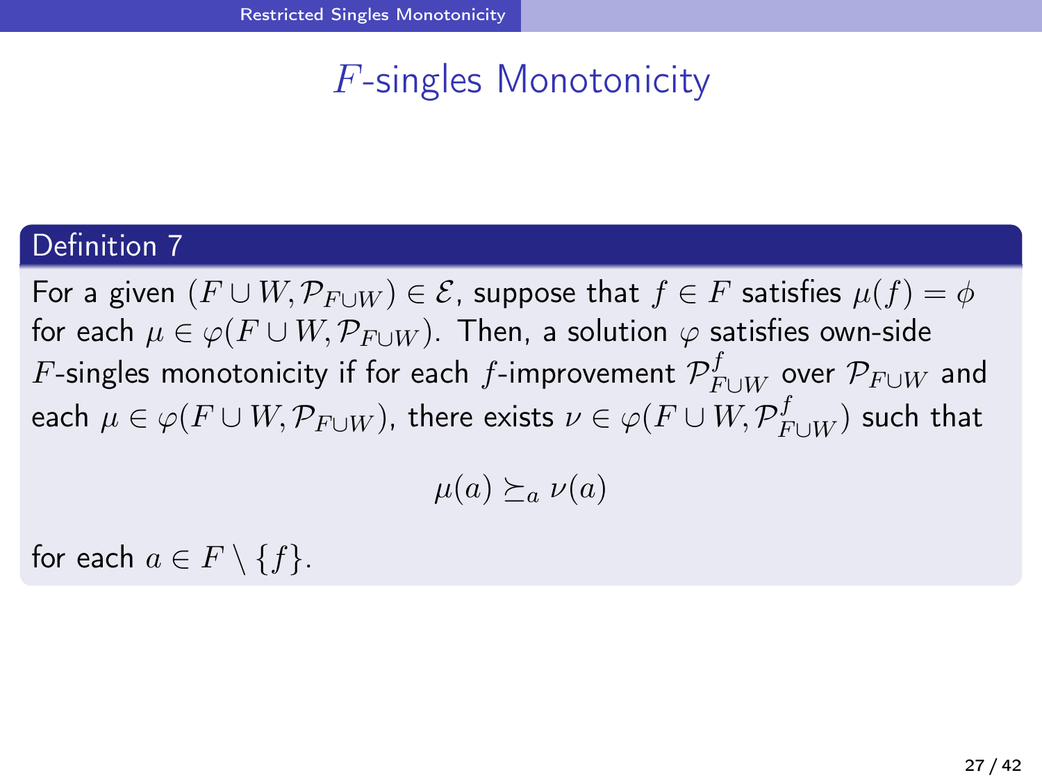# $F$-singles Monotonicity

**Definition 7**

For a given $(F \cup W, \mathcal{P}_{F \cup W}) \in \mathcal{E}$, suppose that $f \in F$ satisfies $\mu(f) = \phi$ for each $\mu \in \varphi(F \cup W, \mathcal{P}_{F \cup W})$. Then, a solution $\varphi$ satisfies own-side $F$-singles monotonicity if for each $f$-improvement $\mathcal{P}^f_{F \cup W}$ over $\mathcal{P}_{F \cup W}$ and each $\mu \in \varphi(F \cup W, \mathcal{P}_{F \cup W})$, there exists $\nu \in \varphi(F \cup W, \mathcal{P}^f_{F \cup W})$ such that

$$\mu(a) \succeq_a \nu(a)$$

for each $a \in F \setminus \{f\}$.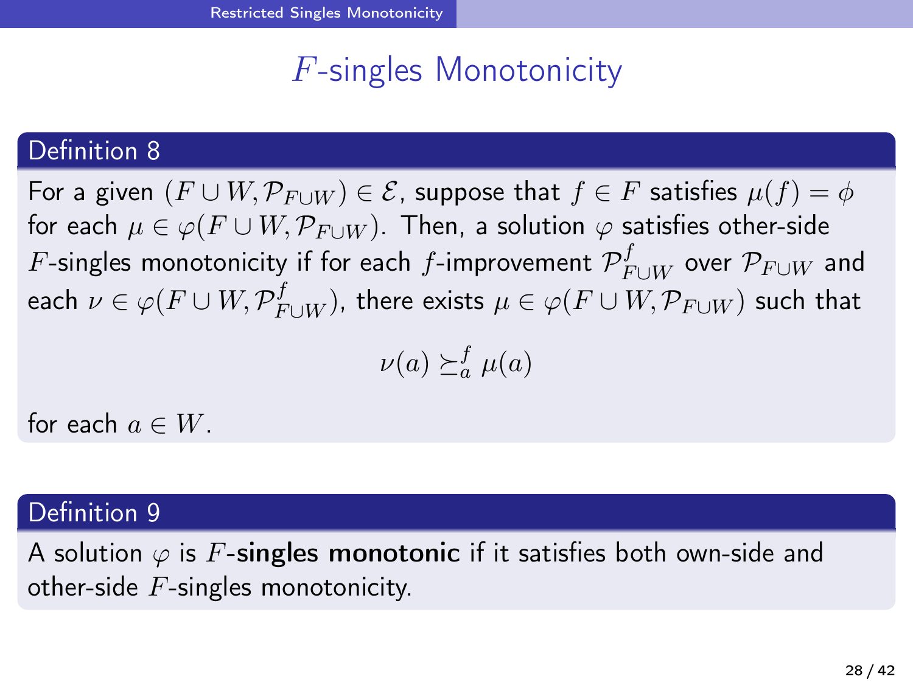# $F$-singles Monotonicity

**Definition 8**

For a given $(F \cup W, \mathcal{P}_{F \cup W}) \in \mathcal{E}$, suppose that $f \in F$ satisfies $\mu(f) = \phi$ for each $\mu \in \varphi(F \cup W, \mathcal{P}_{F \cup W})$. Then, a solution $\varphi$ satisfies other-side $F$-singles monotonicity if for each $f$-improvement $\mathcal{P}^f_{F \cup W}$ over $\mathcal{P}_{F \cup W}$ and each $\nu \in \varphi(F \cup W, \mathcal{P}^f_{F \cup W})$, there exists $\mu \in \varphi(F \cup W, \mathcal{P}_{F \cup W})$ such that

$$\nu(a) \succeq^f_a \mu(a)$$

for each $a \in W$.

**Definition 9**

A solution $\varphi$ is $F$-**singles monotonic** if it satisfies both own-side and other-side $F$-singles monotonicity.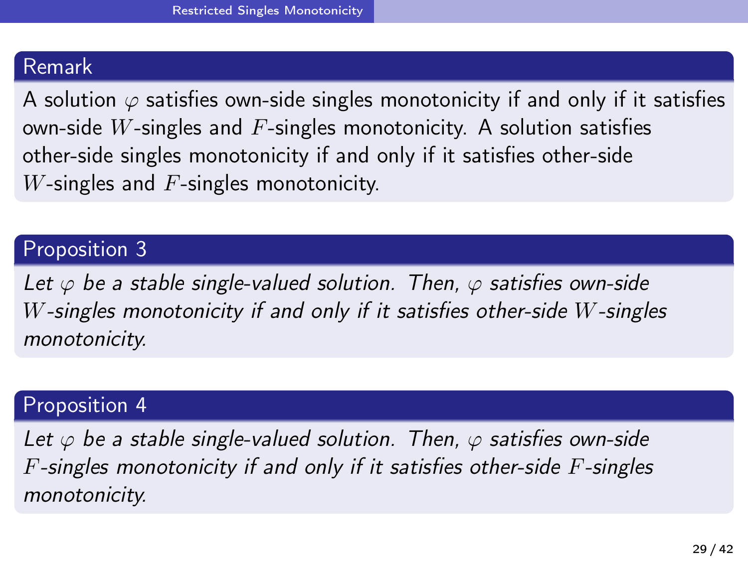**Remark**

A solution $\varphi$ satisfies own-side singles monotonicity if and only if it satisfies own-side $W$-singles and $F$-singles monotonicity. A solution satisfies other-side singles monotonicity if and only if it satisfies other-side $W$-singles and $F$-singles monotonicity.

**Proposition 3**

*Let $\varphi$ be a stable single-valued solution. Then, $\varphi$ satisfies own-side $W$-singles monotonicity if and only if it satisfies other-side $W$-singles monotonicity.*

**Proposition 4**

*Let $\varphi$ be a stable single-valued solution. Then, $\varphi$ satisfies own-side $F$-singles monotonicity if and only if it satisfies other-side $F$-singles monotonicity.*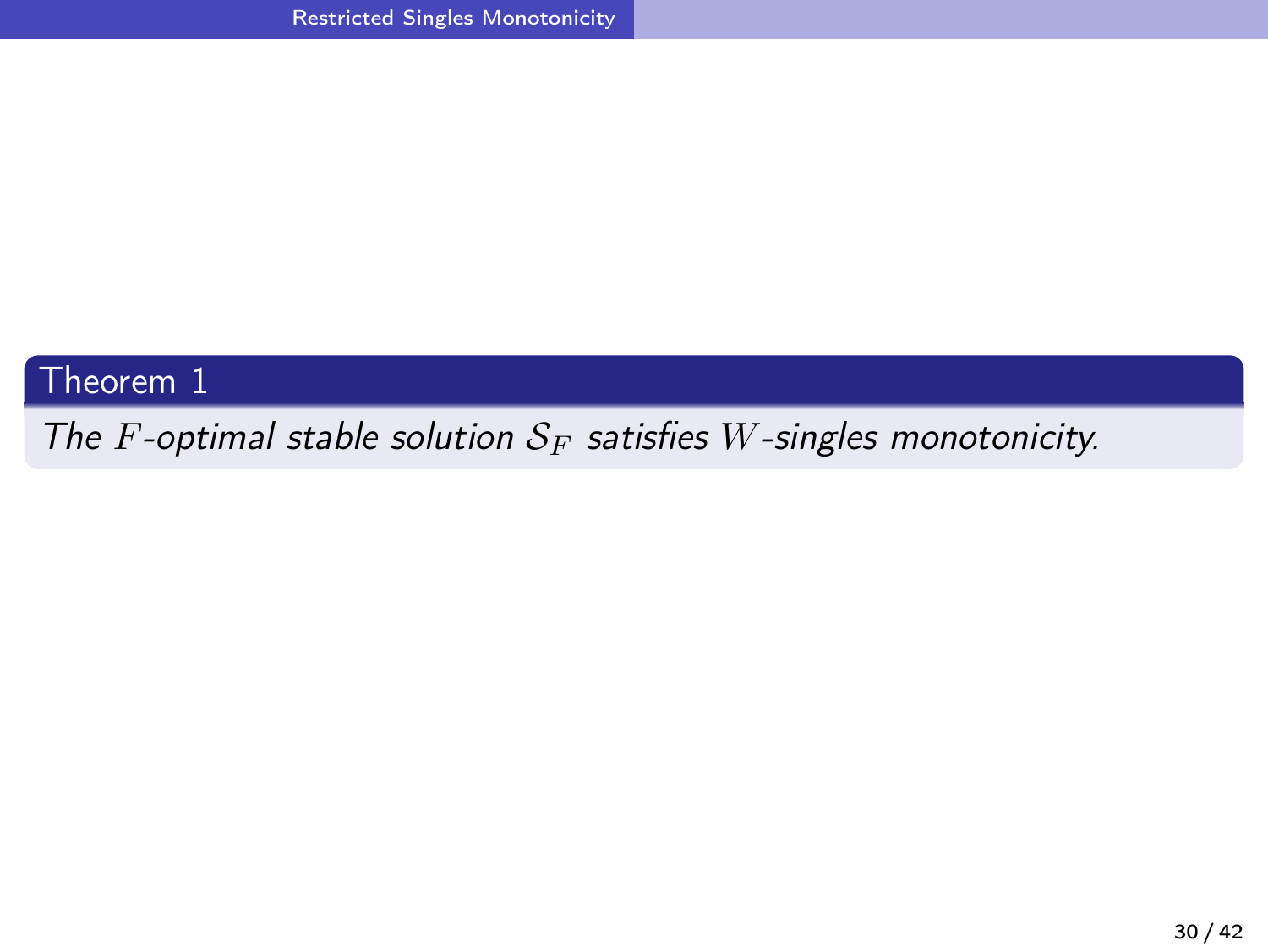**Theorem 1**

*The $F$-optimal stable solution $\mathcal{S}_F$ satisfies $W$-singles monotonicity.*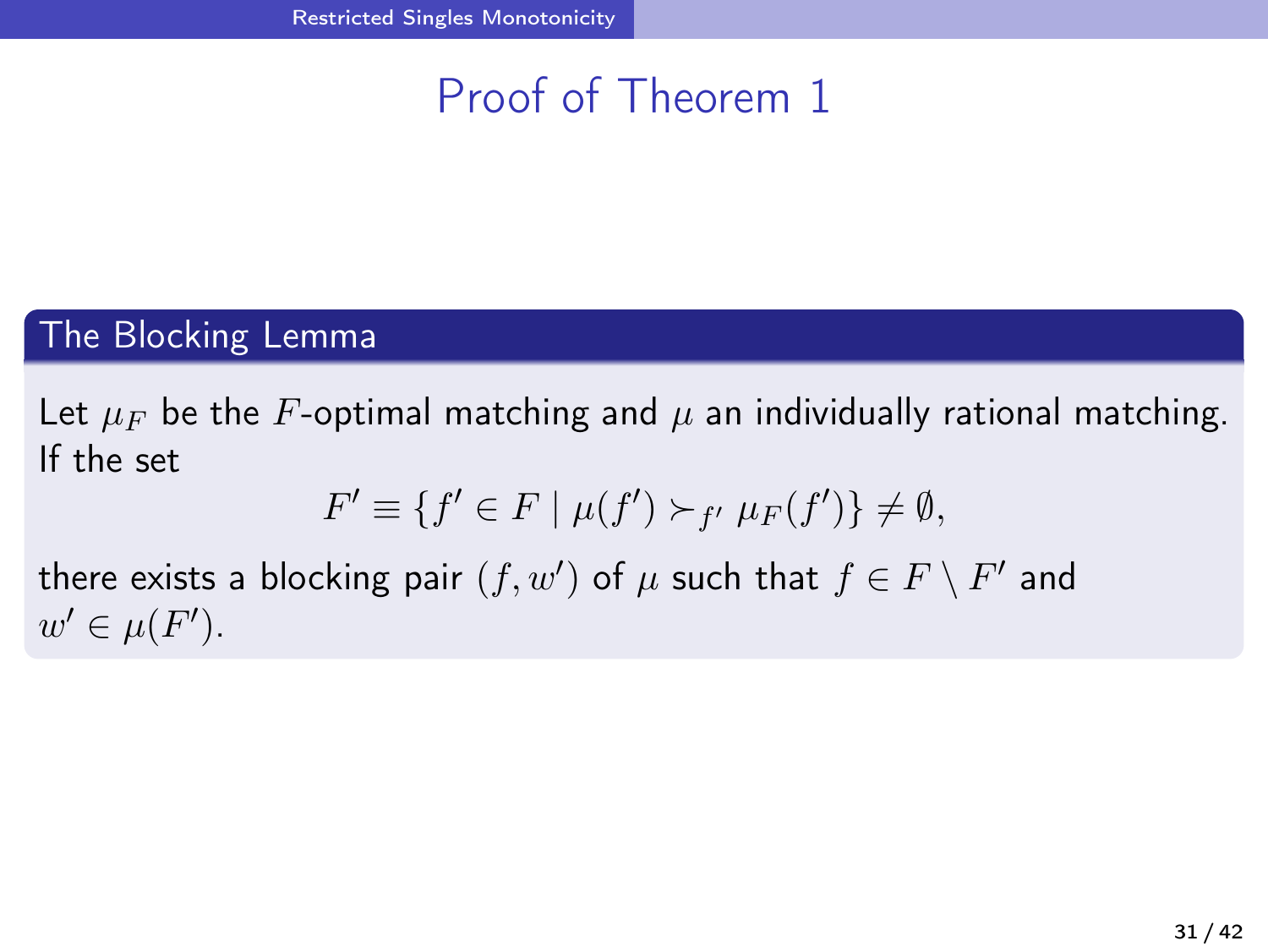# Proof of Theorem 1

### The Blocking Lemma

Let $\mu_F$ be the $F$-optimal matching and $\mu$ an individually rational matching. If the set

$$F' \equiv \{f' \in F \mid \mu(f') \succ_{f'} \mu_F(f')\} \neq \emptyset,$$

there exists a blocking pair $(f, w')$ of $\mu$ such that $f \in F \setminus F'$ and $w' \in \mu(F')$.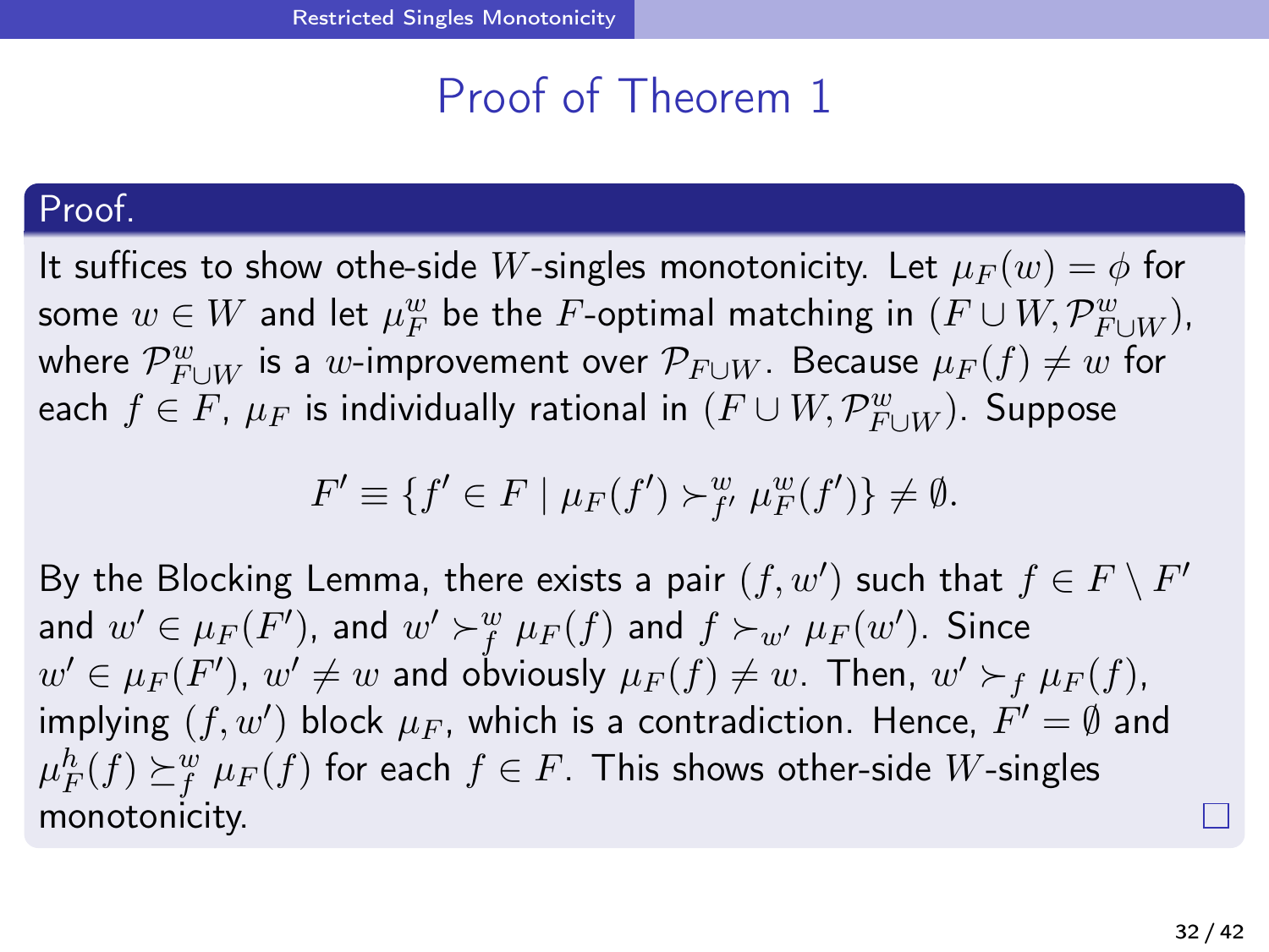# Proof of Theorem 1

**Proof.**

It suffices to show othe-side $W$-singles monotonicity. Let $\mu_F(w) = \phi$ for some $w \in W$ and let $\mu_F^w$ be the $F$-optimal matching in $(F \cup W, \mathcal{P}_{F\cup W}^w)$, where $\mathcal{P}_{F\cup W}^w$ is a $w$-improvement over $\mathcal{P}_{F\cup W}$. Because $\mu_F(f) \neq w$ for each $f \in F$, $\mu_F$ is individually rational in $(F \cup W, \mathcal{P}_{F\cup W}^w)$. Suppose

$$F' \equiv \{f' \in F \mid \mu_F(f') \succ_{f'}^w \mu_F^w(f')\} \neq \emptyset.$$

By the Blocking Lemma, there exists a pair $(f, w')$ such that $f \in F \setminus F'$ and $w' \in \mu_F(F')$, and $w' \succ_f^w \mu_F(f)$ and $f \succ_{w'} \mu_F(w')$. Since $w' \in \mu_F(F')$, $w' \neq w$ and obviously $\mu_F(f) \neq w$. Then, $w' \succ_f \mu_F(f)$, implying $(f, w')$ block $\mu_F$, which is a contradiction. Hence, $F' = \emptyset$ and $\mu_F^h(f) \succeq_f^w \mu_F(f)$ for each $f \in F$. This shows other-side $W$-singles monotonicity. □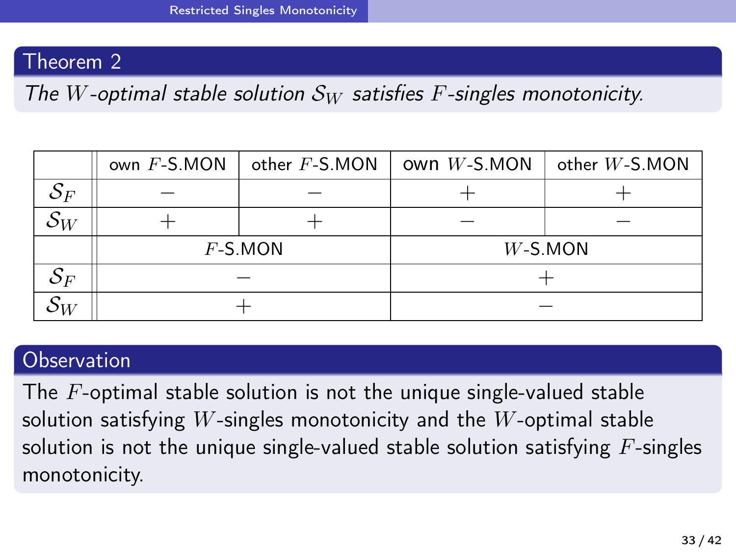**Theorem 2**

*The $W$-optimal stable solution $\mathcal{S}_W$ satisfies $F$-singles monotonicity.*

| | own $F$-S.MON | other $F$-S.MON | own $W$-S.MON | other $W$-S.MON |
|---|---|---|---|---|
| $\mathcal{S}_F$ | $-$ | $-$ | $+$ | $+$ |
| $\mathcal{S}_W$ | $+$ | $+$ | $-$ | $-$ |
| | $F$-S.MON | | $W$-S.MON | |
| $\mathcal{S}_F$ | $-$ | | $+$ | |
| $\mathcal{S}_W$ | $+$ | | $-$ | |

**Observation**

The $F$-optimal stable solution is not the unique single-valued stable solution satisfying $W$-singles monotonicity and the $W$-optimal stable solution is not the unique single-valued stable solution satisfying $F$-singles monotonicity.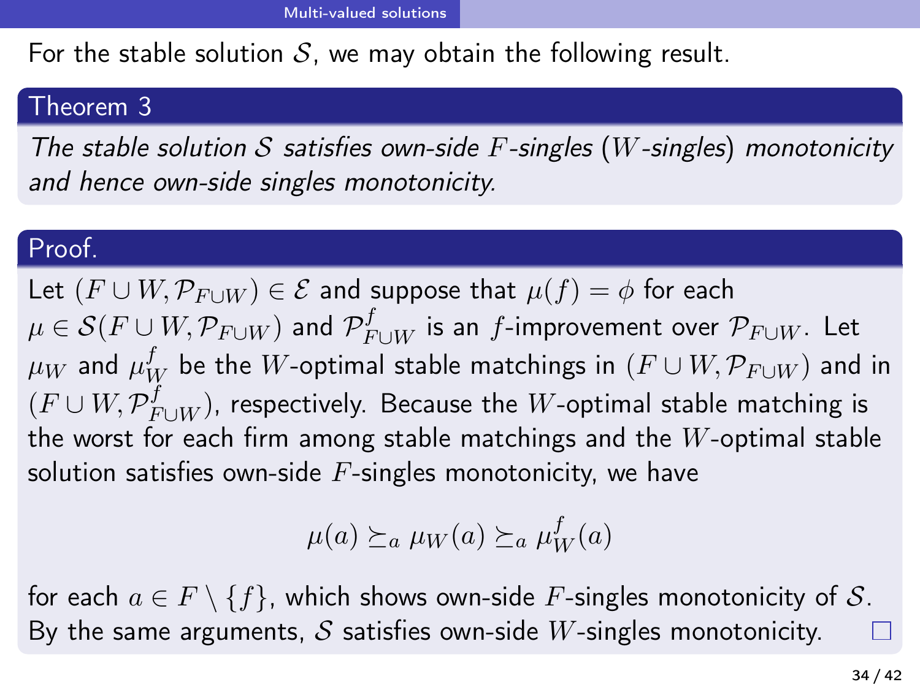For the stable solution $\mathcal{S}$, we may obtain the following result.

### Theorem 3

*The stable solution $\mathcal{S}$ satisfies own-side $F$-singles ($W$-singles) monotonicity and hence own-side singles monotonicity.*

### Proof.

Let $(F \cup W, \mathcal{P}_{F \cup W}) \in \mathcal{E}$ and suppose that $\mu(f) = \phi$ for each $\mu \in \mathcal{S}(F \cup W, \mathcal{P}_{F \cup W})$ and $\mathcal{P}^f_{F \cup W}$ is an $f$-improvement over $\mathcal{P}_{F \cup W}$. Let $\mu_W$ and $\mu^f_W$ be the $W$-optimal stable matchings in $(F \cup W, \mathcal{P}_{F \cup W})$ and in $(F \cup W, \mathcal{P}^f_{F \cup W})$, respectively. Because the $W$-optimal stable matching is the worst for each firm among stable matchings and the $W$-optimal stable solution satisfies own-side $F$-singles monotonicity, we have

$$\mu(a) \succeq_a \mu_W(a) \succeq_a \mu^f_W(a)$$

for each $a \in F \setminus \{f\}$, which shows own-side $F$-singles monotonicity of $\mathcal{S}$. By the same arguments, $\mathcal{S}$ satisfies own-side $W$-singles monotonicity. □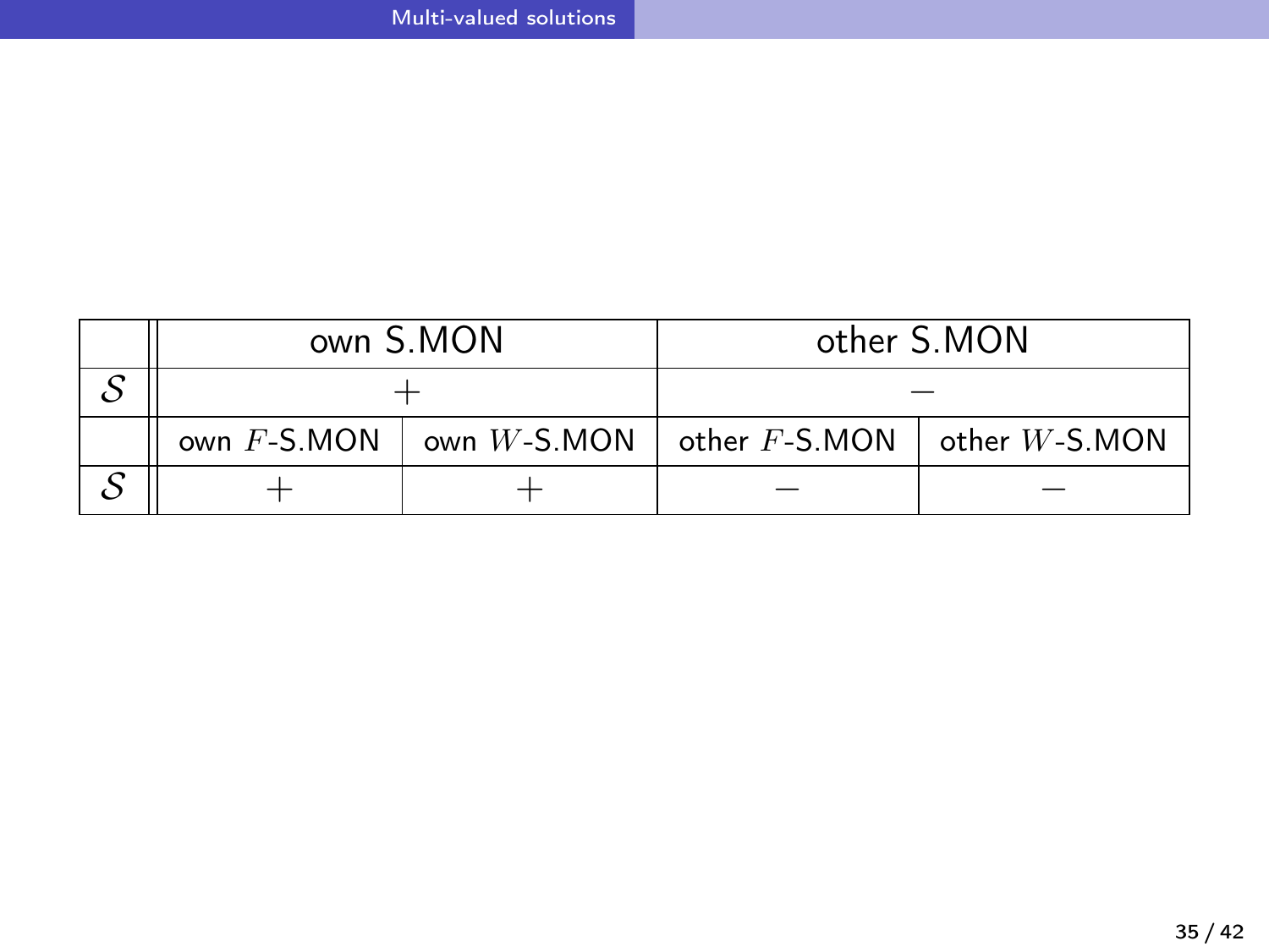|  | own S.MON |  | other S.MON |  |
|---|---|---|---|---|
| $\mathcal{S}$ | $+$ |  | $-$ |  |
|  | own $F$-S.MON | own $W$-S.MON | other $F$-S.MON | other $W$-S.MON |
| $\mathcal{S}$ | $+$ | $+$ | $-$ | $-$ |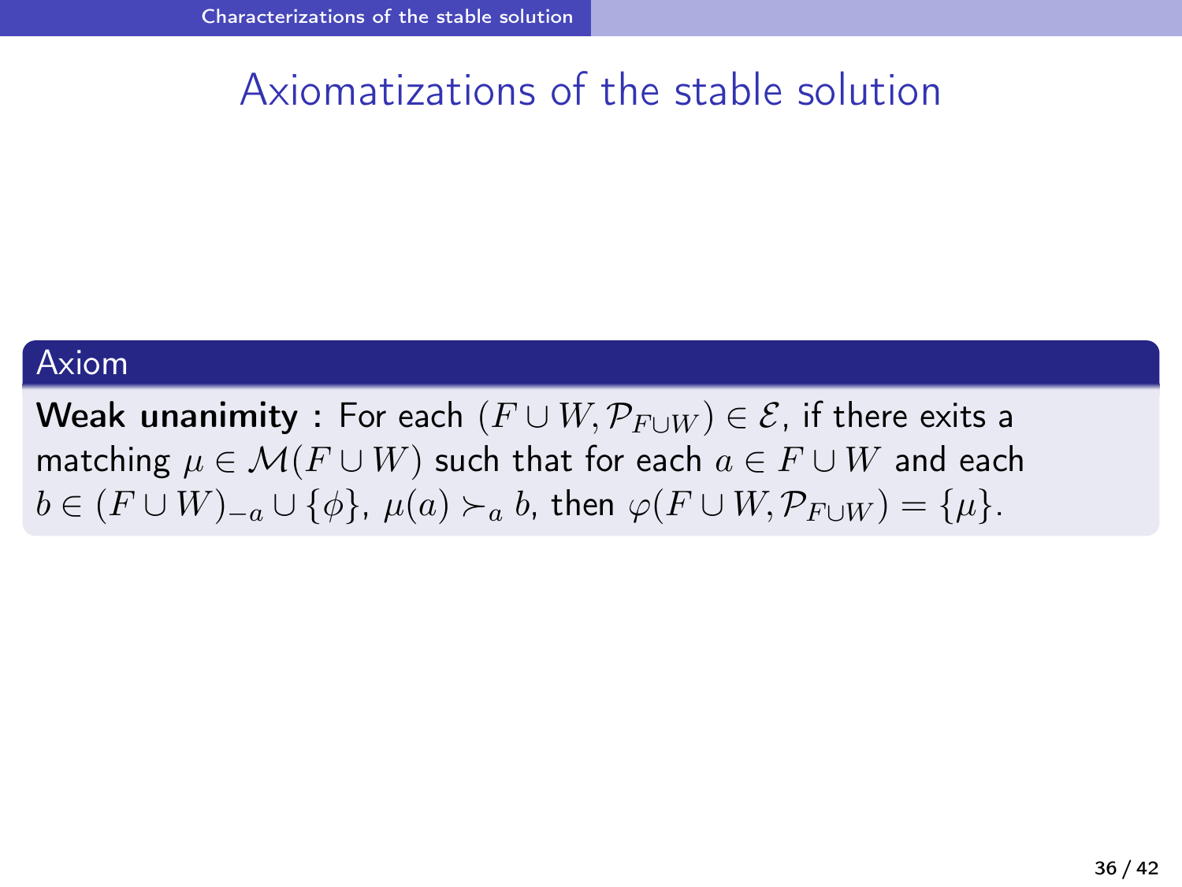# Axiomatizations of the stable solution

**Axiom**

**Weak unanimity :** For each $(F \cup W, \mathcal{P}_{F \cup W}) \in \mathcal{E}$, if there exits a matching $\mu \in \mathcal{M}(F \cup W)$ such that for each $a \in F \cup W$ and each $b \in (F \cup W)_{-a} \cup \{\phi\}$, $\mu(a) \succ_a b$, then $\varphi(F \cup W, \mathcal{P}_{F \cup W}) = \{\mu\}$.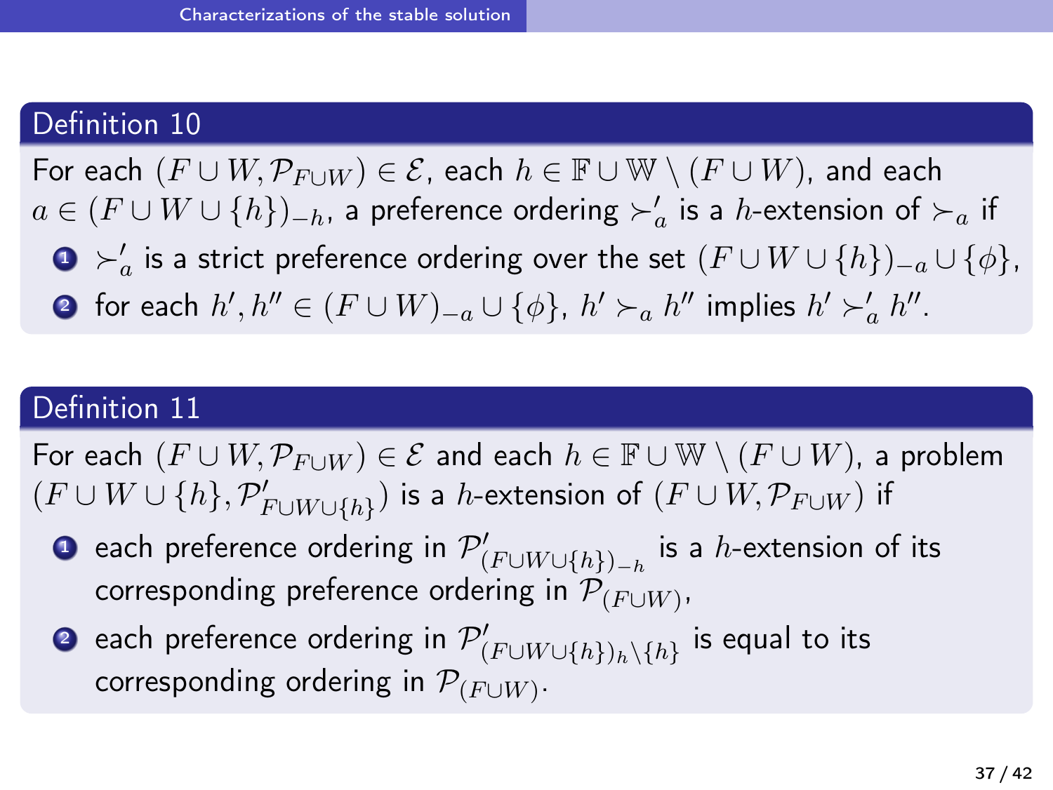### Definition 10

For each $(F \cup W, \mathcal{P}_{F \cup W}) \in \mathcal{E}$, each $h \in \mathbb{F} \cup \mathbb{W} \setminus (F \cup W)$, and each $a \in (F \cup W \cup \{h\})_{-h}$, a preference ordering $\succ'_a$ is a $h$-extension of $\succ_a$ if

1. $\succ'_a$ is a strict preference ordering over the set $(F \cup W \cup \{h\})_{-a} \cup \{\phi\}$,
2. for each $h', h'' \in (F \cup W)_{-a} \cup \{\phi\}$, $h' \succ_a h''$ implies $h' \succ'_a h''$.

### Definition 11

For each $(F \cup W, \mathcal{P}_{F \cup W}) \in \mathcal{E}$ and each $h \in \mathbb{F} \cup \mathbb{W} \setminus (F \cup W)$, a problem $(F \cup W \cup \{h\}, \mathcal{P}'_{F \cup W \cup \{h\}})$ is a $h$-extension of $(F \cup W, \mathcal{P}_{F \cup W})$ if

1. each preference ordering in $\mathcal{P}'_{(F \cup W \cup \{h\})_{-h}}$ is a $h$-extension of its corresponding preference ordering in $\mathcal{P}_{(F \cup W)}$,
2. each preference ordering in $\mathcal{P}'_{(F \cup W \cup \{h\})_h \setminus \{h\}}$ is equal to its corresponding ordering in $\mathcal{P}_{(F \cup W)}$.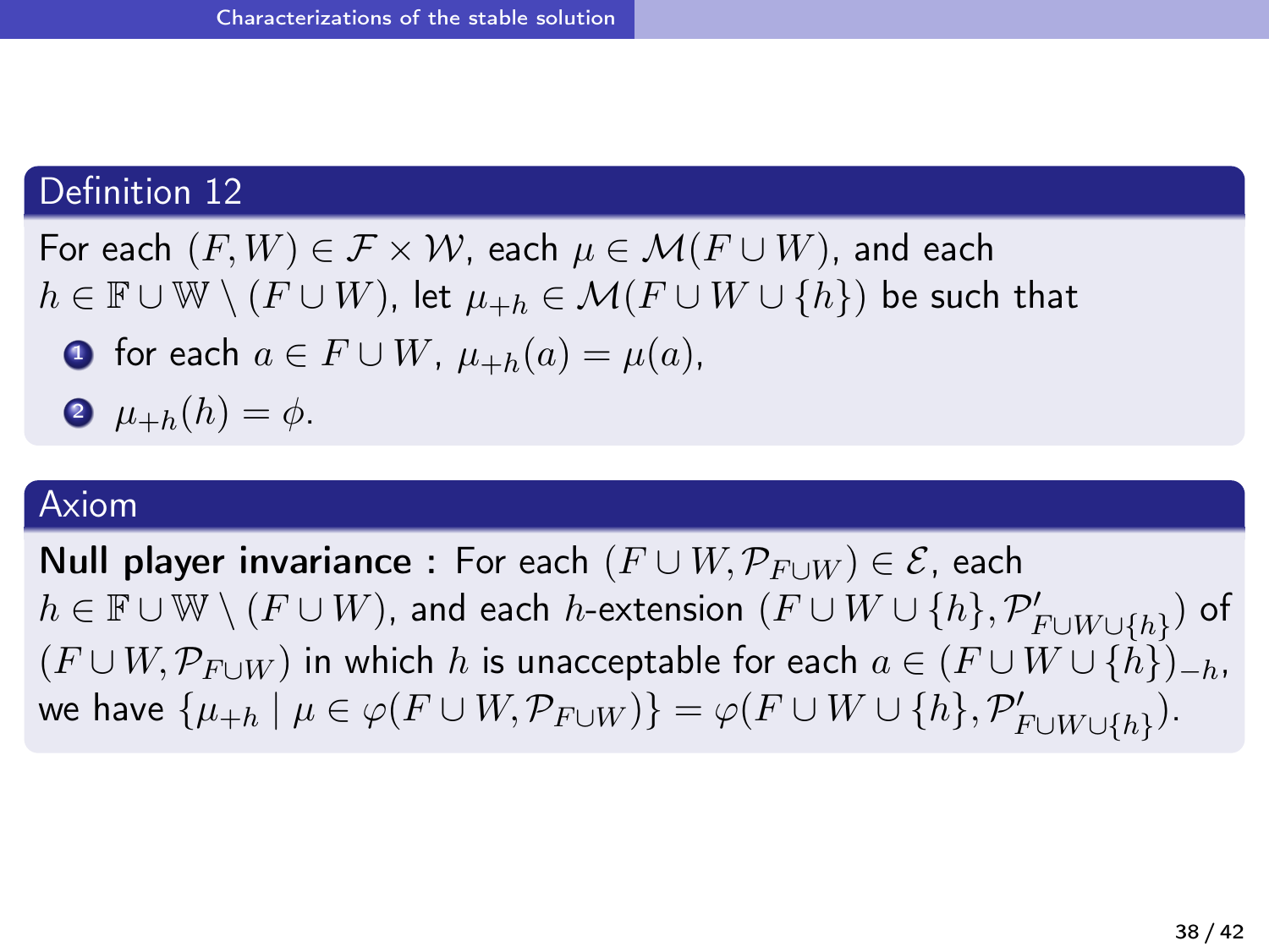## Definition 12

For each $(F, W) \in \mathcal{F} \times \mathcal{W}$, each $\mu \in \mathcal{M}(F \cup W)$, and each $h \in \mathbb{F} \cup \mathbb{W} \setminus (F \cup W)$, let $\mu_{+h} \in \mathcal{M}(F \cup W \cup \{h\})$ be such that

1. for each $a \in F \cup W$, $\mu_{+h}(a) = \mu(a)$,
2. $\mu_{+h}(h) = \phi$.

## Axiom

**Null player invariance :** For each $(F \cup W, \mathcal{P}_{F \cup W}) \in \mathcal{E}$, each $h \in \mathbb{F} \cup \mathbb{W} \setminus (F \cup W)$, and each $h$-extension $(F \cup W \cup \{h\}, \mathcal{P}'_{F \cup W \cup \{h\}})$ of $(F \cup W, \mathcal{P}_{F \cup W})$ in which $h$ is unacceptable for each $a \in (F \cup W \cup \{h\})_{-h}$, we have $\{\mu_{+h} \mid \mu \in \varphi(F \cup W, \mathcal{P}_{F \cup W})\} = \varphi(F \cup W \cup \{h\}, \mathcal{P}'_{F \cup W \cup \{h\}})$.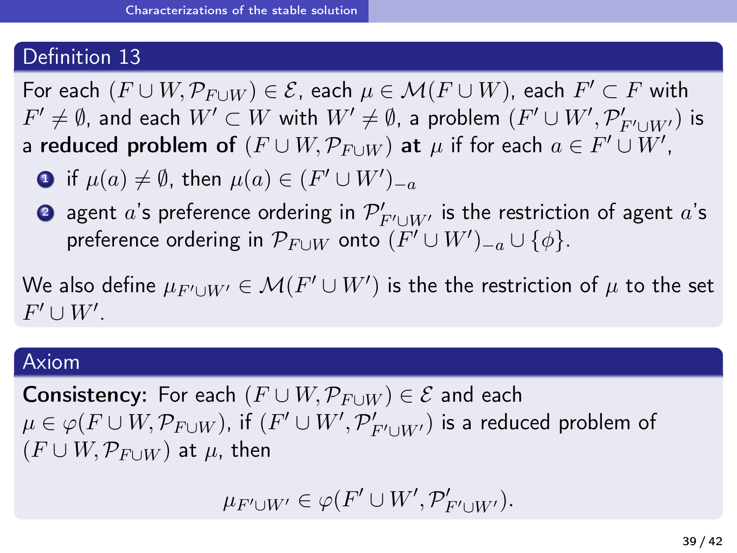## Definition 13

For each $(F \cup W, \mathcal{P}_{F \cup W}) \in \mathcal{E}$, each $\mu \in \mathcal{M}(F \cup W)$, each $F' \subset F$ with $F' \neq \emptyset$, and each $W' \subset W$ with $W' \neq \emptyset$, a problem $(F' \cup W', \mathcal{P}'_{F' \cup W'})$ is a **reduced problem of** $(F \cup W, \mathcal{P}_{F \cup W})$ **at** $\mu$ if for each $a \in F' \cup W'$,

1. if $\mu(a) \neq \emptyset$, then $\mu(a) \in (F' \cup W')_{-a}$
2. agent $a$'s preference ordering in $\mathcal{P}'_{F' \cup W'}$ is the restriction of agent $a$'s preference ordering in $\mathcal{P}_{F \cup W}$ onto $(F' \cup W')_{-a} \cup \{\phi\}$.

We also define $\mu_{F' \cup W'} \in \mathcal{M}(F' \cup W')$ is the the restriction of $\mu$ to the set $F' \cup W'$.

## Axiom

**Consistency:** For each $(F \cup W, \mathcal{P}_{F \cup W}) \in \mathcal{E}$ and each $\mu \in \varphi(F \cup W, \mathcal{P}_{F \cup W})$, if $(F' \cup W', \mathcal{P}'_{F' \cup W'})$ is a reduced problem of $(F \cup W, \mathcal{P}_{F \cup W})$ at $\mu$, then

$$\mu_{F' \cup W'} \in \varphi(F' \cup W', \mathcal{P}'_{F' \cup W'}).$$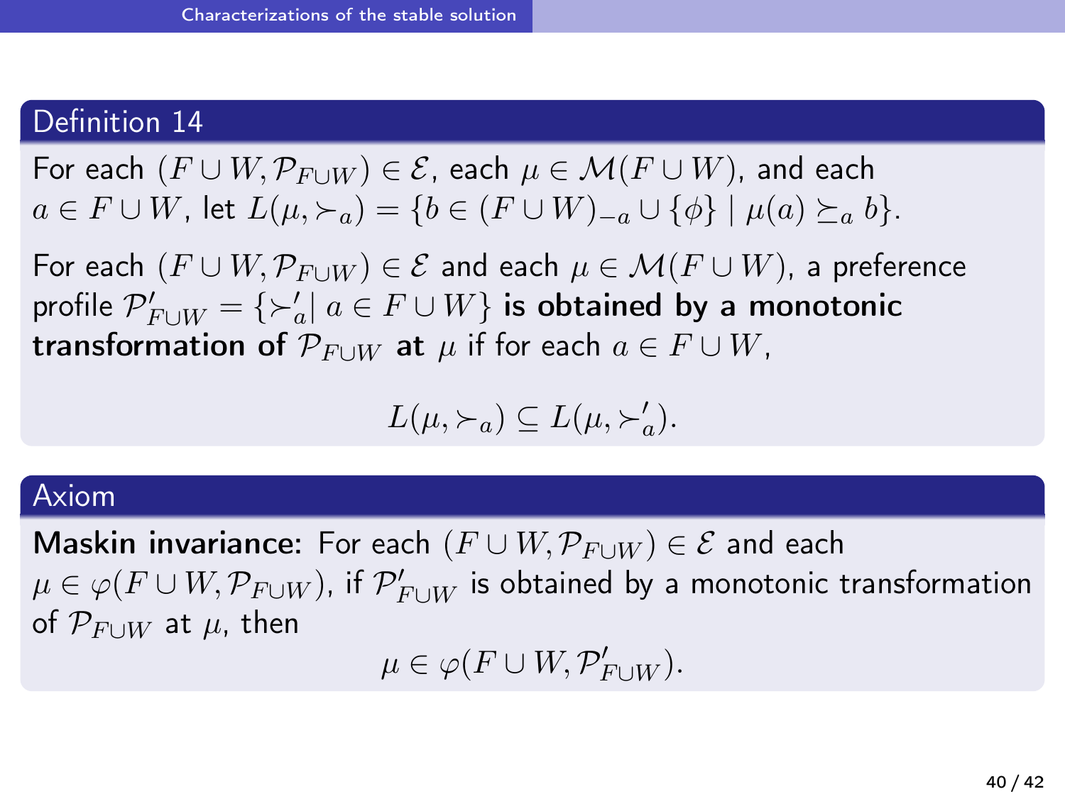### Definition 14

For each $(F \cup W, \mathcal{P}_{F \cup W}) \in \mathcal{E}$, each $\mu \in \mathcal{M}(F \cup W)$, and each $a \in F \cup W$, let $L(\mu, \succ_a) = \{b \in (F \cup W)_{-a} \cup \{\phi\} \mid \mu(a) \succeq_a b\}$.

For each $(F \cup W, \mathcal{P}_{F \cup W}) \in \mathcal{E}$ and each $\mu \in \mathcal{M}(F \cup W)$, a preference profile $\mathcal{P}'_{F \cup W} = \{\succ'_a \mid a \in F \cup W\}$ **is obtained by a monotonic transformation of $\mathcal{P}_{F \cup W}$ at** $\mu$ if for each $a \in F \cup W$,

$$L(\mu, \succ_a) \subseteq L(\mu, \succ'_a).$$

### Axiom

**Maskin invariance:** For each $(F \cup W, \mathcal{P}_{F \cup W}) \in \mathcal{E}$ and each $\mu \in \varphi(F \cup W, \mathcal{P}_{F \cup W})$, if $\mathcal{P}'_{F \cup W}$ is obtained by a monotonic transformation of $\mathcal{P}_{F \cup W}$ at $\mu$, then

$$\mu \in \varphi(F \cup W, \mathcal{P}'_{F \cup W}).$$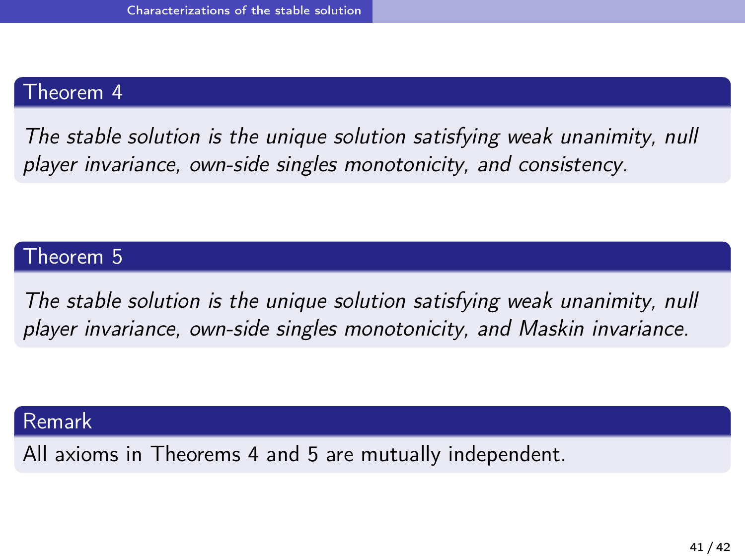**Theorem 4**

*The stable solution is the unique solution satisfying weak unanimity, null player invariance, own-side singles monotonicity, and consistency.*

**Theorem 5**

*The stable solution is the unique solution satisfying weak unanimity, null player invariance, own-side singles monotonicity, and Maskin invariance.*

**Remark**

All axioms in Theorems 4 and 5 are mutually independent.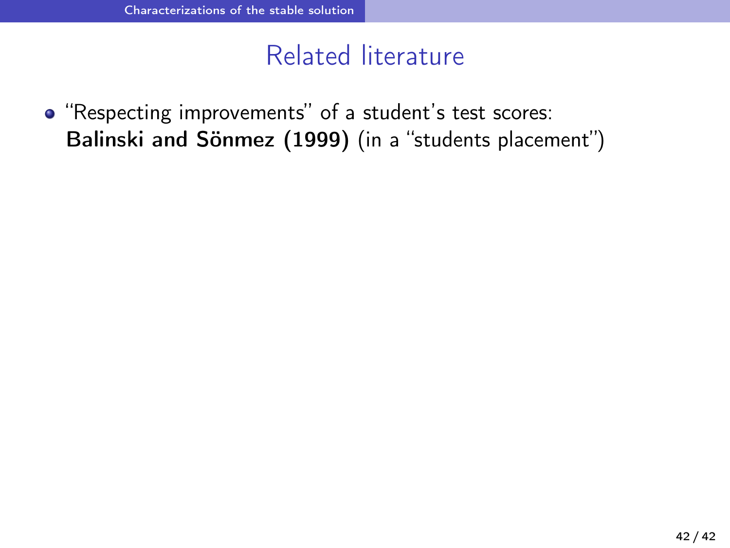## Related literature

- "Respecting improvements" of a student's test scores: **Balinski and Sönmez (1999)** (in a "students placement")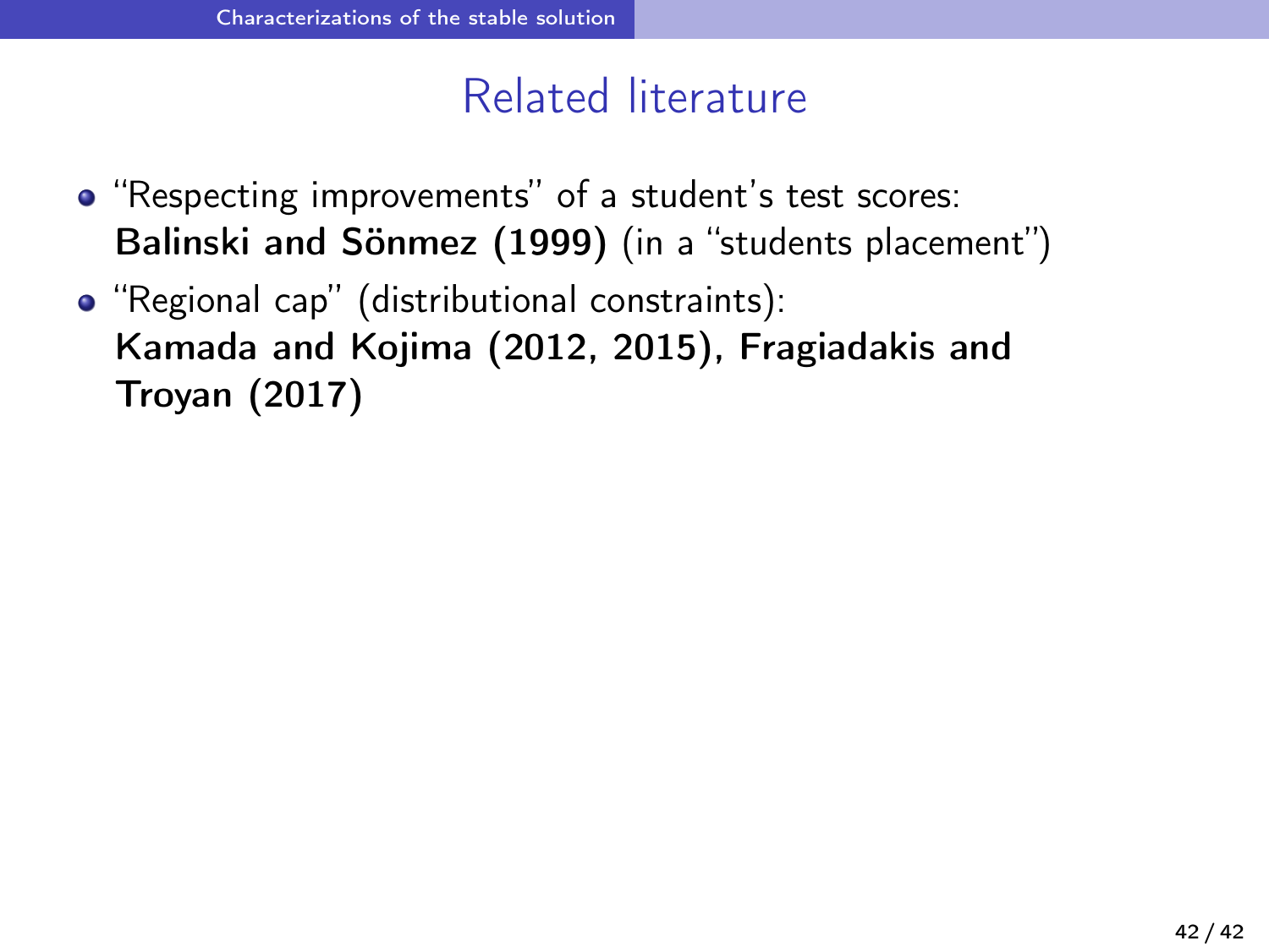## Related literature

- "Respecting improvements" of a student's test scores: **Balinski and Sönmez (1999)** (in a "students placement")
- "Regional cap" (distributional constraints): **Kamada and Kojima (2012, 2015), Fragiadakis and Troyan (2017)**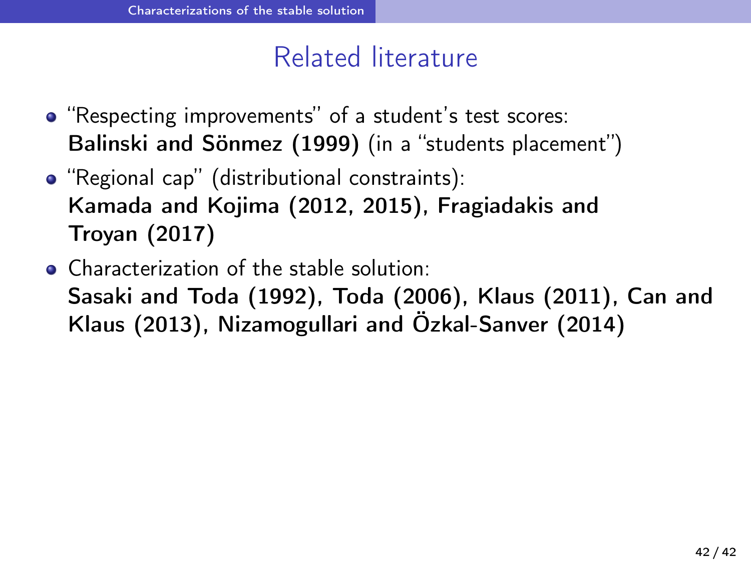# Related literature

- "Respecting improvements" of a student's test scores: **Balinski and Sönmez (1999)** (in a "students placement")
- "Regional cap" (distributional constraints): **Kamada and Kojima (2012, 2015), Fragiadakis and Troyan (2017)**
- Characterization of the stable solution: **Sasaki and Toda (1992), Toda (2006), Klaus (2011), Can and Klaus (2013), Nizamogullari and Özkal-Sanver (2014)**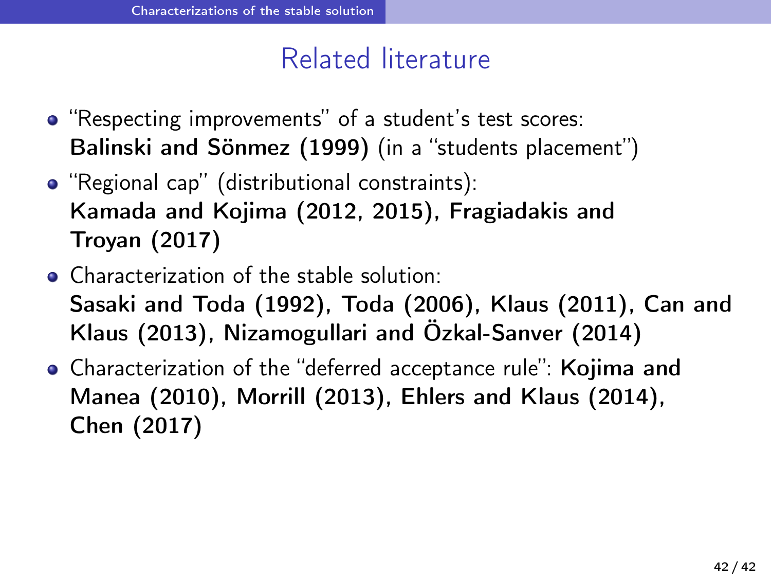# Related literature

- "Respecting improvements" of a student's test scores: **Balinski and Sönmez (1999)** (in a "students placement")
- "Regional cap" (distributional constraints): **Kamada and Kojima (2012, 2015), Fragiadakis and Troyan (2017)**
- Characterization of the stable solution: **Sasaki and Toda (1992), Toda (2006), Klaus (2011), Can and Klaus (2013), Nizamogullari and Özkal-Sanver (2014)**
- Characterization of the "deferred acceptance rule": **Kojima and Manea (2010), Morrill (2013), Ehlers and Klaus (2014), Chen (2017)**